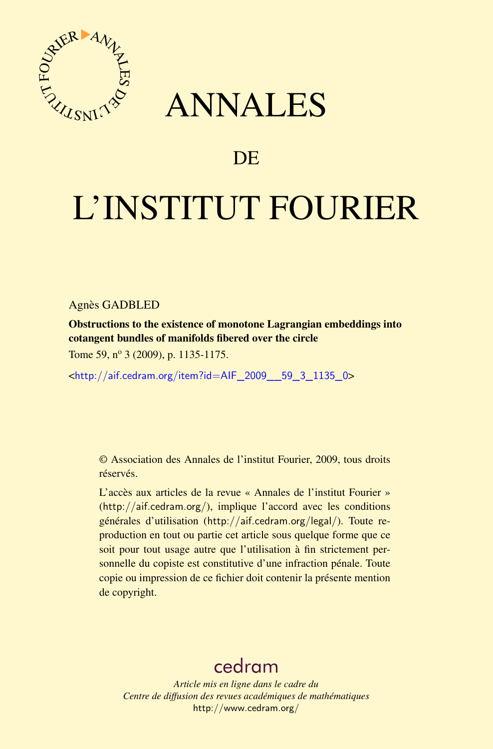# ANNALES

## DE

# L'INSTITUT FOURIER

Agnès GADBLED

**Obstructions to the existence of monotone Lagrangian embeddings into cotangent bundles of manifolds fibered over the circle**

Tome 59, nº 3 (2009), p. 1135-1175.

<http://aif.cedram.org/item?id=AIF_2009__59_3_1135_0>

© Association des Annales de l'institut Fourier, 2009, tous droits réservés.

L'accès aux articles de la revue « Annales de l'institut Fourier » (http://aif.cedram.org/), implique l'accord avec les conditions générales d'utilisation (http://aif.cedram.org/legal/). Toute reproduction en tout ou partie cet article sous quelque forme que ce soit pour tout usage autre que l'utilisation à fin strictement personnelle du copiste est constitutive d'une infraction pénale. Toute copie ou impression de ce fichier doit contenir la présente mention de copyright.

cedram

*Article mis en ligne dans le cadre du*
*Centre de diffusion des revues académiques de mathématiques*
http://www.cedram.org/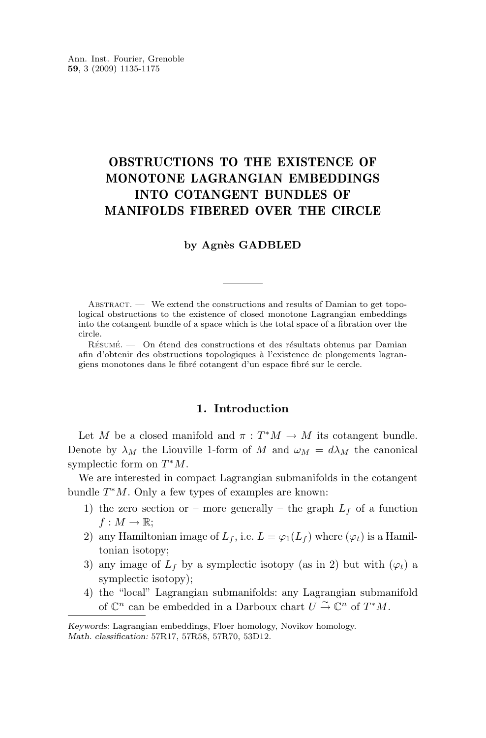# OBSTRUCTIONS TO THE EXISTENCE OF MONOTONE LAGRANGIAN EMBEDDINGS INTO COTANGENT BUNDLES OF MANIFOLDS FIBERED OVER THE CIRCLE

**by Agnès GADBLED**

Abstract. — We extend the constructions and results of Damian to get topological obstructions to the existence of closed monotone Lagrangian embeddings into the cotangent bundle of a space which is the total space of a fibration over the circle.

Résumé. — On étend des constructions et des résultats obtenus par Damian afin d'obtenir des obstructions topologiques à l'existence de plongements lagrangiens monotones dans le fibré cotangent d'un espace fibré sur le cercle.

## 1. Introduction

Let $M$ be a closed manifold and $\pi : T^*M \to M$ its cotangent bundle. Denote by $\lambda_M$ the Liouville 1-form of $M$ and $\omega_M = d\lambda_M$ the canonical symplectic form on $T^*M$.

We are interested in compact Lagrangian submanifolds in the cotangent bundle $T^*M$. Only a few types of examples are known:

1) the zero section or – more generally – the graph $L_f$ of a function $f : M \to \mathbb{R}$;
2) any Hamiltonian image of $L_f$, i.e. $L = \varphi_1(L_f)$ where $(\varphi_t)$ is a Hamiltonian isotopy;
3) any image of $L_f$ by a symplectic isotopy (as in 2) but with $(\varphi_t)$ a symplectic isotopy);
4) the "local" Lagrangian submanifolds: any Lagrangian submanifold of $\mathbb{C}^n$ can be embedded in a Darboux chart $U \xrightarrow{\sim} \mathbb{C}^n$ of $T^*M$.

*Keywords:* Lagrangian embeddings, Floer homology, Novikov homology.
*Math. classification:* 57R17, 57R58, 57R70, 53D12.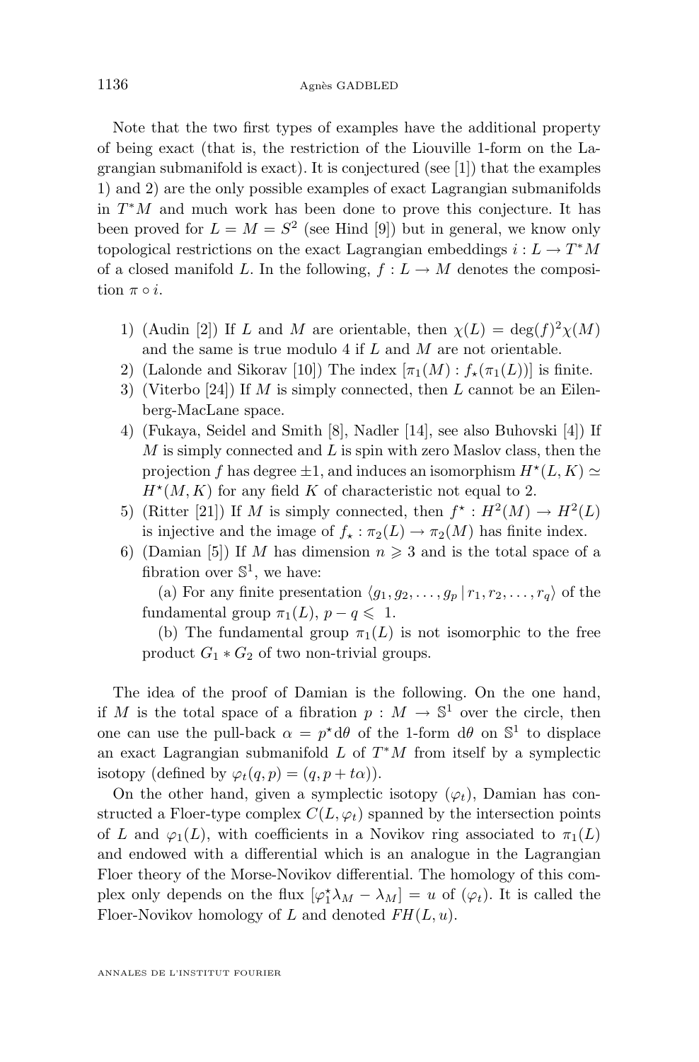Note that the two first types of examples have the additional property of being exact (that is, the restriction of the Liouville 1-form on the Lagrangian submanifold is exact). It is conjectured (see [1]) that the examples 1) and 2) are the only possible examples of exact Lagrangian submanifolds in $T^*M$ and much work has been done to prove this conjecture. It has been proved for $L = M = S^2$ (see Hind [9]) but in general, we know only topological restrictions on the exact Lagrangian embeddings $i : L \to T^*M$ of a closed manifold $L$. In the following, $f : L \to M$ denotes the composition $\pi \circ i$.

1) (Audin [2]) If $L$ and $M$ are orientable, then $\chi(L) = \deg(f)^2\chi(M)$ and the same is true modulo 4 if $L$ and $M$ are not orientable.
2) (Lalonde and Sikorav [10]) The index $[\pi_1(M) : f_\star(\pi_1(L))]$ is finite.
3) (Viterbo [24]) If $M$ is simply connected, then $L$ cannot be an Eilenberg-MacLane space.
4) (Fukaya, Seidel and Smith [8], Nadler [14], see also Buhovski [4]) If $M$ is simply connected and $L$ is spin with zero Maslov class, then the projection $f$ has degree $\pm 1$, and induces an isomorphism $H^\star(L, K) \simeq H^\star(M, K)$ for any field $K$ of characteristic not equal to 2.
5) (Ritter [21]) If $M$ is simply connected, then $f^\star : H^2(M) \to H^2(L)$ is injective and the image of $f_\star : \pi_2(L) \to \pi_2(M)$ has finite index.
6) (Damian [5]) If $M$ has dimension $n \geqslant 3$ and is the total space of a fibration over $\mathbb{S}^1$, we have:

   (a) For any finite presentation $\langle g_1, g_2, \ldots, g_p \,|\, r_1, r_2, \ldots, r_q\rangle$ of the fundamental group $\pi_1(L)$, $p - q \leqslant 1$.

   (b) The fundamental group $\pi_1(L)$ is not isomorphic to the free product $G_1 * G_2$ of two non-trivial groups.

The idea of the proof of Damian is the following. On the one hand, if $M$ is the total space of a fibration $p : M \to \mathbb{S}^1$ over the circle, then one can use the pull-back $\alpha = p^\star \mathrm{d}\theta$ of the 1-form $\mathrm{d}\theta$ on $\mathbb{S}^1$ to displace an exact Lagrangian submanifold $L$ of $T^*M$ from itself by a symplectic isotopy (defined by $\varphi_t(q,p) = (q, p + t\alpha)$).

On the other hand, given a symplectic isotopy $(\varphi_t)$, Damian has constructed a Floer-type complex $C(L, \varphi_t)$ spanned by the intersection points of $L$ and $\varphi_1(L)$, with coefficients in a Novikov ring associated to $\pi_1(L)$ and endowed with a differential which is an analogue in the Lagrangian Floer theory of the Morse-Novikov differential. The homology of this complex only depends on the flux $[\varphi_1^\star \lambda_M - \lambda_M] = u$ of $(\varphi_t)$. It is called the Floer-Novikov homology of $L$ and denoted $FH(L, u)$.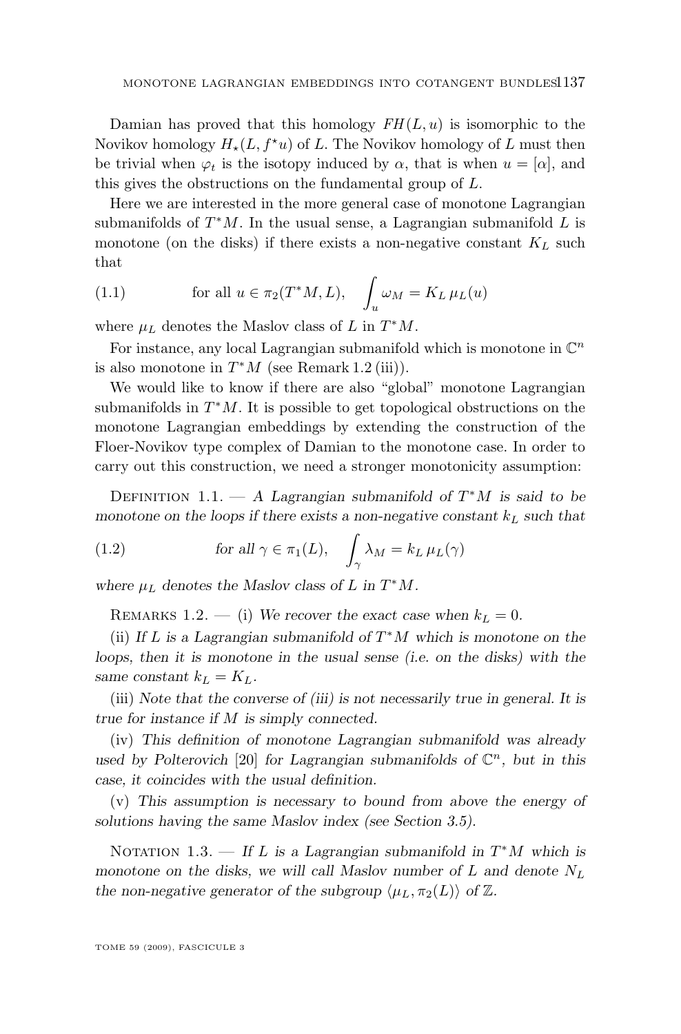Damian has proved that this homology $FH(L,u)$ is isomorphic to the Novikov homology $H_\star(L, f^\star u)$ of $L$. The Novikov homology of $L$ must then be trivial when $\varphi_t$ is the isotopy induced by $\alpha$, that is when $u = [\alpha]$, and this gives the obstructions on the fundamental group of $L$.

Here we are interested in the more general case of monotone Lagrangian submanifolds of $T^*M$. In the usual sense, a Lagrangian submanifold $L$ is monotone (on the disks) if there exists a non-negative constant $K_L$ such that

$$\text{for all } u \in \pi_2(T^*M, L), \quad \int_u \omega_M = K_L\, \mu_L(u) \tag{1.1}$$

where $\mu_L$ denotes the Maslov class of $L$ in $T^*M$.

For instance, any local Lagrangian submanifold which is monotone in $\mathbb{C}^n$ is also monotone in $T^*M$ (see Remark 1.2 (iii)).

We would like to know if there are also "global" monotone Lagrangian submanifolds in $T^*M$. It is possible to get topological obstructions on the monotone Lagrangian embeddings by extending the construction of the Floer-Novikov type complex of Damian to the monotone case. In order to carry out this construction, we need a stronger monotonicity assumption:

Definition 1.1. — *A Lagrangian submanifold of $T^*M$ is said to be monotone on the loops if there exists a non-negative constant $k_L$ such that*

$$\text{for all } \gamma \in \pi_1(L), \quad \int_\gamma \lambda_M = k_L\, \mu_L(\gamma) \tag{1.2}$$

*where $\mu_L$ denotes the Maslov class of $L$ in $T^*M$.*

Remarks 1.2. — (i) *We recover the exact case when $k_L = 0$.*

(ii) *If $L$ is a Lagrangian submanifold of $T^*M$ which is monotone on the loops, then it is monotone in the usual sense (i.e. on the disks) with the same constant $k_L = K_L$.*

(iii) *Note that the converse of (iii) is not necessarily true in general. It is true for instance if $M$ is simply connected.*

(iv) *This definition of monotone Lagrangian submanifold was already used by Polterovich [20] for Lagrangian submanifolds of $\mathbb{C}^n$, but in this case, it coincides with the usual definition.*

(v) *This assumption is necessary to bound from above the energy of solutions having the same Maslov index (see Section 3.5).*

Notation 1.3. — *If $L$ is a Lagrangian submanifold in $T^*M$ which is monotone on the disks, we will call Maslov number of $L$ and denote $N_L$ the non-negative generator of the subgroup $\langle \mu_L, \pi_2(L)\rangle$ of $\mathbb{Z}$.*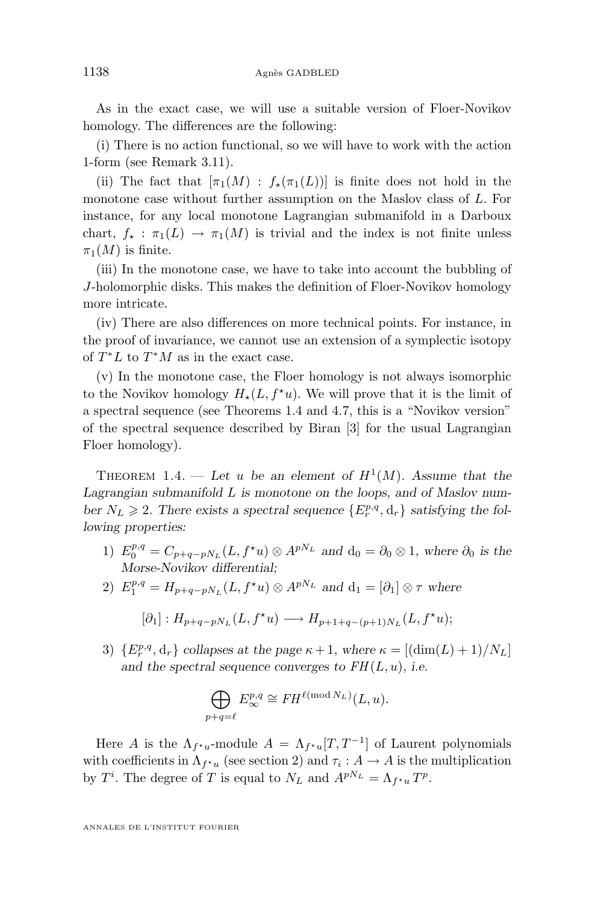As in the exact case, we will use a suitable version of Floer-Novikov homology. The differences are the following:

(i) There is no action functional, so we will have to work with the action 1-form (see Remark 3.11).

(ii) The fact that $[\pi_1(M) : f_\star(\pi_1(L))]$ is finite does not hold in the monotone case without further assumption on the Maslov class of $L$. For instance, for any local monotone Lagrangian submanifold in a Darboux chart, $f_\star : \pi_1(L) \to \pi_1(M)$ is trivial and the index is not finite unless $\pi_1(M)$ is finite.

(iii) In the monotone case, we have to take into account the bubbling of $J$-holomorphic disks. This makes the definition of Floer-Novikov homology more intricate.

(iv) There are also differences on more technical points. For instance, in the proof of invariance, we cannot use an extension of a symplectic isotopy of $T^*L$ to $T^*M$ as in the exact case.

(v) In the monotone case, the Floer homology is not always isomorphic to the Novikov homology $H_\star(L, f^\star u)$. We will prove that it is the limit of a spectral sequence (see Theorems 1.4 and 4.7, this is a "Novikov version" of the spectral sequence described by Biran [3] for the usual Lagrangian Floer homology).

Theorem 1.4. — *Let $u$ be an element of $H^1(M)$. Assume that the Lagrangian submanifold $L$ is monotone on the loops, and of Maslov number $N_L \geqslant 2$. There exists a spectral sequence $\{E_r^{p,q}, \mathrm{d}_r\}$ satisfying the following properties:*

1) $E_0^{p,q} = C_{p+q-pN_L}(L, f^\star u) \otimes A^{pN_L}$ *and* $\mathrm{d}_0 = \partial_0 \otimes 1$, *where $\partial_0$ is the Morse-Novikov differential;*
2) $E_1^{p,q} = H_{p+q-pN_L}(L, f^\star u) \otimes A^{pN_L}$ *and* $\mathrm{d}_1 = [\partial_1] \otimes \tau$ *where*
$$[\partial_1] : H_{p+q-pN_L}(L, f^\star u) \longrightarrow H_{p+1+q-(p+1)N_L}(L, f^\star u);$$
3) $\{E_r^{p,q}, \mathrm{d}_r\}$ *collapses at the page $\kappa + 1$, where $\kappa = [(\dim(L)+1)/N_L]$ and the spectral sequence converges to $FH(L,u)$, i.e.*
$$\bigoplus_{p+q=\ell} E_\infty^{p,q} \cong FH^{\ell (\mathrm{mod}\, N_L)}(L,u).$$

Here $A$ is the $\Lambda_{f^\star u}$-module $A = \Lambda_{f^\star u}[T, T^{-1}]$ of Laurent polynomials with coefficients in $\Lambda_{f^\star u}$ (see section 2) and $\tau_i : A \to A$ is the multiplication by $T^i$. The degree of $T$ is equal to $N_L$ and $A^{pN_L} = \Lambda_{f^\star u} T^p$.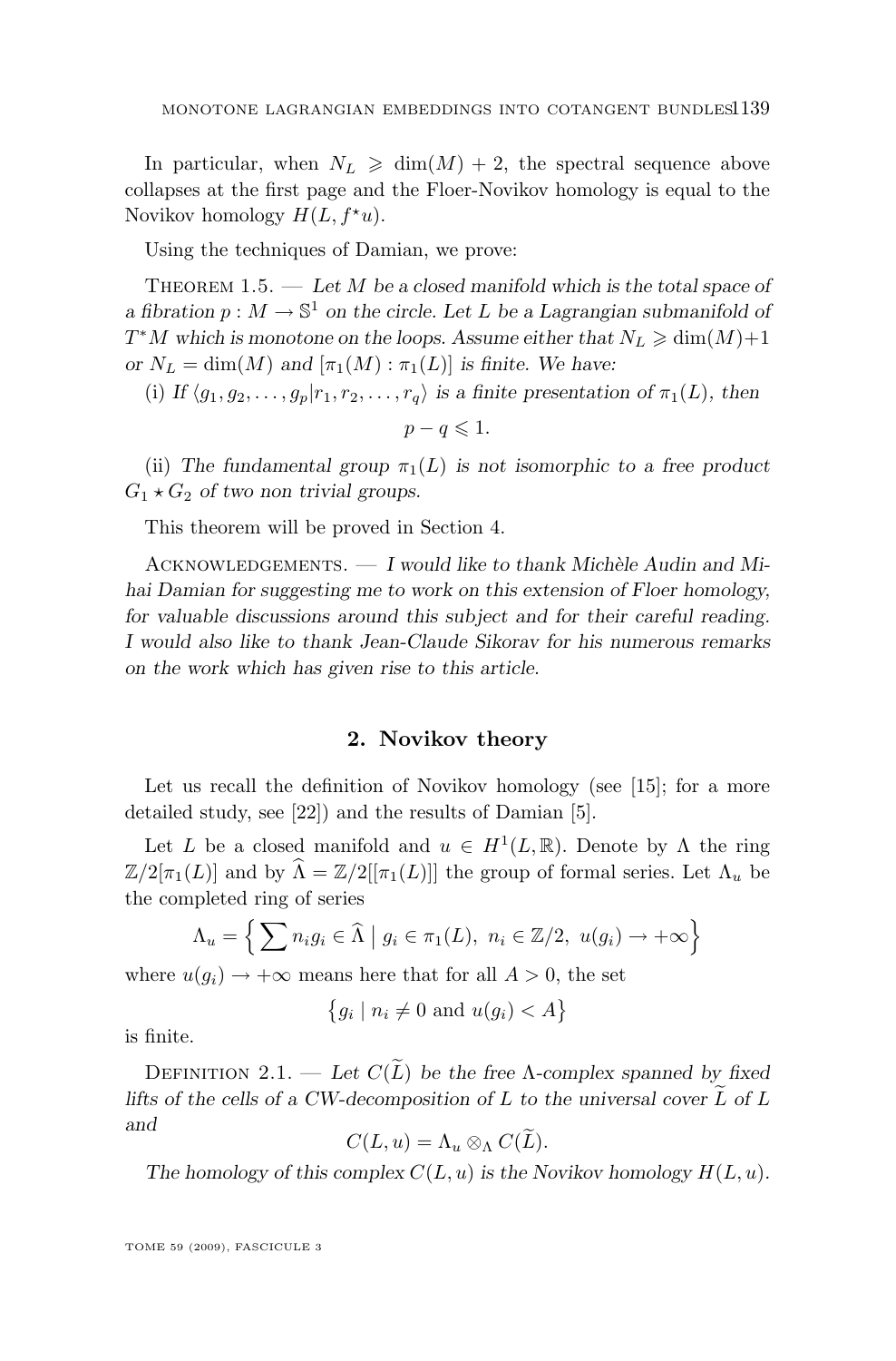In particular, when $N_L \geqslant \dim(M) + 2$, the spectral sequence above collapses at the first page and the Floer-Novikov homology is equal to the Novikov homology $H(L, f^\star u)$.

Using the techniques of Damian, we prove:

Theorem 1.5. — *Let $M$ be a closed manifold which is the total space of a fibration $p : M \to \mathbb{S}^1$ on the circle. Let $L$ be a Lagrangian submanifold of $T^*M$ which is monotone on the loops. Assume either that $N_L \geqslant \dim(M)+1$ or $N_L = \dim(M)$ and $[\pi_1(M) : \pi_1(L)]$ is finite. We have:*

(i) *If $\langle g_1, g_2, \ldots, g_p | r_1, r_2, \ldots, r_q\rangle$ is a finite presentation of $\pi_1(L)$, then*

$$p - q \leqslant 1.$$

(ii) *The fundamental group $\pi_1(L)$ is not isomorphic to a free product $G_1 \star G_2$ of two non trivial groups.*

This theorem will be proved in Section 4.

Acknowledgements. — *I would like to thank Michèle Audin and Mihai Damian for suggesting me to work on this extension of Floer homology, for valuable discussions around this subject and for their careful reading. I would also like to thank Jean-Claude Sikorav for his numerous remarks on the work which has given rise to this article.*

## 2. Novikov theory

Let us recall the definition of Novikov homology (see [15]; for a more detailed study, see [22]) and the results of Damian [5].

Let $L$ be a closed manifold and $u \in H^1(L, \mathbb{R})$. Denote by $\Lambda$ the ring $\mathbb{Z}/2[\pi_1(L)]$ and by $\widehat{\Lambda} = \mathbb{Z}/2[[\pi_1(L)]]$ the group of formal series. Let $\Lambda_u$ be the completed ring of series

$$\Lambda_u = \Big\{ \sum n_i g_i \in \widehat{\Lambda} \mid g_i \in \pi_1(L),\ n_i \in \mathbb{Z}/2,\ u(g_i) \to +\infty \Big\}$$

where $u(g_i) \to +\infty$ means here that for all $A > 0$, the set

$$\big\{ g_i \mid n_i \neq 0 \text{ and } u(g_i) < A \big\}$$

is finite.

Definition 2.1. — *Let $C(\widetilde{L})$ be the free $\Lambda$-complex spanned by fixed lifts of the cells of a CW-decomposition of $L$ to the universal cover $\widetilde{L}$ of $L$ and*

$$C(L, u) = \Lambda_u \otimes_\Lambda C(\widetilde{L}).$$

*The homology of this complex $C(L, u)$ is the Novikov homology $H(L, u)$.*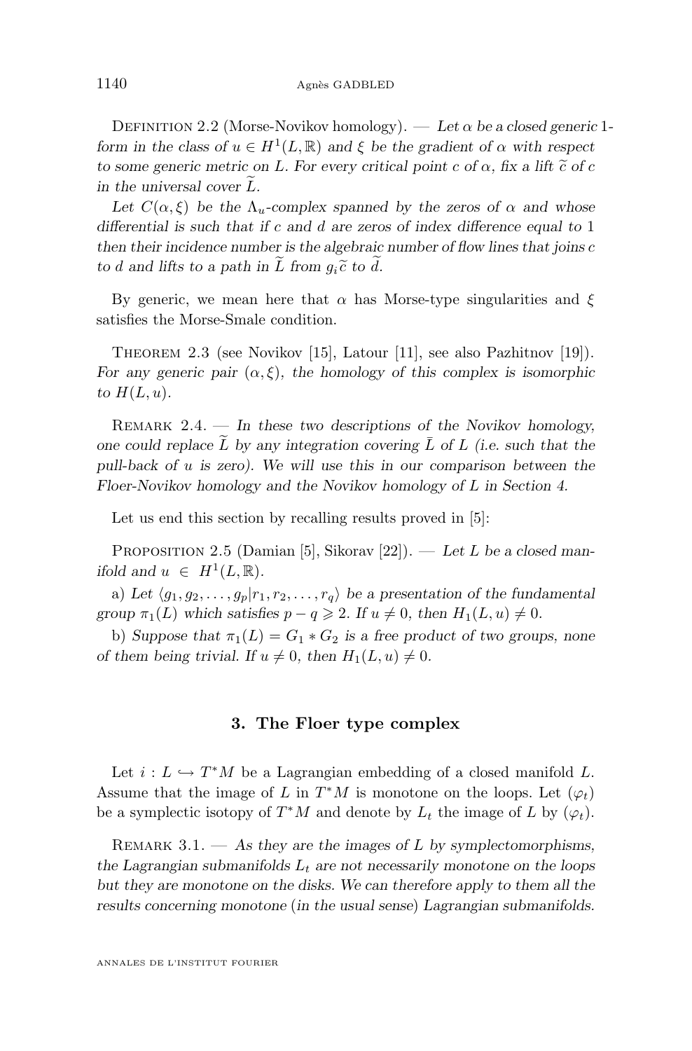Definition 2.2 (Morse-Novikov homology). — *Let $\alpha$ be a closed generic 1-form in the class of $u \in H^1(L, \mathbb{R})$ and $\xi$ be the gradient of $\alpha$ with respect to some generic metric on $L$. For every critical point $c$ of $\alpha$, fix a lift $\widetilde{c}$ of $c$ in the universal cover $\widetilde{L}$.*

*Let $C(\alpha, \xi)$ be the $\Lambda_u$-complex spanned by the zeros of $\alpha$ and whose differential is such that if $c$ and $d$ are zeros of index difference equal to 1 then their incidence number is the algebraic number of flow lines that joins $c$ to $d$ and lifts to a path in $\widetilde{L}$ from $g_i \widetilde{c}$ to $\widetilde{d}$.*

By generic, we mean here that $\alpha$ has Morse-type singularities and $\xi$ satisfies the Morse-Smale condition.

Theorem 2.3 (see Novikov [15], Latour [11], see also Pazhitnov [19]). *For any generic pair $(\alpha, \xi)$, the homology of this complex is isomorphic to $H(L, u)$.*

Remark 2.4. — *In these two descriptions of the Novikov homology, one could replace $\widetilde{L}$ by any integration covering $\bar{L}$ of $L$ (i.e. such that the pull-back of $u$ is zero). We will use this in our comparison between the Floer-Novikov homology and the Novikov homology of $L$ in Section 4.*

Let us end this section by recalling results proved in [5]:

Proposition 2.5 (Damian [5], Sikorav [22]). — *Let $L$ be a closed manifold and $u \in H^1(L, \mathbb{R})$.*

a) *Let $\langle g_1, g_2, \ldots, g_p | r_1, r_2, \ldots, r_q \rangle$ be a presentation of the fundamental group $\pi_1(L)$ which satisfies $p - q \geqslant 2$. If $u \neq 0$, then $H_1(L, u) \neq 0$.*

b) *Suppose that $\pi_1(L) = G_1 * G_2$ is a free product of two groups, none of them being trivial. If $u \neq 0$, then $H_1(L, u) \neq 0$.*

## 3. The Floer type complex

Let $i : L \hookrightarrow T^*M$ be a Lagrangian embedding of a closed manifold $L$. Assume that the image of $L$ in $T^*M$ is monotone on the loops. Let $(\varphi_t)$ be a symplectic isotopy of $T^*M$ and denote by $L_t$ the image of $L$ by $(\varphi_t)$.

Remark 3.1. — *As they are the images of $L$ by symplectomorphisms, the Lagrangian submanifolds $L_t$ are not necessarily monotone on the loops but they are monotone on the disks. We can therefore apply to them all the results concerning monotone (in the usual sense) Lagrangian submanifolds.*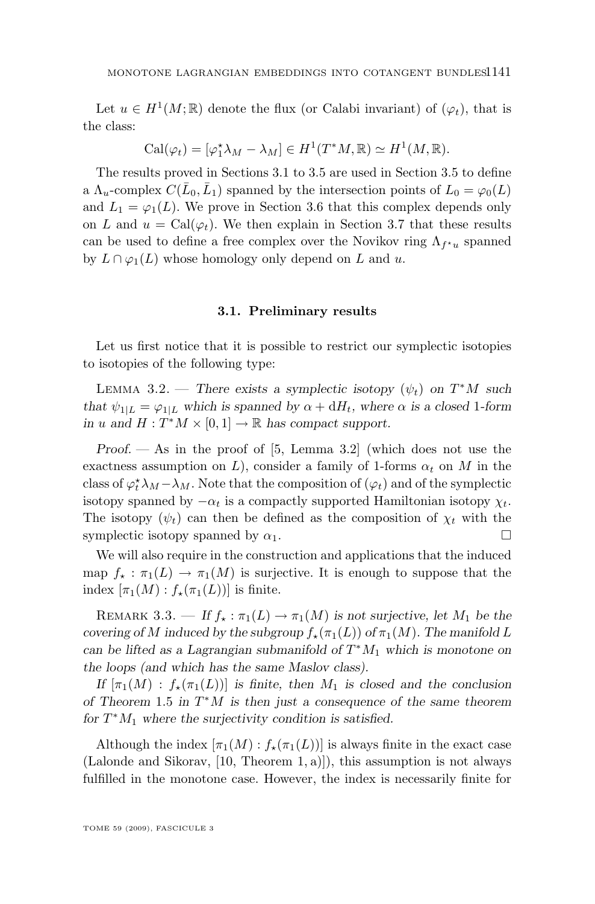Let $u \in H^1(M;\mathbb{R})$ denote the flux (or Calabi invariant) of $(\varphi_t)$, that is the class:

$$\mathrm{Cal}(\varphi_t) = [\varphi_1^\star \lambda_M - \lambda_M] \in H^1(T^*M, \mathbb{R}) \simeq H^1(M, \mathbb{R}).$$

The results proved in Sections 3.1 to 3.5 are used in Section 3.5 to define a $\Lambda_u$-complex $C(\bar{L}_0, \bar{L}_1)$ spanned by the intersection points of $L_0 = \varphi_0(L)$ and $L_1 = \varphi_1(L)$. We prove in Section 3.6 that this complex depends only on $L$ and $u = \mathrm{Cal}(\varphi_t)$. We then explain in Section 3.7 that these results can be used to define a free complex over the Novikov ring $\Lambda_{f^\star u}$ spanned by $L \cap \varphi_1(L)$ whose homology only depend on $L$ and $u$.

### 3.1. Preliminary results

Let us first notice that it is possible to restrict our symplectic isotopies to isotopies of the following type:

Lemma 3.2. — *There exists a symplectic isotopy $(\psi_t)$ on $T^*M$ such that $\psi_{1|L} = \varphi_{1|L}$ which is spanned by $\alpha + \mathrm{d}H_t$, where $\alpha$ is a closed 1-form in $u$ and $H : T^*M \times [0,1] \to \mathbb{R}$ has compact support.*

*Proof.* — As in the proof of [5, Lemma 3.2] (which does not use the exactness assumption on $L$), consider a family of 1-forms $\alpha_t$ on $M$ in the class of $\varphi_t^\star \lambda_M - \lambda_M$. Note that the composition of $(\varphi_t)$ and of the symplectic isotopy spanned by $-\alpha_t$ is a compactly supported Hamiltonian isotopy $\chi_t$. The isotopy $(\psi_t)$ can then be defined as the composition of $\chi_t$ with the symplectic isotopy spanned by $\alpha_1$. □

We will also require in the construction and applications that the induced map $f_\star : \pi_1(L) \to \pi_1(M)$ is surjective. It is enough to suppose that the index $[\pi_1(M) : f_\star(\pi_1(L))]$ is finite.

Remark 3.3. — *If $f_\star : \pi_1(L) \to \pi_1(M)$ is not surjective, let $M_1$ be the covering of $M$ induced by the subgroup $f_\star(\pi_1(L))$ of $\pi_1(M)$. The manifold $L$ can be lifted as a Lagrangian submanifold of $T^*M_1$ which is monotone on the loops (and which has the same Maslov class).*

*If $[\pi_1(M) : f_\star(\pi_1(L))]$ is finite, then $M_1$ is closed and the conclusion of Theorem 1.5 in $T^*M$ is then just a consequence of the same theorem for $T^*M_1$ where the surjectivity condition is satisfied.*

Although the index $[\pi_1(M) : f_\star(\pi_1(L))]$ is always finite in the exact case (Lalonde and Sikorav, [10, Theorem 1, a)]), this assumption is not always fulfilled in the monotone case. However, the index is necessarily finite for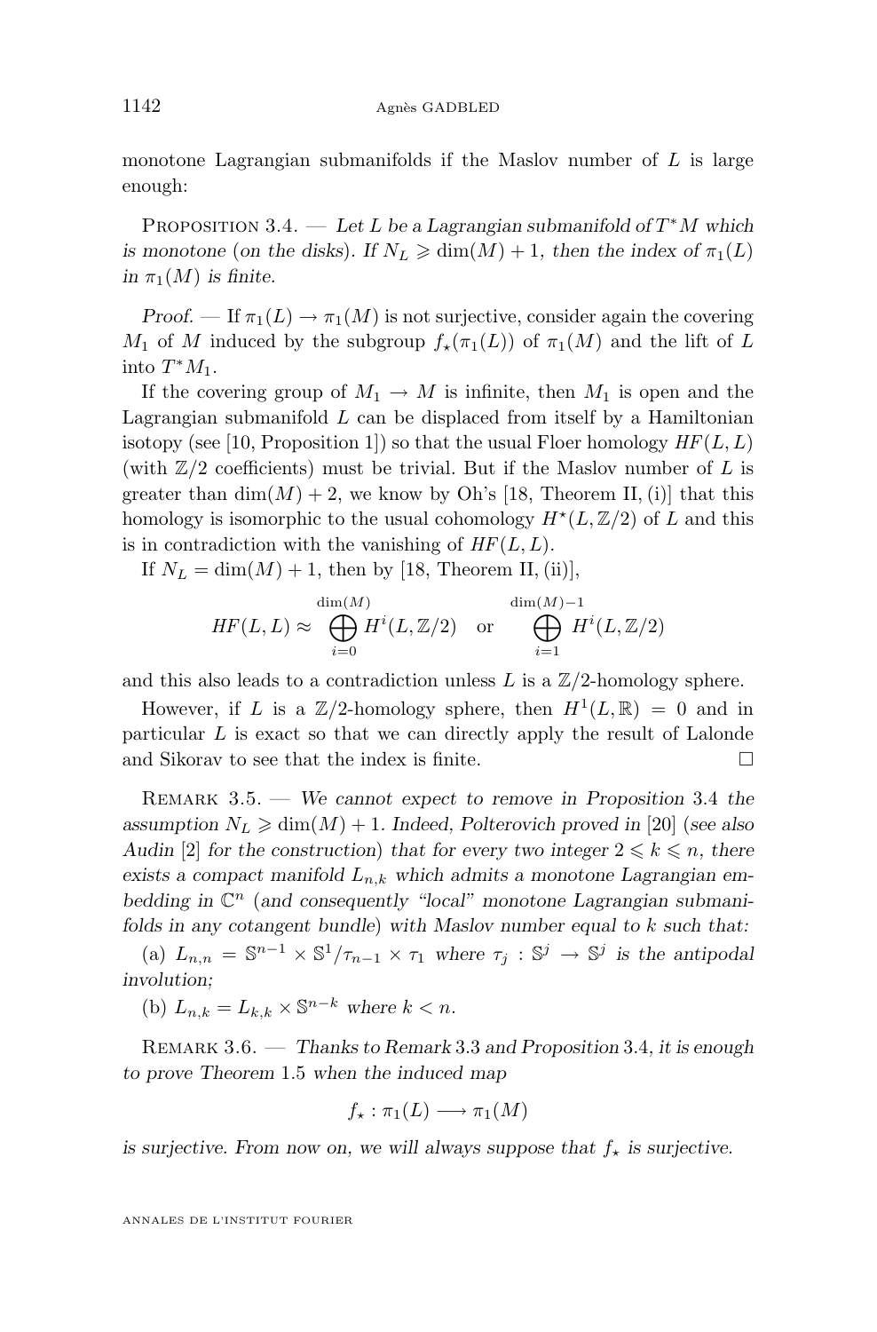monotone Lagrangian submanifolds if the Maslov number of $L$ is large enough:

Proposition 3.4. — *Let $L$ be a Lagrangian submanifold of $T^*M$ which is monotone (on the disks). If $N_L \geqslant \dim(M)+1$, then the index of $\pi_1(L)$ in $\pi_1(M)$ is finite.*

*Proof.* — If $\pi_1(L) \to \pi_1(M)$ is not surjective, consider again the covering $M_1$ of $M$ induced by the subgroup $f_\star(\pi_1(L))$ of $\pi_1(M)$ and the lift of $L$ into $T^*M_1$.

If the covering group of $M_1 \to M$ is infinite, then $M_1$ is open and the Lagrangian submanifold $L$ can be displaced from itself by a Hamiltonian isotopy (see [10, Proposition 1]) so that the usual Floer homology $HF(L,L)$ (with $\mathbb{Z}/2$ coefficients) must be trivial. But if the Maslov number of $L$ is greater than $\dim(M)+2$, we know by Oh's [18, Theorem II, (i)] that this homology is isomorphic to the usual cohomology $H^\star(L,\mathbb{Z}/2)$ of $L$ and this is in contradiction with the vanishing of $HF(L,L)$.

If $N_L = \dim(M)+1$, then by [18, Theorem II, (ii)],

$$HF(L,L) \approx \bigoplus_{i=0}^{\dim(M)} H^i(L,\mathbb{Z}/2) \quad \text{or} \quad \bigoplus_{i=1}^{\dim(M)-1} H^i(L,\mathbb{Z}/2)$$

and this also leads to a contradiction unless $L$ is a $\mathbb{Z}/2$-homology sphere.

However, if $L$ is a $\mathbb{Z}/2$-homology sphere, then $H^1(L,\mathbb{R}) = 0$ and in particular $L$ is exact so that we can directly apply the result of Lalonde and Sikorav to see that the index is finite. □

Remark 3.5. — *We cannot expect to remove in Proposition 3.4 the assumption $N_L \geqslant \dim(M)+1$. Indeed, Polterovich proved in [20] (see also Audin [2] for the construction) that for every two integer $2 \leqslant k \leqslant n$, there exists a compact manifold $L_{n,k}$ which admits a monotone Lagrangian embedding in $\mathbb{C}^n$ (and consequently "local" monotone Lagrangian submanifolds in any cotangent bundle) with Maslov number equal to $k$ such that:*

(a) *$L_{n,n} = \mathbb{S}^{n-1} \times \mathbb{S}^1/\tau_{n-1} \times \tau_1$ where $\tau_j : \mathbb{S}^j \to \mathbb{S}^j$ is the antipodal involution;*

(b) *$L_{n,k} = L_{k,k} \times \mathbb{S}^{n-k}$ where $k < n$.*

Remark 3.6. — *Thanks to Remark 3.3 and Proposition 3.4, it is enough to prove Theorem 1.5 when the induced map*

$$f_\star : \pi_1(L) \longrightarrow \pi_1(M)$$

*is surjective. From now on, we will always suppose that $f_\star$ is surjective.*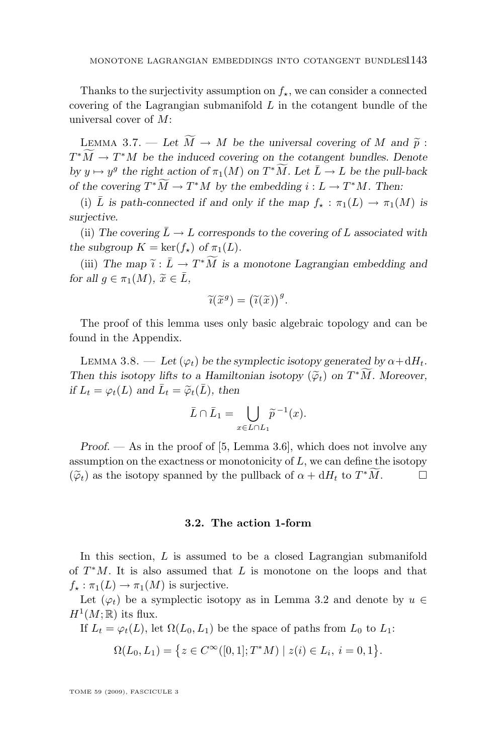Thanks to the surjectivity assumption on $f_\star$, we can consider a connected covering of the Lagrangian submanifold $L$ in the cotangent bundle of the universal cover of $M$:

Lemma 3.7. — *Let $\widetilde{M} \to M$ be the universal covering of $M$ and $\widetilde{p} : T^*\widetilde{M} \to T^*M$ be the induced covering on the cotangent bundles. Denote by $y \mapsto y^g$ the right action of $\pi_1(M)$ on $T^*\widetilde{M}$. Let $\bar{L} \to L$ be the pull-back of the covering $T^*\widetilde{M} \to T^*M$ by the embedding $i : L \to T^*M$. Then:*

(i) *$\bar{L}$ is path-connected if and only if the map $f_\star : \pi_1(L) \to \pi_1(M)$ is surjective.*

(ii) *The covering $\bar{L} \to L$ corresponds to the covering of $L$ associated with the subgroup $K = \ker(f_\star)$ of $\pi_1(L)$.*

(iii) *The map $\widetilde{\imath} : \bar{L} \to T^*\widetilde{M}$ is a monotone Lagrangian embedding and for all $g \in \pi_1(M)$, $\widetilde{x} \in \bar{L}$,*

$$\widetilde{\imath}(\widetilde{x}^g) = \big(\widetilde{\imath}(\widetilde{x})\big)^g.$$

The proof of this lemma uses only basic algebraic topology and can be found in the Appendix.

Lemma 3.8. — *Let $(\varphi_t)$ be the symplectic isotopy generated by $\alpha + \mathrm{d}H_t$. Then this isotopy lifts to a Hamiltonian isotopy $(\widetilde{\varphi}_t)$ on $T^*\widetilde{M}$. Moreover, if $L_t = \varphi_t(L)$ and $\bar{L}_t = \widetilde{\varphi}_t(\bar{L})$, then*

$$\bar{L} \cap \bar{L}_1 = \bigcup_{x \in L \cap L_1} \widetilde{p}^{\,-1}(x).$$

*Proof.* — As in the proof of [5, Lemma 3.6], which does not involve any assumption on the exactness or monotonicity of $L$, we can define the isotopy $(\widetilde{\varphi}_t)$ as the isotopy spanned by the pullback of $\alpha + \mathrm{d}H_t$ to $T^*\widetilde{M}$. □

### 3.2. The action 1-form

In this section, $L$ is assumed to be a closed Lagrangian submanifold of $T^*M$. It is also assumed that $L$ is monotone on the loops and that $f_\star : \pi_1(L) \to \pi_1(M)$ is surjective.

Let $(\varphi_t)$ be a symplectic isotopy as in Lemma 3.2 and denote by $u \in H^1(M;\mathbb{R})$ its flux.

If $L_t = \varphi_t(L)$, let $\Omega(L_0, L_1)$ be the space of paths from $L_0$ to $L_1$:

$$\Omega(L_0, L_1) = \big\{ z \in C^\infty([0,1]; T^*M) \mid z(i) \in L_i,\ i = 0, 1 \big\}.$$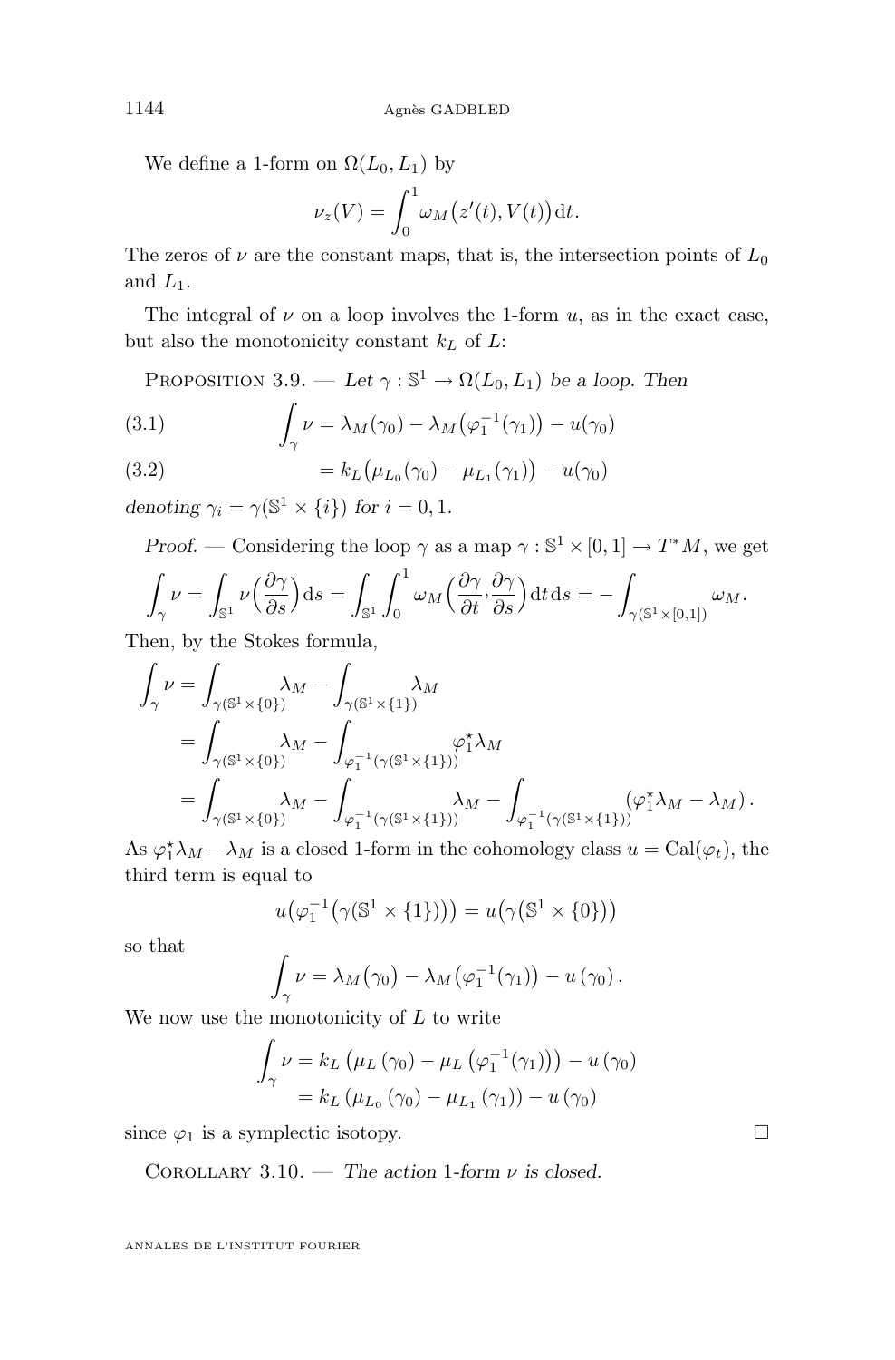We define a 1-form on $\Omega(L_0, L_1)$ by

$$\nu_z(V) = \int_0^1 \omega_M\big(z'(t), V(t)\big)\,\mathrm{d}t.$$

The zeros of $\nu$ are the constant maps, that is, the intersection points of $L_0$ and $L_1$.

The integral of $\nu$ on a loop involves the 1-form $u$, as in the exact case, but also the monotonicity constant $k_L$ of $L$:

Proposition 3.9. — *Let $\gamma : \mathbb{S}^1 \to \Omega(L_0, L_1)$ be a loop. Then*

$$\int_\gamma \nu = \lambda_M(\gamma_0) - \lambda_M\big(\varphi_1^{-1}(\gamma_1)\big) - u(\gamma_0) \tag{3.1}$$

$$= k_L\big(\mu_{L_0}(\gamma_0) - \mu_{L_1}(\gamma_1)\big) - u(\gamma_0) \tag{3.2}$$

*denoting $\gamma_i = \gamma(\mathbb{S}^1 \times \{i\})$ for $i = 0, 1$.*

*Proof.* — Considering the loop $\gamma$ as a map $\gamma : \mathbb{S}^1 \times [0,1] \to T^*M$, we get

$$\int_\gamma \nu = \int_{\mathbb{S}^1} \nu\Big(\frac{\partial \gamma}{\partial s}\Big)\,\mathrm{d}s = \int_{\mathbb{S}^1}\int_0^1 \omega_M\Big(\frac{\partial \gamma}{\partial t}, \frac{\partial \gamma}{\partial s}\Big)\,\mathrm{d}t\,\mathrm{d}s = -\int_{\gamma(\mathbb{S}^1\times[0,1])} \omega_M.$$

Then, by the Stokes formula,

$$\begin{aligned}
\int_\gamma \nu &= \int_{\gamma(\mathbb{S}^1\times\{0\})} \lambda_M - \int_{\gamma(\mathbb{S}^1\times\{1\})} \lambda_M \\
&= \int_{\gamma(\mathbb{S}^1\times\{0\})} \lambda_M - \int_{\varphi_1^{-1}(\gamma(\mathbb{S}^1\times\{1\}))} \varphi_1^\star \lambda_M \\
&= \int_{\gamma(\mathbb{S}^1\times\{0\})} \lambda_M - \int_{\varphi_1^{-1}(\gamma(\mathbb{S}^1\times\{1\}))} \lambda_M - \int_{\varphi_1^{-1}(\gamma(\mathbb{S}^1\times\{1\}))} (\varphi_1^\star\lambda_M - \lambda_M)\,.
\end{aligned}$$

As $\varphi_1^\star\lambda_M - \lambda_M$ is a closed 1-form in the cohomology class $u = \mathrm{Cal}(\varphi_t)$, the third term is equal to

$$u\big(\varphi_1^{-1}\big(\gamma(\mathbb{S}^1\times\{1\})\big)\big) = u\big(\gamma\big(\mathbb{S}^1\times\{0\}\big)\big)$$

so that

$$\int_\gamma \nu = \lambda_M\big(\gamma_0\big) - \lambda_M\big(\varphi_1^{-1}(\gamma_1)\big) - u\left(\gamma_0\right).$$

We now use the monotonicity of $L$ to write

$$\begin{aligned}
\int_\gamma \nu &= k_L\left(\mu_L\left(\gamma_0\right) - \mu_L\left(\varphi_1^{-1}(\gamma_1)\right)\right) - u\left(\gamma_0\right) \\
&= k_L\left(\mu_{L_0}\left(\gamma_0\right) - \mu_{L_1}\left(\gamma_1\right)\right) - u\left(\gamma_0\right)
\end{aligned}$$

since $\varphi_1$ is a symplectic isotopy. □

Corollary 3.10. — *The action 1-form $\nu$ is closed.*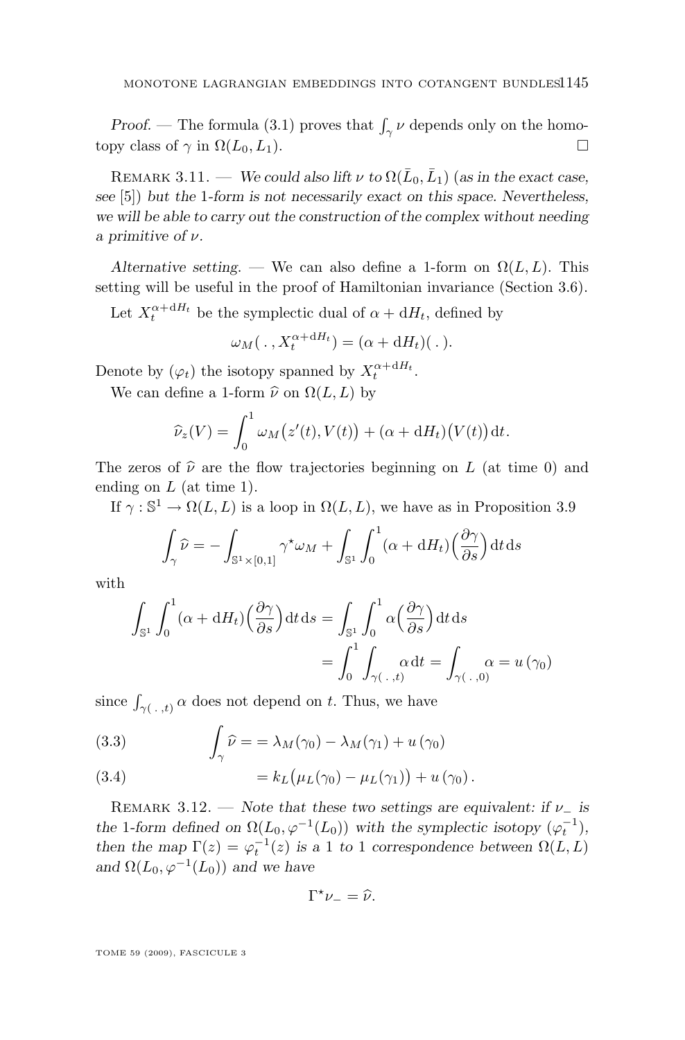*Proof.* — The formula (3.1) proves that $\int_\gamma \nu$ depends only on the homotopy class of $\gamma$ in $\Omega(L_0, L_1)$. □

Remark 3.11. — *We could also lift $\nu$ to $\Omega(\bar{L}_0, \bar{L}_1)$ (as in the exact case, see [5]) but the 1-form is not necessarily exact on this space. Nevertheless, we will be able to carry out the construction of the complex without needing a primitive of $\nu$.*

*Alternative setting.* — We can also define a 1-form on $\Omega(L, L)$. This setting will be useful in the proof of Hamiltonian invariance (Section 3.6).

Let $X_t^{\alpha + \mathrm{d}H_t}$ be the symplectic dual of $\alpha + \mathrm{d}H_t$, defined by

$$\omega_M(\,.\,, X_t^{\alpha+\mathrm{d}H_t}) = (\alpha + \mathrm{d}H_t)(\,.\,).$$

Denote by $(\varphi_t)$ the isotopy spanned by $X_t^{\alpha+\mathrm{d}H_t}$.

We can define a 1-form $\widehat{\nu}$ on $\Omega(L, L)$ by

$$\widehat{\nu}_z(V) = \int_0^1 \omega_M\big(z'(t), V(t)\big) + (\alpha + \mathrm{d}H_t)\big(V(t)\big)\,\mathrm{d}t.$$

The zeros of $\widehat{\nu}$ are the flow trajectories beginning on $L$ (at time 0) and ending on $L$ (at time 1).

If $\gamma : \mathbb{S}^1 \to \Omega(L, L)$ is a loop in $\Omega(L, L)$, we have as in Proposition 3.9

$$\int_\gamma \widehat{\nu} = -\int_{\mathbb{S}^1 \times [0,1]} \gamma^\star \omega_M + \int_{\mathbb{S}^1} \int_0^1 (\alpha + \mathrm{d}H_t)\Big(\frac{\partial \gamma}{\partial s}\Big)\,\mathrm{d}t\,\mathrm{d}s$$

with

$$\begin{aligned}\int_{\mathbb{S}^1} \int_0^1 (\alpha + \mathrm{d}H_t)\Big(\frac{\partial \gamma}{\partial s}\Big)\,\mathrm{d}t\,\mathrm{d}s &= \int_{\mathbb{S}^1} \int_0^1 \alpha\Big(\frac{\partial \gamma}{\partial s}\Big)\,\mathrm{d}t\,\mathrm{d}s \\ &= \int_0^1 \int_{\gamma(\,.\,,t)} \alpha\,\mathrm{d}t = \int_{\gamma(\,.\,,0)} \alpha = u\,(\gamma_0)\end{aligned}$$

since $\int_{\gamma(\,.\,,t)} \alpha$ does not depend on $t$. Thus, we have

$$\int_\gamma \widehat{\nu} = = \lambda_M(\gamma_0) - \lambda_M(\gamma_1) + u\,(\gamma_0) \tag{3.3}$$

$$= k_L\big(\mu_L(\gamma_0) - \mu_L(\gamma_1)\big) + u\,(\gamma_0)\,. \tag{3.4}$$

Remark 3.12. — *Note that these two settings are equivalent: if $\nu_-$ is the 1-form defined on $\Omega(L_0, \varphi^{-1}(L_0))$ with the symplectic isotopy $(\varphi_t^{-1})$, then the map $\Gamma(z) = \varphi_t^{-1}(z)$ is a 1 to 1 correspondence between $\Omega(L, L)$ and $\Omega(L_0, \varphi^{-1}(L_0))$ and we have*

$$\Gamma^\star \nu_- = \widehat{\nu}.$$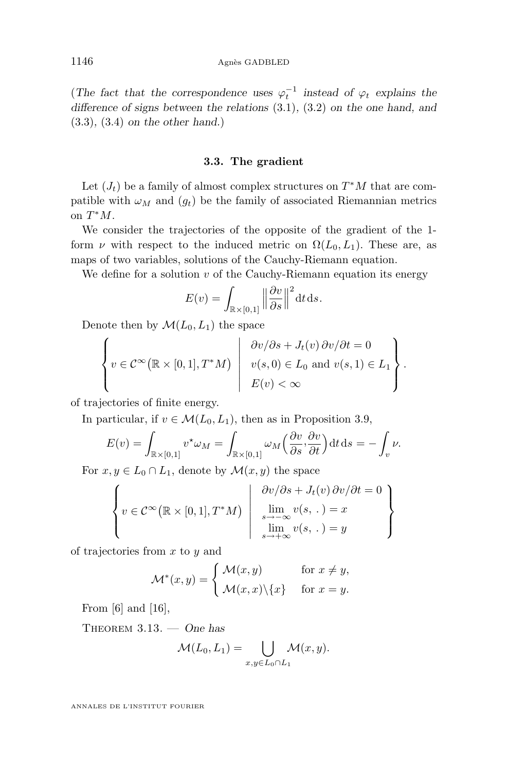(*The fact that the correspondence uses* $\varphi_t^{-1}$ *instead of* $\varphi_t$ *explains the difference of signs between the relations* (3.1), (3.2) *on the one hand, and* (3.3), (3.4) *on the other hand.*)

### 3.3. The gradient

Let $(J_t)$ be a family of almost complex structures on $T^*M$ that are compatible with $\omega_M$ and $(g_t)$ be the family of associated Riemannian metrics on $T^*M$.

We consider the trajectories of the opposite of the gradient of the 1-form $\nu$ with respect to the induced metric on $\Omega(L_0, L_1)$. These are, as maps of two variables, solutions of the Cauchy-Riemann equation.

We define for a solution $v$ of the Cauchy-Riemann equation its energy

$$E(v) = \int_{\mathbb{R}\times[0,1]} \Big\| \frac{\partial v}{\partial s} \Big\|^2 \mathrm{d}t\,\mathrm{d}s.$$

Denote then by $\mathcal{M}(L_0, L_1)$ the space

$$\left\{ v \in \mathcal{C}^\infty\big(\mathbb{R}\times[0,1], T^*M\big) \;\middle|\; \begin{array}{l} \partial v/\partial s + J_t(v)\,\partial v/\partial t = 0 \\ v(s,0)\in L_0 \text{ and } v(s,1)\in L_1 \\ E(v) < \infty \end{array} \right\}.$$

of trajectories of finite energy.

In particular, if $v \in \mathcal{M}(L_0, L_1)$, then as in Proposition 3.9,

$$E(v) = \int_{\mathbb{R}\times[0,1]} v^\star \omega_M = \int_{\mathbb{R}\times[0,1]} \omega_M\Big(\frac{\partial v}{\partial s}, \frac{\partial v}{\partial t}\Big)\mathrm{d}t\,\mathrm{d}s = -\int_v \nu.$$

For $x, y \in L_0 \cap L_1$, denote by $\mathcal{M}(x, y)$ the space

$$\left\{ v \in \mathcal{C}^\infty\big(\mathbb{R}\times[0,1], T^*M\big) \;\middle|\; \begin{array}{l} \partial v/\partial s + J_t(v)\,\partial v/\partial t = 0 \\ \lim\limits_{s\to-\infty} v(s,\,.\,) = x \\ \lim\limits_{s\to+\infty} v(s,\,.\,) = y \end{array} \right\}$$

of trajectories from $x$ to $y$ and

$$\mathcal{M}^*(x,y) = \begin{cases} \mathcal{M}(x,y) & \text{for } x \neq y, \\ \mathcal{M}(x,x)\backslash\{x\} & \text{for } x = y. \end{cases}$$

From [6] and [16],

Theorem 3.13. — *One has*

$$\mathcal{M}(L_0, L_1) = \bigcup_{x,y\in L_0\cap L_1} \mathcal{M}(x,y).$$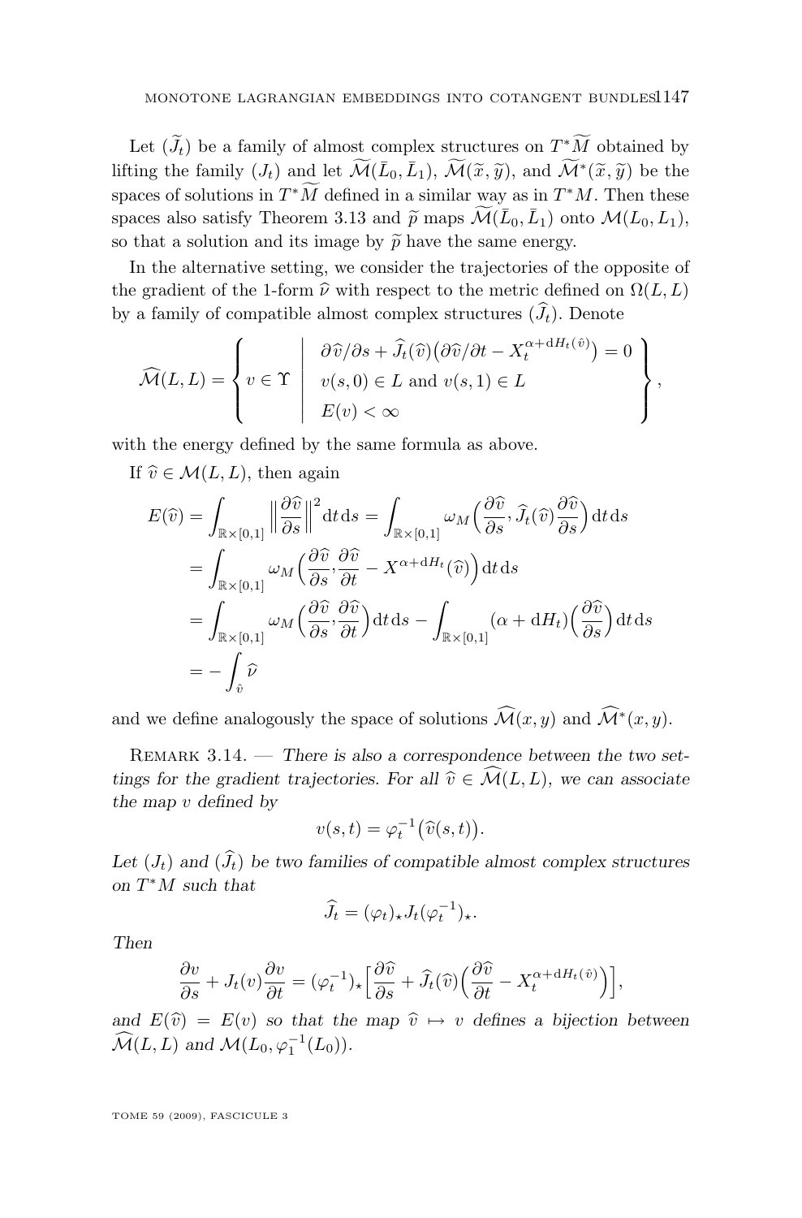Let $(\widetilde{J}_t)$ be a family of almost complex structures on $T^*\widetilde{M}$ obtained by lifting the family $(J_t)$ and let $\widetilde{\mathcal{M}}(\bar{L}_0, \bar{L}_1)$, $\widetilde{\mathcal{M}}(\widetilde{x}, \widetilde{y})$, and $\widetilde{\mathcal{M}}^*(\widetilde{x}, \widetilde{y})$ be the spaces of solutions in $T^*\widetilde{M}$ defined in a similar way as in $T^*M$. Then these spaces also satisfy Theorem 3.13 and $\widetilde{p}$ maps $\widetilde{\mathcal{M}}(\bar{L}_0, \bar{L}_1)$ onto $\mathcal{M}(L_0, L_1)$, so that a solution and its image by $\widetilde{p}$ have the same energy.

In the alternative setting, we consider the trajectories of the opposite of the gradient of the 1-form $\widehat{\nu}$ with respect to the metric defined on $\Omega(L, L)$ by a family of compatible almost complex structures $(\widehat{J}_t)$. Denote

$$\widehat{\mathcal{M}}(L, L) = \left\{ v \in \Upsilon \;\middle|\; \begin{array}{l} \partial \widehat{v}/\partial s + \widehat{J}_t(\widehat{v})\big(\partial \widehat{v}/\partial t - X_t^{\alpha + \mathrm{d}H_t(\widehat{v})}\big) = 0 \\ v(s,0) \in L \text{ and } v(s,1) \in L \\ E(v) < \infty \end{array} \right\},$$

with the energy defined by the same formula as above.

If $\widehat{v} \in \mathcal{M}(L, L)$, then again

$$\begin{aligned} E(\widehat{v}) &= \int_{\mathbb{R}\times[0,1]} \Big\| \frac{\partial \widehat{v}}{\partial s} \Big\|^2 \mathrm{d}t\,\mathrm{d}s = \int_{\mathbb{R}\times[0,1]} \omega_M\Big(\frac{\partial \widehat{v}}{\partial s}, \widehat{J}_t(\widehat{v}) \frac{\partial \widehat{v}}{\partial s}\Big) \mathrm{d}t\,\mathrm{d}s \\ &= \int_{\mathbb{R}\times[0,1]} \omega_M\Big(\frac{\partial \widehat{v}}{\partial s}, \frac{\partial \widehat{v}}{\partial t} - X^{\alpha + \mathrm{d}H_t}(\widehat{v})\Big) \mathrm{d}t\,\mathrm{d}s \\ &= \int_{\mathbb{R}\times[0,1]} \omega_M\Big(\frac{\partial \widehat{v}}{\partial s}, \frac{\partial \widehat{v}}{\partial t}\Big) \mathrm{d}t\,\mathrm{d}s - \int_{\mathbb{R}\times[0,1]} (\alpha + \mathrm{d}H_t)\Big(\frac{\partial \widehat{v}}{\partial s}\Big) \mathrm{d}t\,\mathrm{d}s \\ &= -\int_{\widehat{v}} \widehat{\nu} \end{aligned}$$

and we define analogously the space of solutions $\widehat{\mathcal{M}}(x, y)$ and $\widehat{\mathcal{M}}^*(x, y)$.

Remark 3.14. — *There is also a correspondence between the two settings for the gradient trajectories. For all $\widehat{v} \in \widehat{\mathcal{M}}(L, L)$, we can associate the map $v$ defined by*

$$v(s,t) = \varphi_t^{-1}\big(\widehat{v}(s,t)\big).$$

*Let $(J_t)$ and $(\widehat{J}_t)$ be two families of compatible almost complex structures on $T^*M$ such that*

$$\widehat{J}_t = (\varphi_t)_\star J_t (\varphi_t^{-1})_\star.$$

*Then*

$$\frac{\partial v}{\partial s} + J_t(v) \frac{\partial v}{\partial t} = (\varphi_t^{-1})_\star \Big[ \frac{\partial \widehat{v}}{\partial s} + \widehat{J}_t(\widehat{v}) \Big( \frac{\partial \widehat{v}}{\partial t} - X_t^{\alpha + \mathrm{d}H_t(\widehat{v})} \Big) \Big],$$

*and $E(\widehat{v}) = E(v)$ so that the map $\widehat{v} \mapsto v$ defines a bijection between $\widehat{\mathcal{M}}(L, L)$ and $\mathcal{M}(L_0, \varphi_1^{-1}(L_0))$.*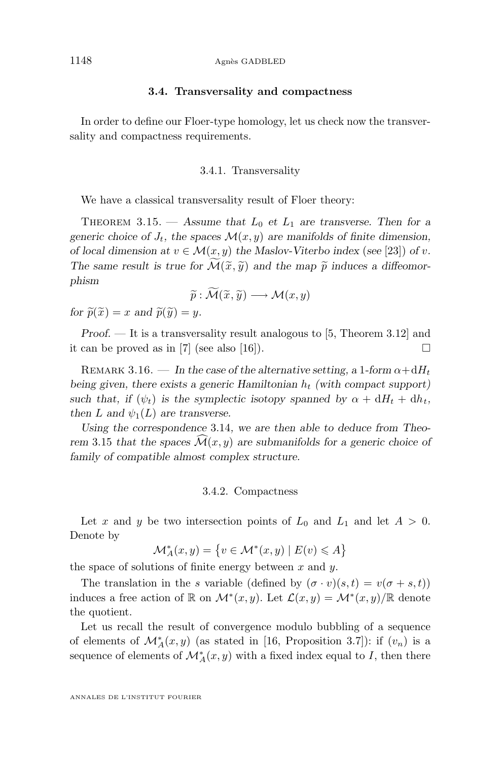### 3.4. Transversality and compactness

In order to define our Floer-type homology, let us check now the transversality and compactness requirements.

#### 3.4.1. Transversality

We have a classical transversality result of Floer theory:

Theorem 3.15. — *Assume that $L_0$ et $L_1$ are transverse. Then for a generic choice of $J_t$, the spaces $\mathcal{M}(x,y)$ are manifolds of finite dimension, of local dimension at $v \in \mathcal{M}(x,y)$ the Maslov-Viterbo index (see [23]) of $v$. The same result is true for $\widetilde{\mathcal{M}}(\widetilde{x},\widetilde{y})$ and the map $\widetilde{p}$ induces a diffeomorphism*

$$\widetilde{p} : \widetilde{\mathcal{M}}(\widetilde{x},\widetilde{y}) \longrightarrow \mathcal{M}(x,y)$$

*for $\widetilde{p}(\widetilde{x}) = x$ and $\widetilde{p}(\widetilde{y}) = y$.*

*Proof.* — It is a transversality result analogous to [5, Theorem 3.12] and it can be proved as in [7] (see also [16]). □

Remark 3.16. — *In the case of the alternative setting, a 1-form $\alpha + \mathrm{d}H_t$ being given, there exists a generic Hamiltonian $h_t$ (with compact support) such that, if $(\psi_t)$ is the symplectic isotopy spanned by $\alpha + \mathrm{d}H_t + \mathrm{d}h_t$, then $L$ and $\psi_1(L)$ are transverse.*

*Using the correspondence 3.14, we are then able to deduce from Theorem 3.15 that the spaces $\widehat{\mathcal{M}}(x,y)$ are submanifolds for a generic choice of family of compatible almost complex structure.*

#### 3.4.2. Compactness

Let $x$ and $y$ be two intersection points of $L_0$ and $L_1$ and let $A > 0$. Denote by

$$\mathcal{M}^*_A(x,y) = \left\{ v \in \mathcal{M}^*(x,y) \mid E(v) \leqslant A \right\}$$

the space of solutions of finite energy between $x$ and $y$.

The translation in the $s$ variable (defined by $(\sigma \cdot v)(s,t) = v(\sigma + s, t)$) induces a free action of $\mathbb{R}$ on $\mathcal{M}^*(x,y)$. Let $\mathcal{L}(x,y) = \mathcal{M}^*(x,y)/\mathbb{R}$ denote the quotient.

Let us recall the result of convergence modulo bubbling of a sequence of elements of $\mathcal{M}^*_A(x,y)$ (as stated in [16, Proposition 3.7]): if $(v_n)$ is a sequence of elements of $\mathcal{M}^*_A(x,y)$ with a fixed index equal to $I$, then there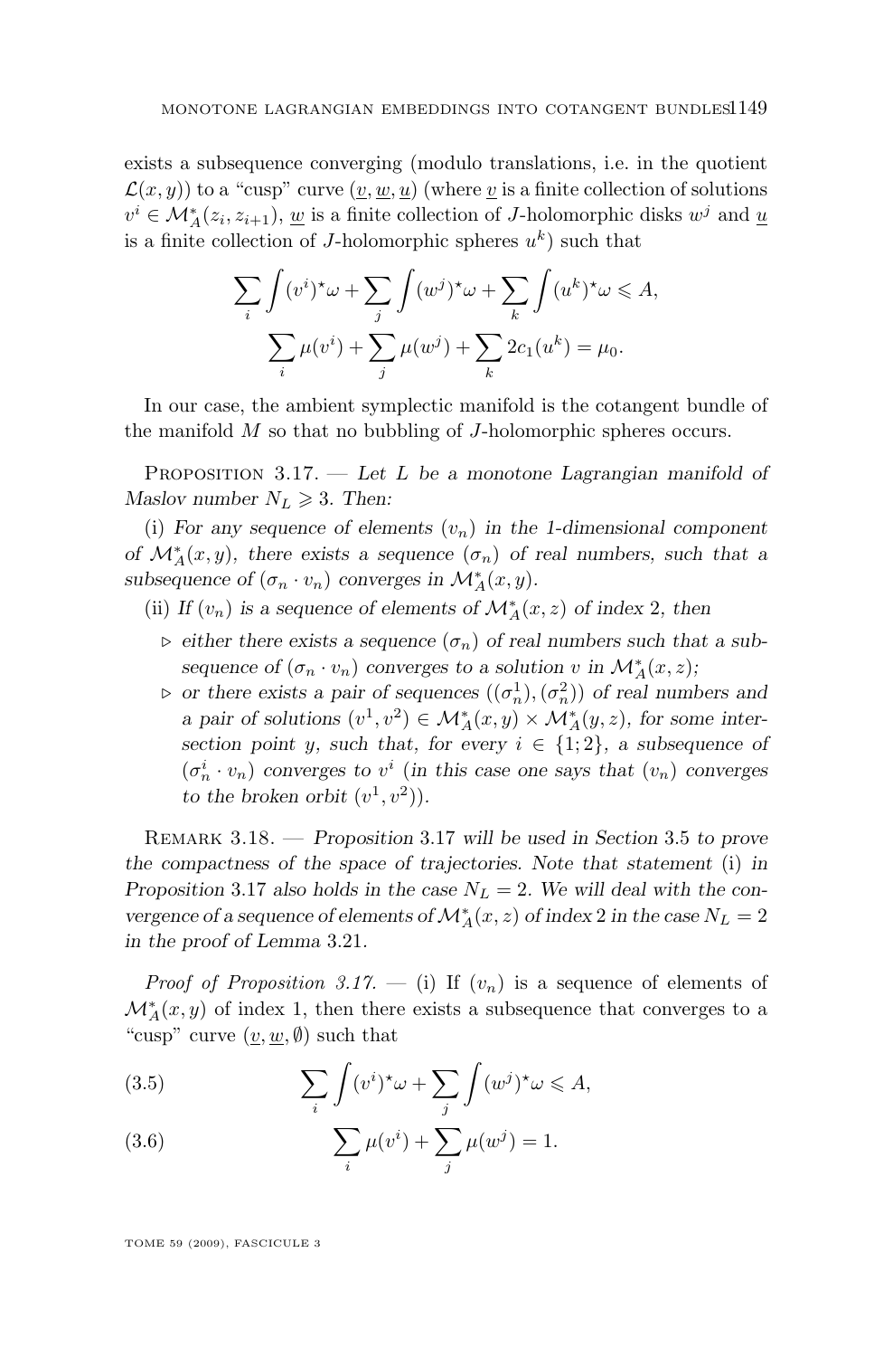exists a subsequence converging (modulo translations, i.e. in the quotient $\mathcal{L}(x,y)$) to a "cusp" curve $(\underline{v}, \underline{w}, \underline{u})$ (where $\underline{v}$ is a finite collection of solutions $v^i \in \mathcal{M}^*_A(z_i, z_{i+1})$, $\underline{w}$ is a finite collection of $J$-holomorphic disks $w^j$ and $\underline{u}$ is a finite collection of $J$-holomorphic spheres $u^k$) such that

$$\sum_i \int (v^i)^\star\omega + \sum_j \int (w^j)^\star\omega + \sum_k \int (u^k)^\star\omega \leqslant A,$$

$$\sum_i \mu(v^i) + \sum_j \mu(w^j) + \sum_k 2c_1(u^k) = \mu_0.$$

In our case, the ambient symplectic manifold is the cotangent bundle of the manifold $M$ so that no bubbling of $J$-holomorphic spheres occurs.

Proposition 3.17. — *Let $L$ be a monotone Lagrangian manifold of Maslov number $N_L \geqslant 3$. Then:*

(i) *For any sequence of elements $(v_n)$ in the 1-dimensional component of $\mathcal{M}^*_A(x,y)$, there exists a sequence $(\sigma_n)$ of real numbers, such that a subsequence of $(\sigma_n \cdot v_n)$ converges in $\mathcal{M}^*_A(x,y)$.*

(ii) *If $(v_n)$ is a sequence of elements of $\mathcal{M}^*_A(x,z)$ of index 2, then*

- ▷ *either there exists a sequence $(\sigma_n)$ of real numbers such that a subsequence of $(\sigma_n \cdot v_n)$ converges to a solution $v$ in $\mathcal{M}^*_A(x,z)$;*
- ▷ *or there exists a pair of sequences $((\sigma^1_n),(\sigma^2_n))$ of real numbers and a pair of solutions $(v^1,v^2) \in \mathcal{M}^*_A(x,y) \times \mathcal{M}^*_A(y,z)$, for some intersection point $y$, such that, for every $i \in \{1;2\}$, a subsequence of $(\sigma^i_n \cdot v_n)$ converges to $v^i$ (in this case one says that $(v_n)$ converges to the broken orbit $(v^1,v^2)$).*

Remark 3.18. — *Proposition 3.17 will be used in Section 3.5 to prove the compactness of the space of trajectories. Note that statement (i) in Proposition 3.17 also holds in the case $N_L = 2$. We will deal with the convergence of a sequence of elements of $\mathcal{M}^*_A(x,z)$ of index 2 in the case $N_L = 2$ in the proof of Lemma 3.21.*

*Proof of Proposition 3.17.* — (i) If $(v_n)$ is a sequence of elements of $\mathcal{M}^*_A(x,y)$ of index 1, then there exists a subsequence that converges to a "cusp" curve $(\underline{v}, \underline{w}, \emptyset)$ such that

$$\sum_i \int (v^i)^\star\omega + \sum_j \int (w^j)^\star\omega \leqslant A, \tag{3.5}$$

$$\sum_i \mu(v^i) + \sum_j \mu(w^j) = 1. \tag{3.6}$$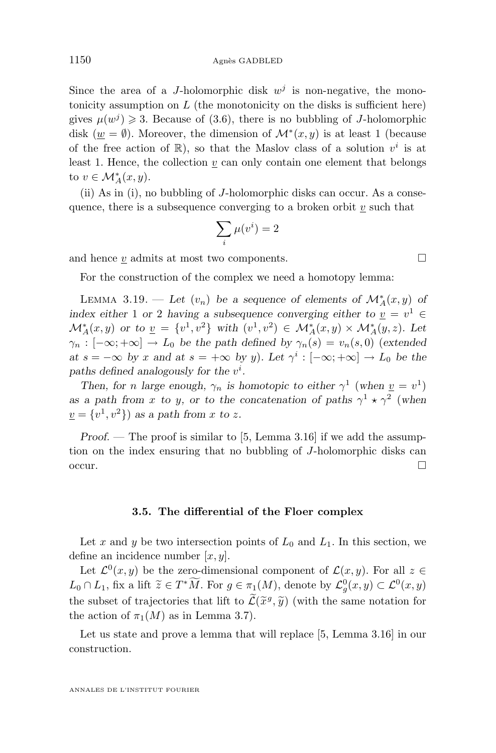Since the area of a $J$-holomorphic disk $w^j$ is non-negative, the monotonicity assumption on $L$ (the monotonicity on the disks is sufficient here) gives $\mu(w^j) \geqslant 3$. Because of (3.6), there is no bubbling of $J$-holomorphic disk ($\underline{w} = \emptyset$). Moreover, the dimension of $\mathcal{M}^*(x,y)$ is at least 1 (because of the free action of $\mathbb{R}$), so that the Maslov class of a solution $v^i$ is at least 1. Hence, the collection $\underline{v}$ can only contain one element that belongs to $v \in \mathcal{M}^*_A(x,y)$.

(ii) As in (i), no bubbling of $J$-holomorphic disks can occur. As a consequence, there is a subsequence converging to a broken orbit $\underline{v}$ such that

$$\sum_i \mu(v^i) = 2$$

and hence $\underline{v}$ admits at most two components. □

For the construction of the complex we need a homotopy lemma:

Lemma 3.19. — *Let $(v_n)$ be a sequence of elements of $\mathcal{M}^*_A(x,y)$ of index either 1 or 2 having a subsequence converging either to $\underline{v} = v^1 \in \mathcal{M}^*_A(x,y)$ or to $\underline{v} = \{v^1, v^2\}$ with $(v^1, v^2) \in \mathcal{M}^*_A(x,y) \times \mathcal{M}^*_A(y,z)$. Let $\gamma_n : [-\infty; +\infty] \to L_0$ be the path defined by $\gamma_n(s) = v_n(s,0)$ (extended at $s = -\infty$ by $x$ and at $s = +\infty$ by $y$). Let $\gamma^i : [-\infty; +\infty] \to L_0$ be the paths defined analogously for the $v^i$.*

*Then, for $n$ large enough, $\gamma_n$ is homotopic to either $\gamma^1$ (when $\underline{v} = v^1$) as a path from $x$ to $y$, or to the concatenation of paths $\gamma^1 \star \gamma^2$ (when $\underline{v} = \{v^1, v^2\}$) as a path from $x$ to $z$.*

*Proof.* — The proof is similar to [5, Lemma 3.16] if we add the assumption on the index ensuring that no bubbling of $J$-holomorphic disks can occur. □

### 3.5. The differential of the Floer complex

Let $x$ and $y$ be two intersection points of $L_0$ and $L_1$. In this section, we define an incidence number $[x, y]$.

Let $\mathcal{L}^0(x,y)$ be the zero-dimensional component of $\mathcal{L}(x,y)$. For all $z \in L_0 \cap L_1$, fix a lift $\widetilde{z} \in T^*\widetilde{M}$. For $g \in \pi_1(M)$, denote by $\mathcal{L}^0_g(x,y) \subset \mathcal{L}^0(x,y)$ the subset of trajectories that lift to $\widetilde{\mathcal{L}}(\widetilde{x}^g, \widetilde{y})$ (with the same notation for the action of $\pi_1(M)$ as in Lemma 3.7).

Let us state and prove a lemma that will replace [5, Lemma 3.16] in our construction.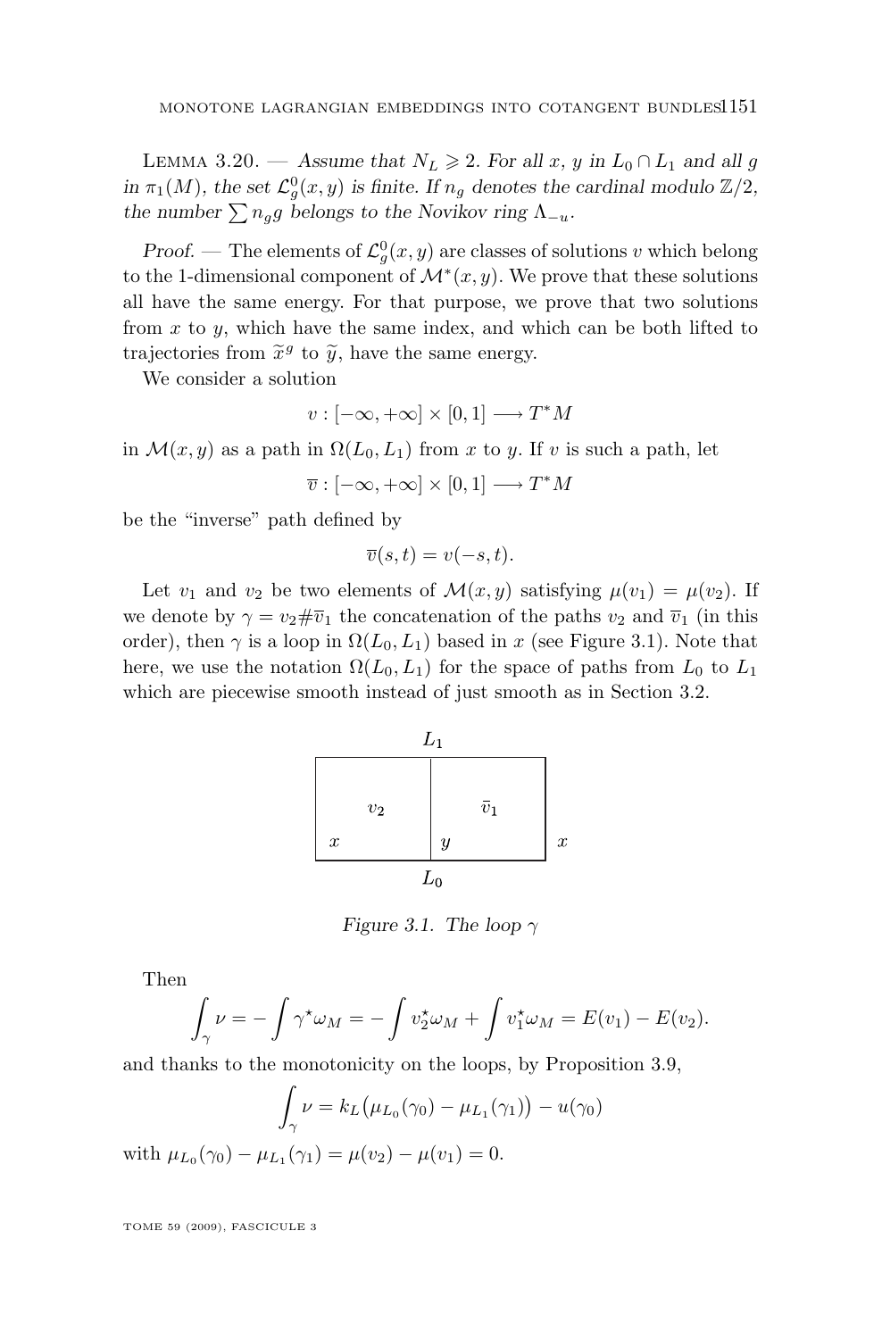LEMMA 3.20. — *Assume that $N_L \geqslant 2$. For all $x$, $y$ in $L_0 \cap L_1$ and all $g$ in $\pi_1(M)$, the set $\mathcal{L}^0_g(x,y)$ is finite. If $n_g$ denotes the cardinal modulo $\mathbb{Z}/2$, the number $\sum n_g g$ belongs to the Novikov ring $\Lambda_{-u}$.*

*Proof.* — The elements of $\mathcal{L}^0_g(x,y)$ are classes of solutions $v$ which belong to the 1-dimensional component of $\mathcal{M}^*(x,y)$. We prove that these solutions all have the same energy. For that purpose, we prove that two solutions from $x$ to $y$, which have the same index, and which can be both lifted to trajectories from $\widetilde{x}^g$ to $\widetilde{y}$, have the same energy.

We consider a solution

$$v : [-\infty, +\infty] \times [0,1] \longrightarrow T^*M$$

in $\mathcal{M}(x,y)$ as a path in $\Omega(L_0, L_1)$ from $x$ to $y$. If $v$ is such a path, let

$$\overline{v} : [-\infty, +\infty] \times [0,1] \longrightarrow T^*M$$

be the "inverse" path defined by

$$\overline{v}(s,t) = v(-s,t).$$

Let $v_1$ and $v_2$ be two elements of $\mathcal{M}(x,y)$ satisfying $\mu(v_1) = \mu(v_2)$. If we denote by $\gamma = v_2 \# \overline{v}_1$ the concatenation of the paths $v_2$ and $\overline{v}_1$ (in this order), then $\gamma$ is a loop in $\Omega(L_0, L_1)$ based in $x$ (see Figure 3.1). Note that here, we use the notation $\Omega(L_0, L_1)$ for the space of paths from $L_0$ to $L_1$ which are piecewise smooth instead of just smooth as in Section 3.2.

*Figure 3.1. The loop $\gamma$*

Then

$$\int_\gamma \nu = -\int \gamma^\star \omega_M = -\int v_2^\star \omega_M + \int v_1^\star \omega_M = E(v_1) - E(v_2).$$

and thanks to the monotonicity on the loops, by Proposition 3.9,

$$\int_\gamma \nu = k_L\big(\mu_{L_0}(\gamma_0) - \mu_{L_1}(\gamma_1)\big) - u(\gamma_0)$$

with $\mu_{L_0}(\gamma_0) - \mu_{L_1}(\gamma_1) = \mu(v_2) - \mu(v_1) = 0$.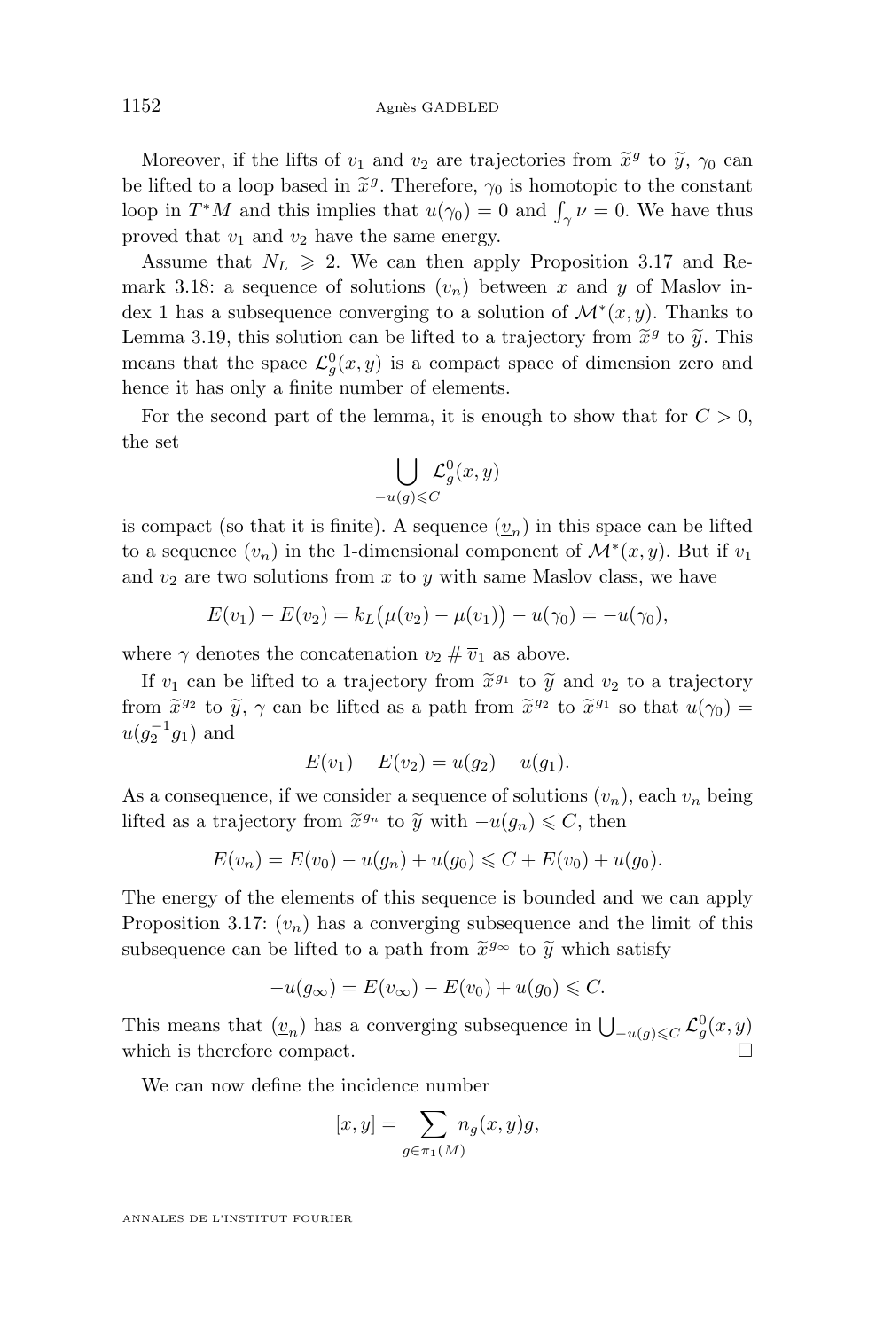Moreover, if the lifts of $v_1$ and $v_2$ are trajectories from $\widetilde{x}^g$ to $\widetilde{y}$, $\gamma_0$ can be lifted to a loop based in $\widetilde{x}^g$. Therefore, $\gamma_0$ is homotopic to the constant loop in $T^*M$ and this implies that $u(\gamma_0) = 0$ and $\int_\gamma \nu = 0$. We have thus proved that $v_1$ and $v_2$ have the same energy.

Assume that $N_L \geqslant 2$. We can then apply Proposition 3.17 and Remark 3.18: a sequence of solutions $(v_n)$ between $x$ and $y$ of Maslov index 1 has a subsequence converging to a solution of $\mathcal{M}^*(x,y)$. Thanks to Lemma 3.19, this solution can be lifted to a trajectory from $\widetilde{x}^g$ to $\widetilde{y}$. This means that the space $\mathcal{L}^0_g(x,y)$ is a compact space of dimension zero and hence it has only a finite number of elements.

For the second part of the lemma, it is enough to show that for $C > 0$, the set

$$\bigcup_{-u(g)\leqslant C} \mathcal{L}^0_g(x,y)$$

is compact (so that it is finite). A sequence $(\underline{v}_n)$ in this space can be lifted to a sequence $(v_n)$ in the 1-dimensional component of $\mathcal{M}^*(x,y)$. But if $v_1$ and $v_2$ are two solutions from $x$ to $y$ with same Maslov class, we have

$$E(v_1) - E(v_2) = k_L\big(\mu(v_2) - \mu(v_1)\big) - u(\gamma_0) = -u(\gamma_0),$$

where $\gamma$ denotes the concatenation $v_2 \# \overline{v}_1$ as above.

If $v_1$ can be lifted to a trajectory from $\widetilde{x}^{g_1}$ to $\widetilde{y}$ and $v_2$ to a trajectory from $\widetilde{x}^{g_2}$ to $\widetilde{y}$, $\gamma$ can be lifted as a path from $\widetilde{x}^{g_2}$ to $\widetilde{x}^{g_1}$ so that $u(\gamma_0) = u(g_2^{-1}g_1)$ and

$$E(v_1) - E(v_2) = u(g_2) - u(g_1).$$

As a consequence, if we consider a sequence of solutions $(v_n)$, each $v_n$ being lifted as a trajectory from $\widetilde{x}^{g_n}$ to $\widetilde{y}$ with $-u(g_n) \leqslant C$, then

$$E(v_n) = E(v_0) - u(g_n) + u(g_0) \leqslant C + E(v_0) + u(g_0).$$

The energy of the elements of this sequence is bounded and we can apply Proposition 3.17: $(v_n)$ has a converging subsequence and the limit of this subsequence can be lifted to a path from $\widetilde{x}^{g_\infty}$ to $\widetilde{y}$ which satisfy

$$-u(g_\infty) = E(v_\infty) - E(v_0) + u(g_0) \leqslant C.$$

This means that $(\underline{v}_n)$ has a converging subsequence in $\bigcup_{-u(g)\leqslant C} \mathcal{L}^0_g(x,y)$ which is therefore compact. $\square$

We can now define the incidence number

$$[x,y] = \sum_{g\in\pi_1(M)} n_g(x,y)g,$$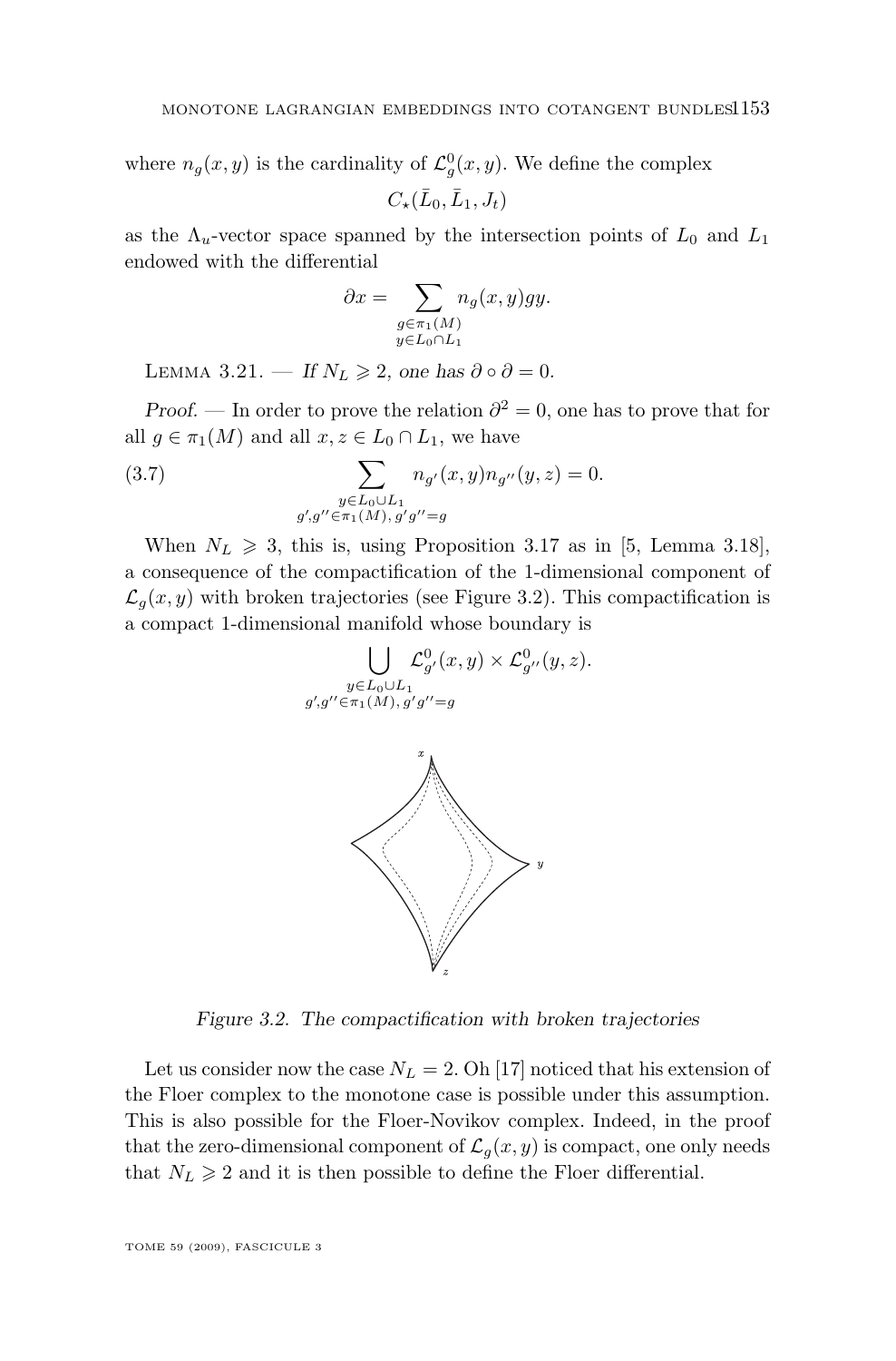where $n_g(x, y)$ is the cardinality of $\mathcal{L}_g^0(x, y)$. We define the complex

$$C_\star(\bar{L}_0, \bar{L}_1, J_t)$$

as the $\Lambda_u$-vector space spanned by the intersection points of $L_0$ and $L_1$ endowed with the differential

$$\partial x = \sum_{\substack{g \in \pi_1(M) \\ y \in L_0 \cap L_1}} n_g(x, y) g y.$$

Lemma 3.21. — *If $N_L \geqslant 2$, one has $\partial \circ \partial = 0$.*

*Proof.* — In order to prove the relation $\partial^2 = 0$, one has to prove that for all $g \in \pi_1(M)$ and all $x, z \in L_0 \cap L_1$, we have

$$\sum_{\substack{y \in L_0 \cup L_1 \\ g', g'' \in \pi_1(M),\, g'g''=g}} n_{g'}(x, y) n_{g''}(y, z) = 0. \tag{3.7}$$

When $N_L \geqslant 3$, this is, using Proposition 3.17 as in [5, Lemma 3.18], a consequence of the compactification of the 1-dimensional component of $\mathcal{L}_g(x, y)$ with broken trajectories (see Figure 3.2). This compactification is a compact 1-dimensional manifold whose boundary is

$$\bigcup_{\substack{y \in L_0 \cup L_1 \\ g', g'' \in \pi_1(M),\, g'g''=g}} \mathcal{L}_{g'}^0(x, y) \times \mathcal{L}_{g''}^0(y, z).$$

*Figure 3.2. The compactification with broken trajectories*

Let us consider now the case $N_L = 2$. Oh [17] noticed that his extension of the Floer complex to the monotone case is possible under this assumption. This is also possible for the Floer-Novikov complex. Indeed, in the proof that the zero-dimensional component of $\mathcal{L}_g(x, y)$ is compact, one only needs that $N_L \geqslant 2$ and it is then possible to define the Floer differential.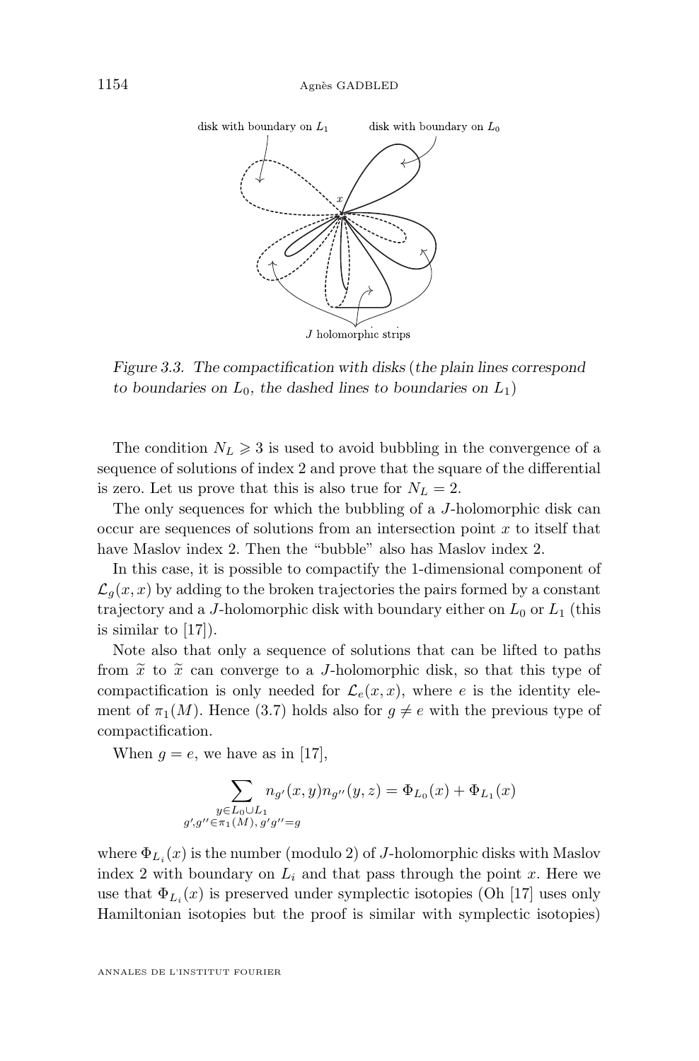Figure 3.3. The compactification with disks (the plain lines correspond to boundaries on $L_0$, the dashed lines to boundaries on $L_1$)

The condition $N_L \geqslant 3$ is used to avoid bubbling in the convergence of a sequence of solutions of index 2 and prove that the square of the differential is zero. Let us prove that this is also true for $N_L = 2$.

The only sequences for which the bubbling of a $J$-holomorphic disk can occur are sequences of solutions from an intersection point $x$ to itself that have Maslov index 2. Then the "bubble" also has Maslov index 2.

In this case, it is possible to compactify the 1-dimensional component of $\mathcal{L}_g(x,x)$ by adding to the broken trajectories the pairs formed by a constant trajectory and a $J$-holomorphic disk with boundary either on $L_0$ or $L_1$ (this is similar to [17]).

Note also that only a sequence of solutions that can be lifted to paths from $\widetilde{x}$ to $\widetilde{x}$ can converge to a $J$-holomorphic disk, so that this type of compactification is only needed for $\mathcal{L}_e(x,x)$, where $e$ is the identity element of $\pi_1(M)$. Hence (3.7) holds also for $g \neq e$ with the previous type of compactification.

When $g = e$, we have as in [17],

$$\sum_{\substack{y \in L_0 \cup L_1 \\ g', g'' \in \pi_1(M),\, g'g''=g}} n_{g'}(x,y) n_{g''}(y,z) = \Phi_{L_0}(x) + \Phi_{L_1}(x)$$

where $\Phi_{L_i}(x)$ is the number (modulo 2) of $J$-holomorphic disks with Maslov index 2 with boundary on $L_i$ and that pass through the point $x$. Here we use that $\Phi_{L_i}(x)$ is preserved under symplectic isotopies (Oh [17] uses only Hamiltonian isotopies but the proof is similar with symplectic isotopies)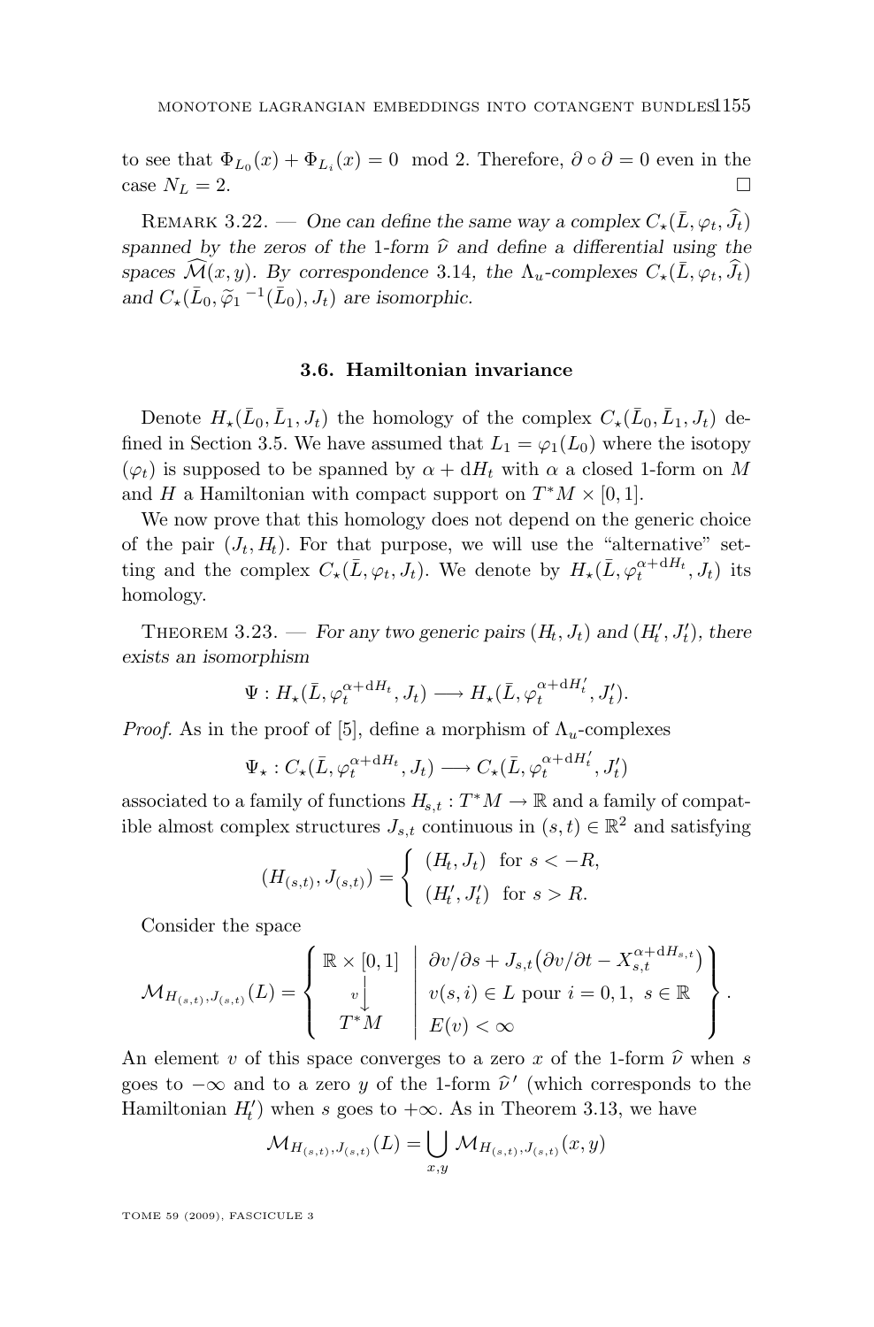to see that $\Phi_{L_0}(x) + \Phi_{L_i}(x) = 0 \mod 2$. Therefore, $\partial \circ \partial = 0$ even in the case $N_L = 2$. □

Remark 3.22. — *One can define the same way a complex $C_\star(\bar{L}, \varphi_t, \widehat{J}_t)$ spanned by the zeros of the 1-form $\widehat{\nu}$ and define a differential using the spaces $\widehat{\mathcal{M}}(x,y)$. By correspondence 3.14, the $\Lambda_u$-complexes $C_\star(\bar{L}, \varphi_t, \widehat{J}_t)$ and $C_\star(\bar{L}_0, \widetilde{\varphi}_1{}^{-1}(\bar{L}_0), J_t)$ are isomorphic.*

### 3.6. Hamiltonian invariance

Denote $H_\star(\bar{L}_0, \bar{L}_1, J_t)$ the homology of the complex $C_\star(\bar{L}_0, \bar{L}_1, J_t)$ defined in Section 3.5. We have assumed that $L_1 = \varphi_1(L_0)$ where the isotopy $(\varphi_t)$ is supposed to be spanned by $\alpha + \mathrm{d}H_t$ with $\alpha$ a closed 1-form on $M$ and $H$ a Hamiltonian with compact support on $T^*M \times [0,1]$.

We now prove that this homology does not depend on the generic choice of the pair $(J_t, H_t)$. For that purpose, we will use the "alternative" setting and the complex $C_\star(\bar{L}, \varphi_t, J_t)$. We denote by $H_\star(\bar{L}, \varphi_t^{\alpha+\mathrm{d}H_t}, J_t)$ its homology.

Theorem 3.23. — *For any two generic pairs $(H_t, J_t)$ and $(H'_t, J'_t)$, there exists an isomorphism*

$$\Psi : H_\star(\bar{L}, \varphi_t^{\alpha+\mathrm{d}H_t}, J_t) \longrightarrow H_\star(\bar{L}, \varphi_t^{\alpha+\mathrm{d}H'_t}, J'_t).$$

*Proof.* As in the proof of [5], define a morphism of $\Lambda_u$-complexes

$$\Psi_\star : C_\star(\bar{L}, \varphi_t^{\alpha+\mathrm{d}H_t}, J_t) \longrightarrow C_\star(\bar{L}, \varphi_t^{\alpha+\mathrm{d}H'_t}, J'_t)$$

associated to a family of functions $H_{s,t} : T^*M \to \mathbb{R}$ and a family of compatible almost complex structures $J_{s,t}$ continuous in $(s,t) \in \mathbb{R}^2$ and satisfying

$$(H_{(s,t)}, J_{(s,t)}) = \begin{cases} (H_t, J_t) & \text{for } s < -R, \\ (H'_t, J'_t) & \text{for } s > R. \end{cases}$$

Consider the space

$$\mathcal{M}_{H_{(s,t)},J_{(s,t)}}(L) = \left\{ \begin{array}{c|l} \mathbb{R}\times[0,1] & \partial v/\partial s + J_{s,t}\big(\partial v/\partial t - X_{s,t}^{\alpha+\mathrm{d}H_{s,t}}\big) \\ v\big\downarrow & v(s,i) \in L \text{ pour } i=0,1,\ s\in\mathbb{R} \\ T^*M & E(v) < \infty \end{array} \right\}.$$

An element $v$ of this space converges to a zero $x$ of the 1-form $\widehat{\nu}$ when $s$ goes to $-\infty$ and to a zero $y$ of the 1-form $\widehat{\nu}'$ (which corresponds to the Hamiltonian $H'_t$) when $s$ goes to $+\infty$. As in Theorem 3.13, we have

$$\mathcal{M}_{H_{(s,t)},J_{(s,t)}}(L) = \bigcup_{x,y} \mathcal{M}_{H_{(s,t)},J_{(s,t)}}(x,y)$$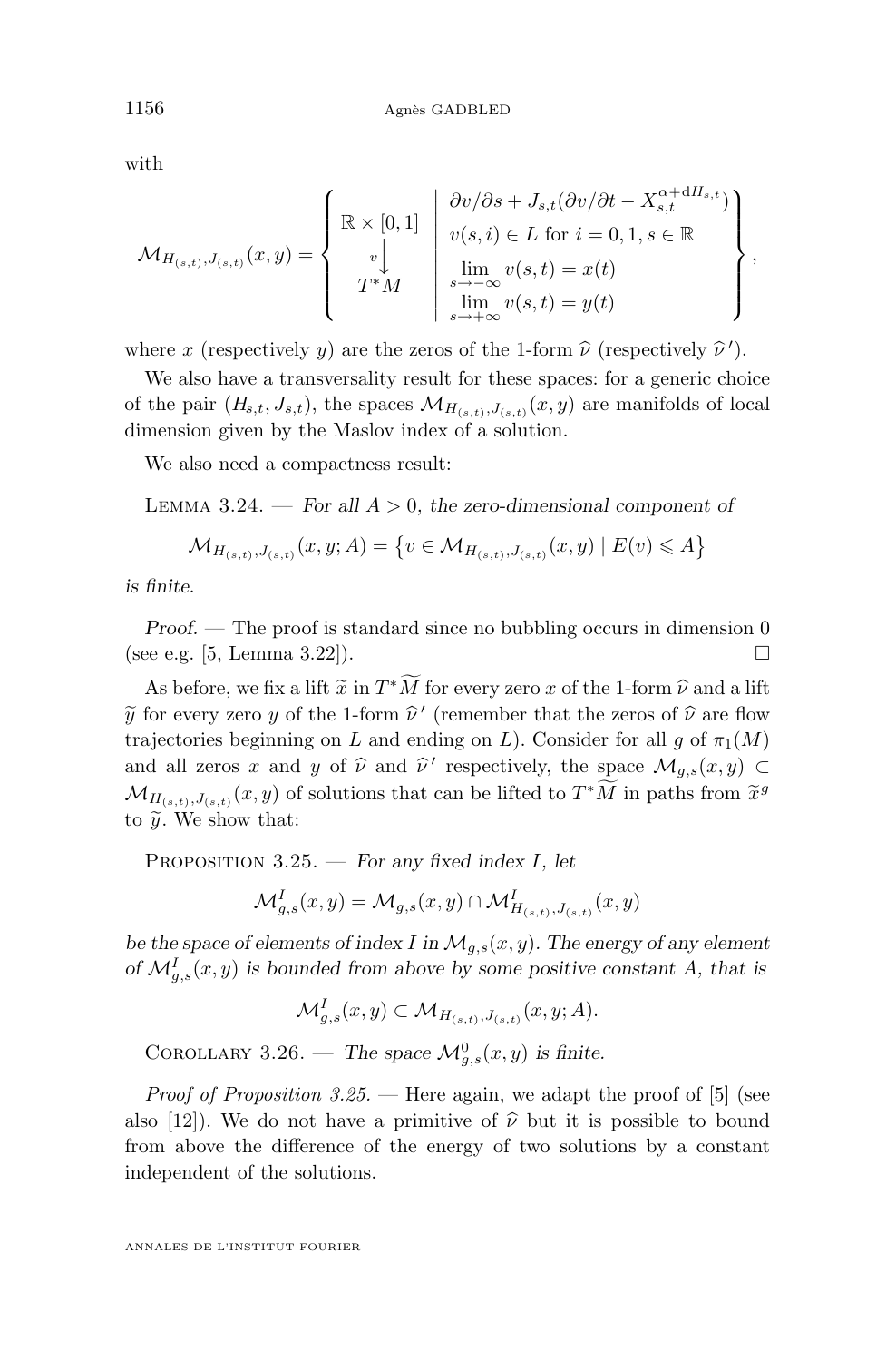with

$$\mathcal{M}_{H_{(s,t)},J_{(s,t)}}(x,y) = \left\{ \begin{array}{c} \mathbb{R}\times[0,1] \\ v\big\downarrow \\ T^*M \end{array} \;\middle|\; \begin{array}{l} \partial v/\partial s + J_{s,t}(\partial v/\partial t - X_{s,t}^{\alpha+\mathrm{d}H_{s,t}}) \\ v(s,i)\in L \text{ for } i=0,1, s\in\mathbb{R} \\ \lim\limits_{s\to-\infty} v(s,t) = x(t) \\ \lim\limits_{s\to+\infty} v(s,t) = y(t) \end{array} \right\},$$

where $x$ (respectively $y$) are the zeros of the 1-form $\widehat{\nu}$ (respectively $\widehat{\nu}\,'$).

We also have a transversality result for these spaces: for a generic choice of the pair $(H_{s,t}, J_{s,t})$, the spaces $\mathcal{M}_{H_{(s,t)},J_{(s,t)}}(x,y)$ are manifolds of local dimension given by the Maslov index of a solution.

We also need a compactness result:

Lemma 3.24. — *For all $A>0$, the zero-dimensional component of*

$$\mathcal{M}_{H_{(s,t)},J_{(s,t)}}(x,y;A) = \left\{ v\in\mathcal{M}_{H_{(s,t)},J_{(s,t)}}(x,y) \mid E(v)\leqslant A\right\}$$

*is finite.*

*Proof.* — The proof is standard since no bubbling occurs in dimension 0 (see e.g. [5, Lemma 3.22]). $\square$

As before, we fix a lift $\widetilde{x}$ in $T^*\widetilde{M}$ for every zero $x$ of the 1-form $\widehat{\nu}$ and a lift $\widetilde{y}$ for every zero $y$ of the 1-form $\widehat{\nu}\,'$ (remember that the zeros of $\widehat{\nu}$ are flow trajectories beginning on $L$ and ending on $L$). Consider for all $g$ of $\pi_1(M)$ and all zeros $x$ and $y$ of $\widehat{\nu}$ and $\widehat{\nu}\,'$ respectively, the space $\mathcal{M}_{g,s}(x,y)\subset\mathcal{M}_{H_{(s,t)},J_{(s,t)}}(x,y)$ of solutions that can be lifted to $T^*\widetilde{M}$ in paths from $\widetilde{x}^g$ to $\widetilde{y}$. We show that:

Proposition 3.25. — *For any fixed index $I$, let*

$$\mathcal{M}^I_{g,s}(x,y) = \mathcal{M}_{g,s}(x,y)\cap\mathcal{M}^I_{H_{(s,t)},J_{(s,t)}}(x,y)$$

*be the space of elements of index $I$ in $\mathcal{M}_{g,s}(x,y)$. The energy of any element of $\mathcal{M}^I_{g,s}(x,y)$ is bounded from above by some positive constant $A$, that is*

$$\mathcal{M}^I_{g,s}(x,y)\subset\mathcal{M}_{H_{(s,t)},J_{(s,t)}}(x,y;A).$$

Corollary 3.26. — *The space $\mathcal{M}^0_{g,s}(x,y)$ is finite.*

*Proof of Proposition 3.25.* — Here again, we adapt the proof of [5] (see also [12]). We do not have a primitive of $\widehat{\nu}$ but it is possible to bound from above the difference of the energy of two solutions by a constant independent of the solutions.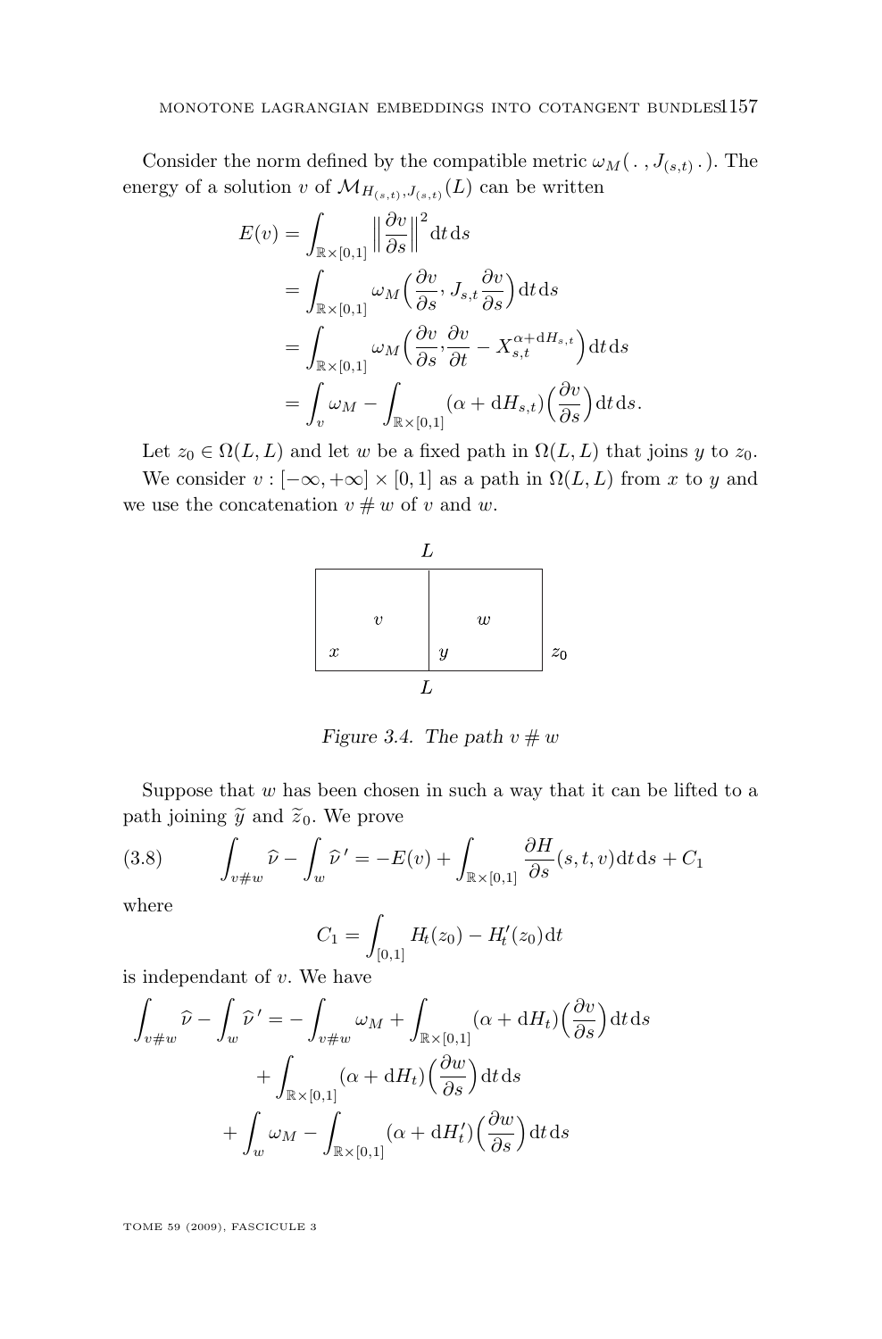Consider the norm defined by the compatible metric $\omega_M(\,.\,,J_{(s,t)}\,.\,)$. The energy of a solution $v$ of $\mathcal{M}_{H_{(s,t)},J_{(s,t)}}(L)$ can be written

$$
\begin{aligned}
E(v) &= \int_{\mathbb{R}\times[0,1]} \Big\| \frac{\partial v}{\partial s} \Big\|^2 \mathrm{d}t\,\mathrm{d}s \\
&= \int_{\mathbb{R}\times[0,1]} \omega_M\Big(\frac{\partial v}{\partial s}, J_{s,t}\frac{\partial v}{\partial s}\Big)\mathrm{d}t\,\mathrm{d}s \\
&= \int_{\mathbb{R}\times[0,1]} \omega_M\Big(\frac{\partial v}{\partial s}, \frac{\partial v}{\partial t} - X_{s,t}^{\alpha+\mathrm{d}H_{s,t}}\Big)\mathrm{d}t\,\mathrm{d}s \\
&= \int_v \omega_M - \int_{\mathbb{R}\times[0,1]} (\alpha+\mathrm{d}H_{s,t})\Big(\frac{\partial v}{\partial s}\Big)\mathrm{d}t\,\mathrm{d}s.
\end{aligned}
$$

Let $z_0 \in \Omega(L,L)$ and let $w$ be a fixed path in $\Omega(L,L)$ that joins $y$ to $z_0$.

We consider $v : [-\infty,+\infty]\times[0,1]$ as a path in $\Omega(L,L)$ from $x$ to $y$ and we use the concatenation $v \# w$ of $v$ and $w$.

*Figure 3.4. The path $v \# w$*

Suppose that $w$ has been chosen in such a way that it can be lifted to a path joining $\widetilde{y}$ and $\widetilde{z}_0$. We prove

$$
\int_{v\#w} \widehat{\nu} - \int_w \widehat{\nu}\,' = -E(v) + \int_{\mathbb{R}\times[0,1]} \frac{\partial H}{\partial s}(s,t,v)\mathrm{d}t\,\mathrm{d}s + C_1 \tag{3.8}
$$

where

$$
C_1 = \int_{[0,1]} H_t(z_0) - H'_t(z_0)\mathrm{d}t
$$

is independant of $v$. We have

$$
\begin{aligned}
\int_{v\#w} \widehat{\nu} - \int_w \widehat{\nu}\,' = &-\int_{v\#w} \omega_M + \int_{\mathbb{R}\times[0,1]} (\alpha+\mathrm{d}H_t)\Big(\frac{\partial v}{\partial s}\Big)\mathrm{d}t\,\mathrm{d}s \\
&+ \int_{\mathbb{R}\times[0,1]} (\alpha+\mathrm{d}H_t)\Big(\frac{\partial w}{\partial s}\Big)\mathrm{d}t\,\mathrm{d}s \\
&+ \int_w \omega_M - \int_{\mathbb{R}\times[0,1]} (\alpha+\mathrm{d}H'_t)\Big(\frac{\partial w}{\partial s}\Big)\mathrm{d}t\,\mathrm{d}s
\end{aligned}
$$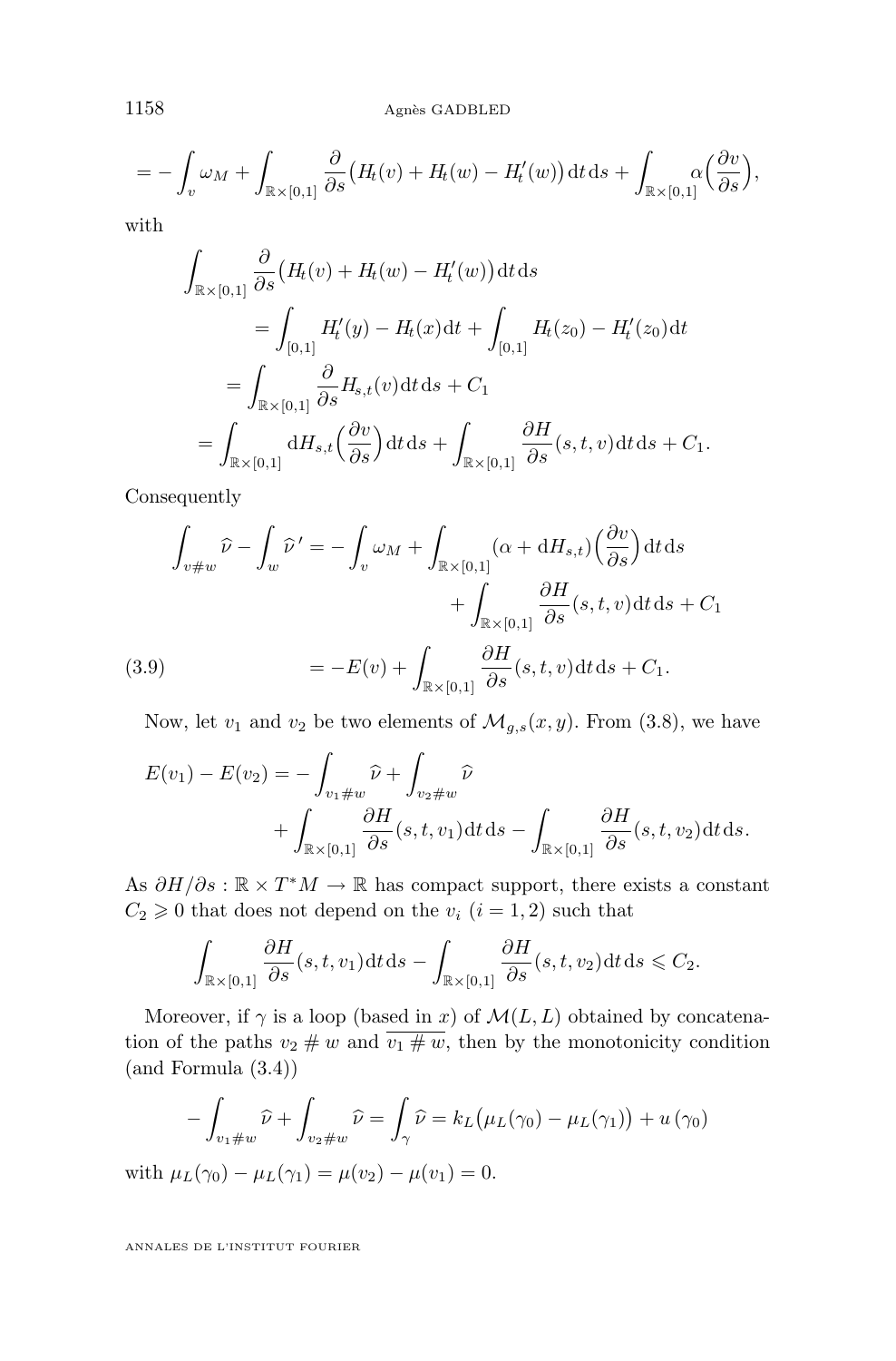$$= -\int_v \omega_M + \int_{\mathbb{R}\times[0,1]} \frac{\partial}{\partial s}\big(H_t(v) + H_t(w) - H_t'(w)\big)\,\mathrm{d}t\,\mathrm{d}s + \int_{\mathbb{R}\times[0,1]} \alpha\Big(\frac{\partial v}{\partial s}\Big),$$

with

$$\begin{aligned}
\int_{\mathbb{R}\times[0,1]} &\frac{\partial}{\partial s}\big(H_t(v) + H_t(w) - H_t'(w)\big)\,\mathrm{d}t\,\mathrm{d}s \\
&= \int_{[0,1]} H_t'(y) - H_t(x)\,\mathrm{d}t + \int_{[0,1]} H_t(z_0) - H_t'(z_0)\,\mathrm{d}t \\
&= \int_{\mathbb{R}\times[0,1]} \frac{\partial}{\partial s} H_{s,t}(v)\,\mathrm{d}t\,\mathrm{d}s + C_1 \\
&= \int_{\mathbb{R}\times[0,1]} \mathrm{d}H_{s,t}\Big(\frac{\partial v}{\partial s}\Big)\,\mathrm{d}t\,\mathrm{d}s + \int_{\mathbb{R}\times[0,1]} \frac{\partial H}{\partial s}(s,t,v)\,\mathrm{d}t\,\mathrm{d}s + C_1.
\end{aligned}$$

Consequently

$$\begin{aligned}
\int_{v\# w} \widehat{\nu} - \int_w \widehat{\nu}\,' &= -\int_v \omega_M + \int_{\mathbb{R}\times[0,1]} (\alpha + \mathrm{d}H_{s,t})\Big(\frac{\partial v}{\partial s}\Big)\,\mathrm{d}t\,\mathrm{d}s \\
&\qquad + \int_{\mathbb{R}\times[0,1]} \frac{\partial H}{\partial s}(s,t,v)\,\mathrm{d}t\,\mathrm{d}s + C_1 \\
&= -E(v) + \int_{\mathbb{R}\times[0,1]} \frac{\partial H}{\partial s}(s,t,v)\,\mathrm{d}t\,\mathrm{d}s + C_1. \qquad (3.9)
\end{aligned}$$

Now, let $v_1$ and $v_2$ be two elements of $\mathcal{M}_{g,s}(x,y)$. From (3.8), we have

$$\begin{aligned}
E(v_1) - E(v_2) = &-\int_{v_1\# w} \widehat{\nu} + \int_{v_2\# w} \widehat{\nu} \\
&+ \int_{\mathbb{R}\times[0,1]} \frac{\partial H}{\partial s}(s,t,v_1)\,\mathrm{d}t\,\mathrm{d}s - \int_{\mathbb{R}\times[0,1]} \frac{\partial H}{\partial s}(s,t,v_2)\,\mathrm{d}t\,\mathrm{d}s.
\end{aligned}$$

As $\partial H/\partial s : \mathbb{R}\times T^*M \to \mathbb{R}$ has compact support, there exists a constant $C_2 \geqslant 0$ that does not depend on the $v_i$ $(i=1,2)$ such that

$$\int_{\mathbb{R}\times[0,1]} \frac{\partial H}{\partial s}(s,t,v_1)\,\mathrm{d}t\,\mathrm{d}s - \int_{\mathbb{R}\times[0,1]} \frac{\partial H}{\partial s}(s,t,v_2)\,\mathrm{d}t\,\mathrm{d}s \leqslant C_2.$$

Moreover, if $\gamma$ is a loop (based in $x$) of $\mathcal{M}(L,L)$ obtained by concatenation of the paths $v_2 \# w$ and $\overline{v_1 \# w}$, then by the monotonicity condition (and Formula (3.4))

$$-\int_{v_1\# w} \widehat{\nu} + \int_{v_2\# w} \widehat{\nu} = \int_\gamma \widehat{\nu} = k_L\big(\mu_L(\gamma_0) - \mu_L(\gamma_1)\big) + u\,(\gamma_0)$$

with $\mu_L(\gamma_0) - \mu_L(\gamma_1) = \mu(v_2) - \mu(v_1) = 0$.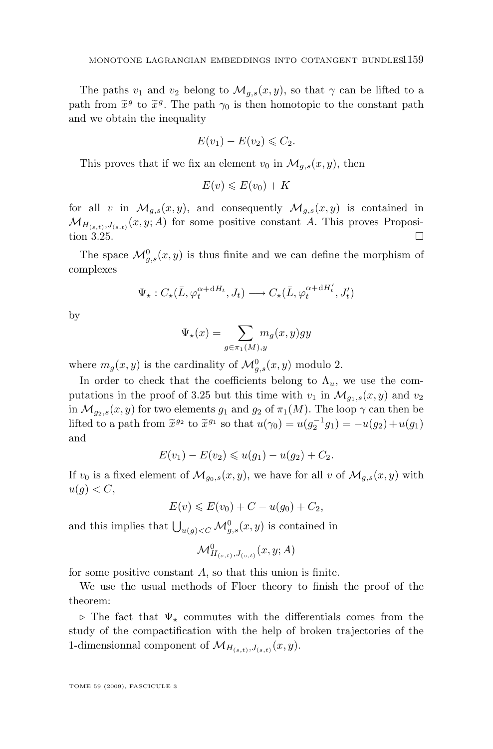The paths $v_1$ and $v_2$ belong to $\mathcal{M}_{g,s}(x,y)$, so that $\gamma$ can be lifted to a path from $\widetilde{x}^g$ to $\widetilde{x}^g$. The path $\gamma_0$ is then homotopic to the constant path and we obtain the inequality

$$E(v_1) - E(v_2) \leqslant C_2.$$

This proves that if we fix an element $v_0$ in $\mathcal{M}_{g,s}(x,y)$, then

$$E(v) \leqslant E(v_0) + K$$

for all $v$ in $\mathcal{M}_{g,s}(x,y)$, and consequently $\mathcal{M}_{g,s}(x,y)$ is contained in $\mathcal{M}_{H_{(s,t)},J_{(s,t)}}(x,y;A)$ for some positive constant $A$. This proves Proposition 3.25. □

The space $\mathcal{M}^0_{g,s}(x,y)$ is thus finite and we can define the morphism of complexes

$$\Psi_\star : C_\star(\bar{L}, \varphi_t^{\alpha+\mathrm{d}H_t}, J_t) \longrightarrow C_\star(\bar{L}, \varphi_t^{\alpha+\mathrm{d}H'_t}, J'_t)$$

by

$$\Psi_\star(x) = \sum_{g\in\pi_1(M),y} m_g(x,y) gy$$

where $m_g(x,y)$ is the cardinality of $\mathcal{M}^0_{g,s}(x,y)$ modulo 2.

In order to check that the coefficients belong to $\Lambda_u$, we use the computations in the proof of 3.25 but this time with $v_1$ in $\mathcal{M}_{g_1,s}(x,y)$ and $v_2$ in $\mathcal{M}_{g_2,s}(x,y)$ for two elements $g_1$ and $g_2$ of $\pi_1(M)$. The loop $\gamma$ can then be lifted to a path from $\widetilde{x}^{g_2}$ to $\widetilde{x}^{g_1}$ so that $u(\gamma_0) = u(g_2^{-1}g_1) = -u(g_2) + u(g_1)$ and

$$E(v_1) - E(v_2) \leqslant u(g_1) - u(g_2) + C_2.$$

If $v_0$ is a fixed element of $\mathcal{M}_{g_0,s}(x,y)$, we have for all $v$ of $\mathcal{M}_{g,s}(x,y)$ with $u(g) < C$,

$$E(v) \leqslant E(v_0) + C - u(g_0) + C_2,$$

and this implies that $\bigcup_{u(g)<C} \mathcal{M}^0_{g,s}(x,y)$ is contained in

$$\mathcal{M}^0_{H_{(s,t)},J_{(s,t)}}(x,y;A)$$

for some positive constant $A$, so that this union is finite.

We use the usual methods of Floer theory to finish the proof of the theorem:

▷ The fact that $\Psi_\star$ commutes with the differentials comes from the study of the compactification with the help of broken trajectories of the 1-dimensionnal component of $\mathcal{M}_{H_{(s,t)},J_{(s,t)}}(x,y)$.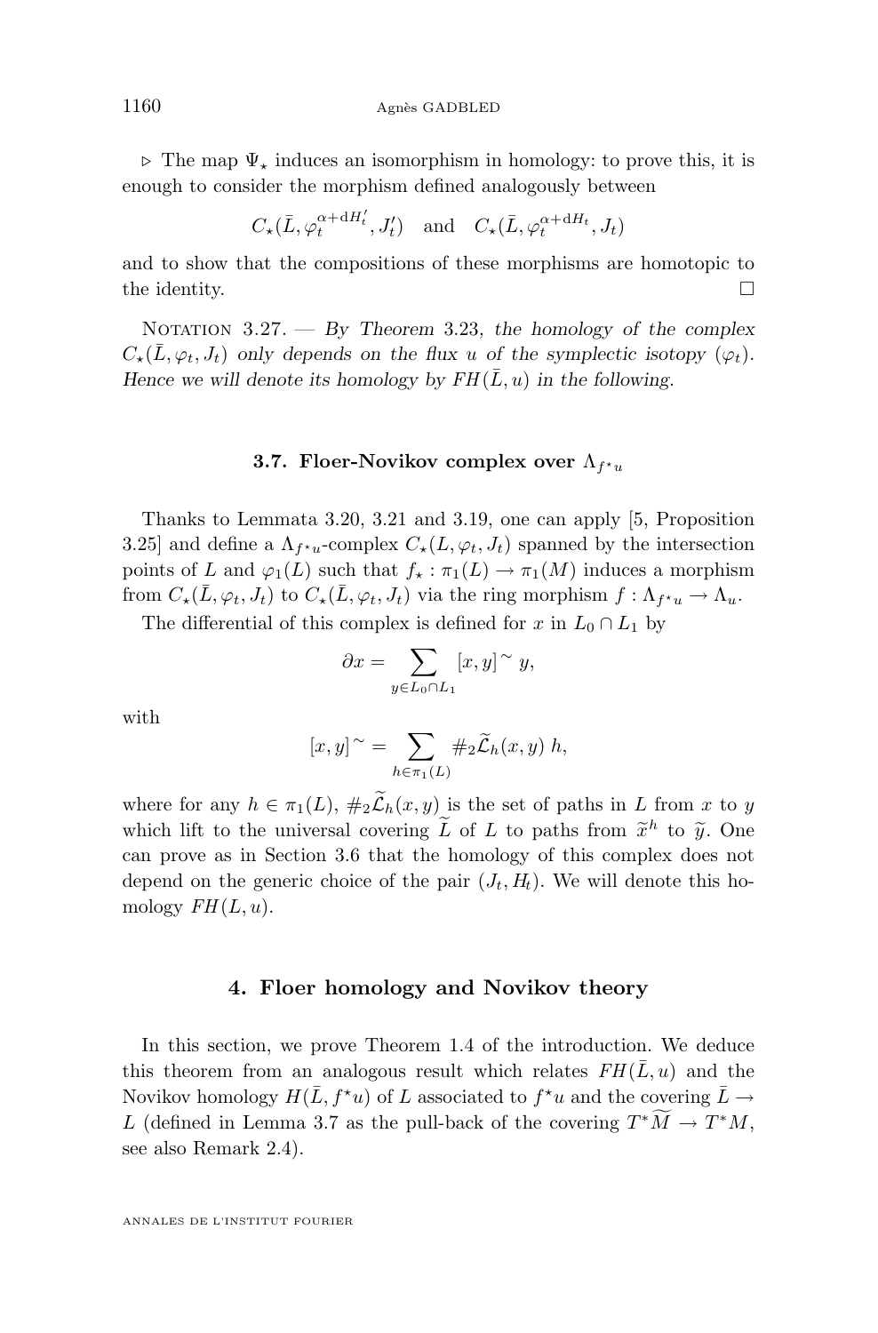$\triangleright$ The map $\Psi_\star$ induces an isomorphism in homology: to prove this, it is enough to consider the morphism defined analogously between

$$C_\star(\bar{L}, \varphi_t^{\alpha+\mathrm{d}H'_t}, J'_t) \quad \text{and} \quad C_\star(\bar{L}, \varphi_t^{\alpha+\mathrm{d}H_t}, J_t)$$

and to show that the compositions of these morphisms are homotopic to the identity. $\square$

Notation 3.27. — *By Theorem 3.23, the homology of the complex $C_\star(\bar{L}, \varphi_t, J_t)$ only depends on the flux $u$ of the symplectic isotopy $(\varphi_t)$. Hence we will denote its homology by $FH(\bar{L}, u)$ in the following.*

### 3.7. Floer-Novikov complex over $\Lambda_{f^\star u}$

Thanks to Lemmata 3.20, 3.21 and 3.19, one can apply [5, Proposition 3.25] and define a $\Lambda_{f^\star u}$-complex $C_\star(L, \varphi_t, J_t)$ spanned by the intersection points of $L$ and $\varphi_1(L)$ such that $f_\star : \pi_1(L) \to \pi_1(M)$ induces a morphism from $C_\star(\bar{L}, \varphi_t, J_t)$ to $C_\star(\bar{L}, \varphi_t, J_t)$ via the ring morphism $f : \Lambda_{f^\star u} \to \Lambda_u$.

The differential of this complex is defined for $x$ in $L_0 \cap L_1$ by

$$\partial x = \sum_{y \in L_0 \cap L_1} [x, y]^\sim \, y,$$

with

$$[x, y]^\sim = \sum_{h \in \pi_1(L)} \#_2 \widetilde{\mathcal{L}}_h(x, y) \, h,$$

where for any $h \in \pi_1(L)$, $\#_2 \widetilde{\mathcal{L}}_h(x, y)$ is the set of paths in $L$ from $x$ to $y$ which lift to the universal covering $\widetilde{L}$ of $L$ to paths from $\widetilde{x}^h$ to $\widetilde{y}$. One can prove as in Section 3.6 that the homology of this complex does not depend on the generic choice of the pair $(J_t, H_t)$. We will denote this homology $FH(L, u)$.

## 4. Floer homology and Novikov theory

In this section, we prove Theorem 1.4 of the introduction. We deduce this theorem from an analogous result which relates $FH(\bar{L}, u)$ and the Novikov homology $H(\bar{L}, f^\star u)$ of $L$ associated to $f^\star u$ and the covering $\bar{L} \to L$ (defined in Lemma 3.7 as the pull-back of the covering $T^*\widetilde{M} \to T^*M$, see also Remark 2.4).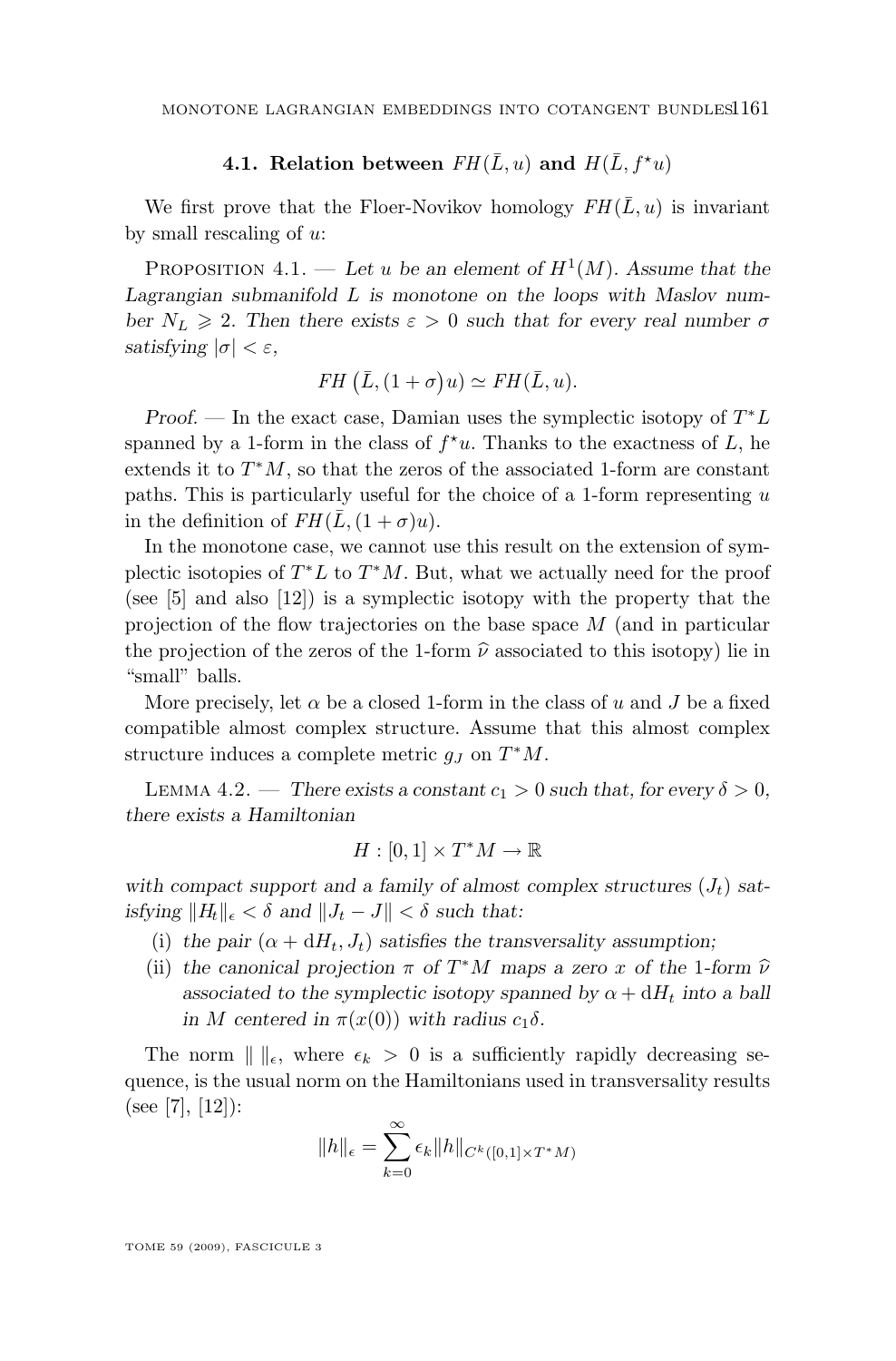### 4.1. Relation between $FH(\bar{L}, u)$ and $H(\bar{L}, f^\star u)$

We first prove that the Floer-Novikov homology $FH(\bar{L}, u)$ is invariant by small rescaling of $u$:

Proposition 4.1. — *Let $u$ be an element of $H^1(M)$. Assume that the Lagrangian submanifold $L$ is monotone on the loops with Maslov number $N_L \geqslant 2$. Then there exists $\varepsilon > 0$ such that for every real number $\sigma$ satisfying $|\sigma| < \varepsilon$,*

$$FH\big(\bar{L}, (1+\sigma)u\big) \simeq FH(\bar{L}, u).$$

*Proof.* — In the exact case, Damian uses the symplectic isotopy of $T^*L$ spanned by a 1-form in the class of $f^\star u$. Thanks to the exactness of $L$, he extends it to $T^*M$, so that the zeros of the associated 1-form are constant paths. This is particularly useful for the choice of a 1-form representing $u$ in the definition of $FH(\bar{L}, (1+\sigma)u)$.

In the monotone case, we cannot use this result on the extension of symplectic isotopies of $T^*L$ to $T^*M$. But, what we actually need for the proof (see [5] and also [12]) is a symplectic isotopy with the property that the projection of the flow trajectories on the base space $M$ (and in particular the projection of the zeros of the 1-form $\widehat{\nu}$ associated to this isotopy) lie in "small" balls.

More precisely, let $\alpha$ be a closed 1-form in the class of $u$ and $J$ be a fixed compatible almost complex structure. Assume that this almost complex structure induces a complete metric $g_J$ on $T^*M$.

Lemma 4.2. — *There exists a constant $c_1 > 0$ such that, for every $\delta > 0$, there exists a Hamiltonian*

$$H : [0,1] \times T^*M \to \mathbb{R}$$

*with compact support and a family of almost complex structures $(J_t)$ satisfying $\|H_t\|_\epsilon < \delta$ and $\|J_t - J\| < \delta$ such that:*

1. *the pair $(\alpha + \mathrm{d}H_t, J_t)$ satisfies the transversality assumption;*
2. *the canonical projection $\pi$ of $T^*M$ maps a zero $x$ of the 1-form $\widehat{\nu}$ associated to the symplectic isotopy spanned by $\alpha + \mathrm{d}H_t$ into a ball in $M$ centered in $\pi(x(0))$ with radius $c_1\delta$.*

The norm $\|\ \|_\epsilon$, where $\epsilon_k > 0$ is a sufficiently rapidly decreasing sequence, is the usual norm on the Hamiltonians used in transversality results (see [7], [12]):

$$\|h\|_\epsilon = \sum_{k=0}^{\infty} \epsilon_k \|h\|_{C^k([0,1]\times T^*M)}$$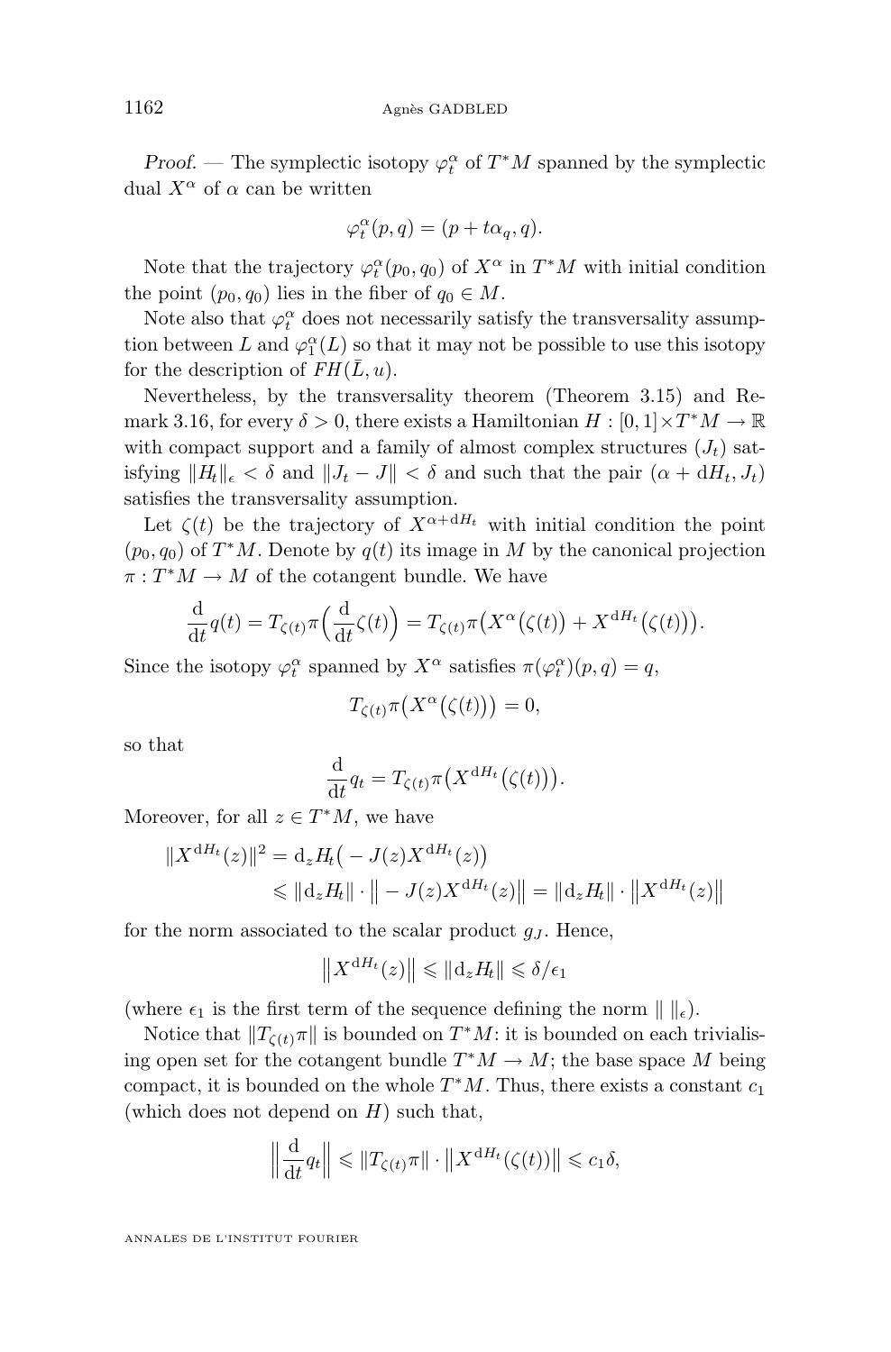*Proof.* — The symplectic isotopy $\varphi_t^\alpha$ of $T^*M$ spanned by the symplectic dual $X^\alpha$ of $\alpha$ can be written

$$\varphi_t^\alpha(p,q) = (p + t\alpha_q, q).$$

Note that the trajectory $\varphi_t^\alpha(p_0,q_0)$ of $X^\alpha$ in $T^*M$ with initial condition the point $(p_0,q_0)$ lies in the fiber of $q_0 \in M$.

Note also that $\varphi_t^\alpha$ does not necessarily satisfy the transversality assumption between $L$ and $\varphi_1^\alpha(L)$ so that it may not be possible to use this isotopy for the description of $FH(\bar{L}, u)$.

Nevertheless, by the transversality theorem (Theorem 3.15) and Remark 3.16, for every $\delta > 0$, there exists a Hamiltonian $H : [0,1]\times T^*M \to \mathbb{R}$ with compact support and a family of almost complex structures $(J_t)$ satisfying $\|H_t\|_\epsilon < \delta$ and $\|J_t - J\| < \delta$ and such that the pair $(\alpha + \mathrm{d}H_t, J_t)$ satisfies the transversality assumption.

Let $\zeta(t)$ be the trajectory of $X^{\alpha+\mathrm{d}H_t}$ with initial condition the point $(p_0,q_0)$ of $T^*M$. Denote by $q(t)$ its image in $M$ by the canonical projection $\pi : T^*M \to M$ of the cotangent bundle. We have

$$\frac{\mathrm{d}}{\mathrm{d}t}q(t) = T_{\zeta(t)}\pi\Big(\frac{\mathrm{d}}{\mathrm{d}t}\zeta(t)\Big) = T_{\zeta(t)}\pi\big(X^\alpha\big(\zeta(t)\big) + X^{\mathrm{d}H_t}\big(\zeta(t)\big)\big).$$

Since the isotopy $\varphi_t^\alpha$ spanned by $X^\alpha$ satisfies $\pi(\varphi_t^\alpha)(p,q) = q$,

$$T_{\zeta(t)}\pi\big(X^\alpha\big(\zeta(t)\big)\big) = 0,$$

so that

$$\frac{\mathrm{d}}{\mathrm{d}t}q_t = T_{\zeta(t)}\pi\big(X^{\mathrm{d}H_t}\big(\zeta(t)\big)\big).$$

Moreover, for all $z \in T^*M$, we have

$$\begin{aligned}\|X^{\mathrm{d}H_t}(z)\|^2 &= \mathrm{d}_z H_t\big(-J(z)X^{\mathrm{d}H_t}(z)\big)\\ &\leqslant \|\mathrm{d}_z H_t\| \cdot \big\|-J(z)X^{\mathrm{d}H_t}(z)\big\| = \|\mathrm{d}_z H_t\| \cdot \big\|X^{\mathrm{d}H_t}(z)\big\|\end{aligned}$$

for the norm associated to the scalar product $g_J$. Hence,

$$\big\|X^{\mathrm{d}H_t}(z)\big\| \leqslant \|\mathrm{d}_z H_t\| \leqslant \delta/\epsilon_1$$

(where $\epsilon_1$ is the first term of the sequence defining the norm $\|\ \|_\epsilon$).

Notice that $\|T_{\zeta(t)}\pi\|$ is bounded on $T^*M$: it is bounded on each trivialising open set for the cotangent bundle $T^*M \to M$; the base space $M$ being compact, it is bounded on the whole $T^*M$. Thus, there exists a constant $c_1$ (which does not depend on $H$) such that,

$$\Big\|\frac{\mathrm{d}}{\mathrm{d}t}q_t\Big\| \leqslant \|T_{\zeta(t)}\pi\| \cdot \big\|X^{\mathrm{d}H_t}(\zeta(t))\big\| \leqslant c_1\delta,$$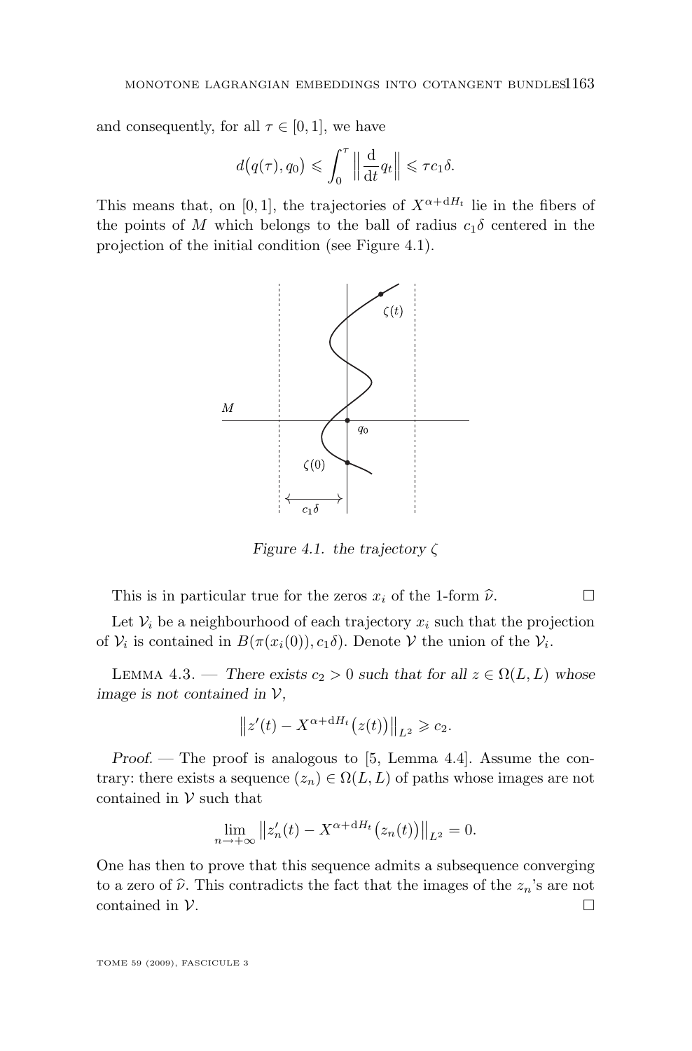and consequently, for all $\tau \in [0,1]$, we have

$$d\big(q(\tau), q_0\big) \leqslant \int_0^\tau \Big\| \frac{\mathrm{d}}{\mathrm{d}t} q_t \Big\| \leqslant \tau c_1 \delta.$$

This means that, on $[0,1]$, the trajectories of $X^{\alpha + \mathrm{d}H_t}$ lie in the fibers of the points of $M$ which belongs to the ball of radius $c_1\delta$ centered in the projection of the initial condition (see Figure 4.1).

*Figure 4.1. the trajectory $\zeta$*

This is in particular true for the zeros $x_i$ of the 1-form $\widehat{\nu}$. □

Let $\mathcal{V}_i$ be a neighbourhood of each trajectory $x_i$ such that the projection of $\mathcal{V}_i$ is contained in $B(\pi(x_i(0)), c_1\delta)$. Denote $\mathcal{V}$ the union of the $\mathcal{V}_i$.

Lemma 4.3. — *There exists $c_2 > 0$ such that for all $z \in \Omega(L,L)$ whose image is not contained in $\mathcal{V}$,*

$$\big\| z'(t) - X^{\alpha + \mathrm{d}H_t}\big(z(t)\big)\big\|_{L^2} \geqslant c_2.$$

*Proof.* — The proof is analogous to [5, Lemma 4.4]. Assume the contrary: there exists a sequence $(z_n) \in \Omega(L,L)$ of paths whose images are not contained in $\mathcal{V}$ such that

$$\lim_{n \to +\infty} \big\| z_n'(t) - X^{\alpha + \mathrm{d}H_t}\big(z_n(t)\big)\big\|_{L^2} = 0.$$

One has then to prove that this sequence admits a subsequence converging to a zero of $\widehat{\nu}$. This contradicts the fact that the images of the $z_n$'s are not contained in $\mathcal{V}$. □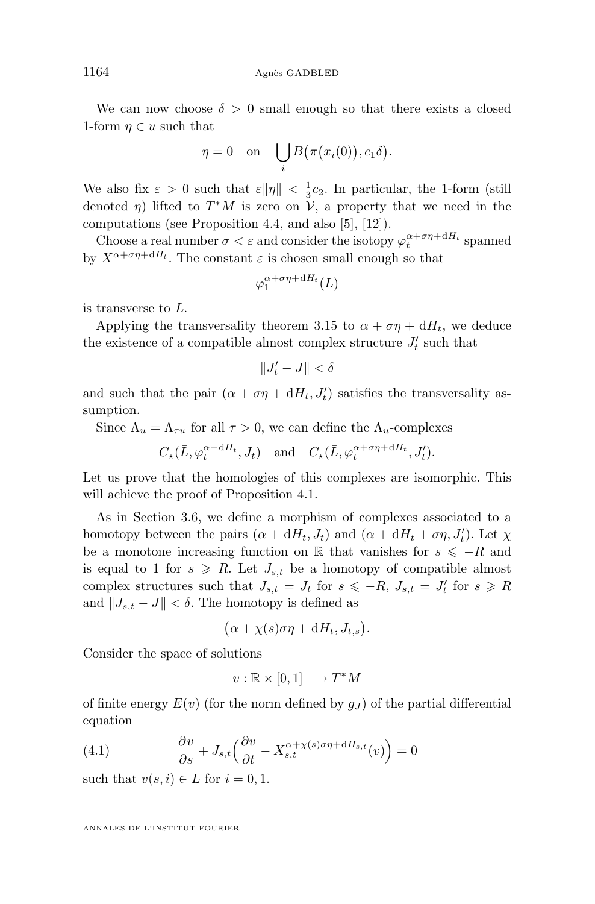We can now choose $\delta > 0$ small enough so that there exists a closed 1-form $\eta \in u$ such that

$$\eta = 0 \quad \text{on} \quad \bigcup_i B\big(\pi\big(x_i(0)\big), c_1\delta\big).$$

We also fix $\varepsilon > 0$ such that $\varepsilon\|\eta\| < \frac{1}{3}c_2$. In particular, the 1-form (still denoted $\eta$) lifted to $T^*M$ is zero on $\mathcal{V}$, a property that we need in the computations (see Proposition 4.4, and also [5], [12]).

Choose a real number $\sigma < \varepsilon$ and consider the isotopy $\varphi_t^{\alpha+\sigma\eta+\mathrm{d}H_t}$ spanned by $X^{\alpha+\sigma\eta+\mathrm{d}H_t}$. The constant $\varepsilon$ is chosen small enough so that

$$\varphi_1^{\alpha+\sigma\eta+\mathrm{d}H_t}(L)$$

is transverse to $L$.

Applying the transversality theorem 3.15 to $\alpha + \sigma\eta + \mathrm{d}H_t$, we deduce the existence of a compatible almost complex structure $J'_t$ such that

$$\|J'_t - J\| < \delta$$

and such that the pair $(\alpha + \sigma\eta + \mathrm{d}H_t, J'_t)$ satisfies the transversality assumption.

Since $\Lambda_u = \Lambda_{\tau u}$ for all $\tau > 0$, we can define the $\Lambda_u$-complexes

$$C_\star(\bar{L}, \varphi_t^{\alpha+\mathrm{d}H_t}, J_t) \quad \text{and} \quad C_\star(\bar{L}, \varphi_t^{\alpha+\sigma\eta+\mathrm{d}H_t}, J'_t).$$

Let us prove that the homologies of this complexes are isomorphic. This will achieve the proof of Proposition 4.1.

As in Section 3.6, we define a morphism of complexes associated to a homotopy between the pairs $(\alpha + \mathrm{d}H_t, J_t)$ and $(\alpha + \mathrm{d}H_t + \sigma\eta, J'_t)$. Let $\chi$ be a monotone increasing function on $\mathbb{R}$ that vanishes for $s \leqslant -R$ and is equal to 1 for $s \geqslant R$. Let $J_{s,t}$ be a homotopy of compatible almost complex structures such that $J_{s,t} = J_t$ for $s \leqslant -R$, $J_{s,t} = J'_t$ for $s \geqslant R$ and $\|J_{s,t} - J\| < \delta$. The homotopy is defined as

$$\big(\alpha + \chi(s)\sigma\eta + \mathrm{d}H_t, J_{t,s}\big).$$

Consider the space of solutions

$$v : \mathbb{R} \times [0,1] \longrightarrow T^*M$$

of finite energy $E(v)$ (for the norm defined by $g_J$) of the partial differential equation

$$\frac{\partial v}{\partial s} + J_{s,t}\Big(\frac{\partial v}{\partial t} - X_{s,t}^{\alpha+\chi(s)\sigma\eta+\mathrm{d}H_{s,t}}(v)\Big) = 0 \tag{4.1}$$

such that $v(s,i) \in L$ for $i = 0, 1$.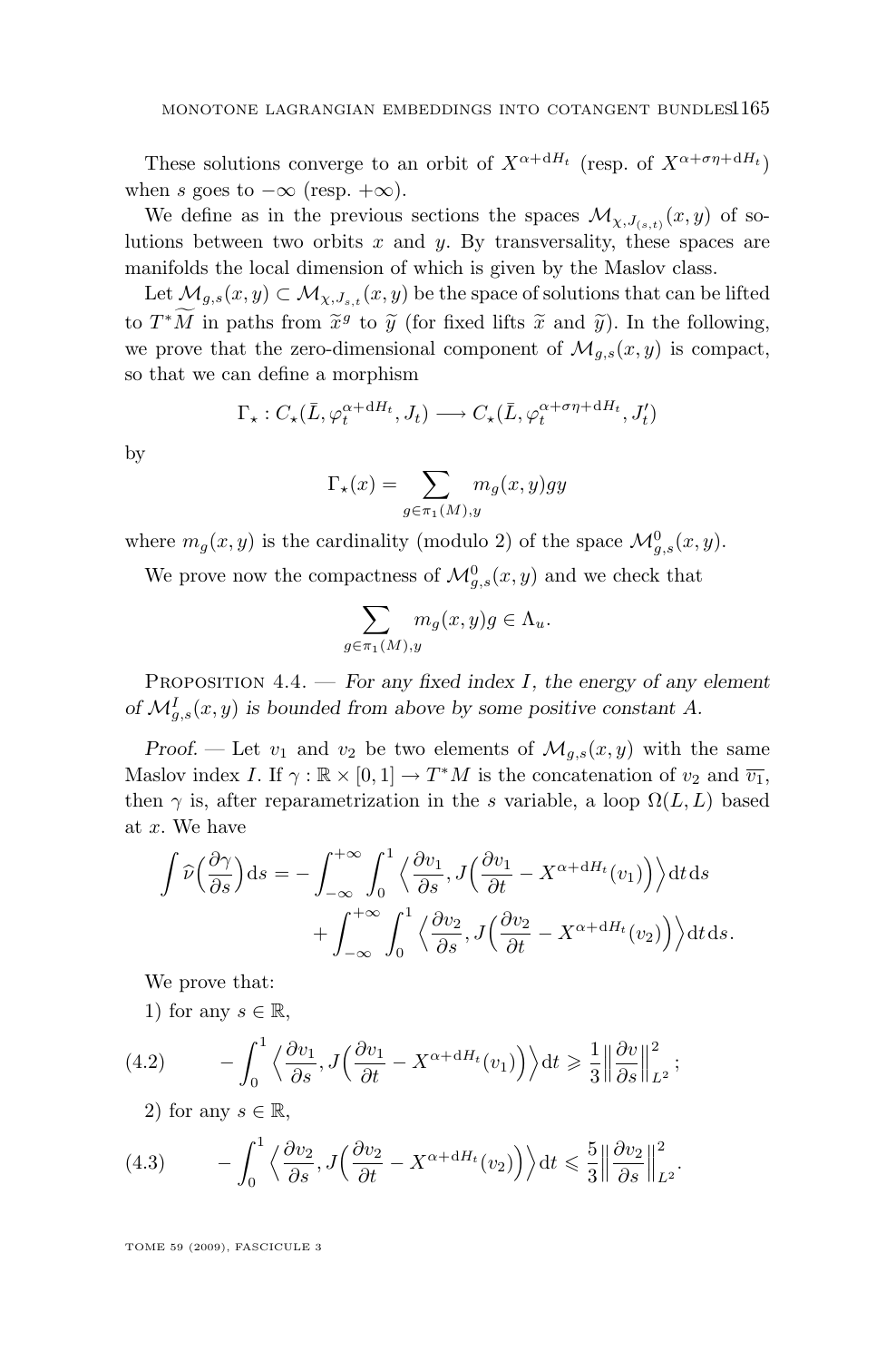These solutions converge to an orbit of $X^{\alpha+\mathrm{d}H_t}$ (resp. of $X^{\alpha+\sigma\eta+\mathrm{d}H_t}$) when $s$ goes to $-\infty$ (resp. $+\infty$).

We define as in the previous sections the spaces $\mathcal{M}_{\chi,J_{(s,t)}}(x,y)$ of solutions between two orbits $x$ and $y$. By transversality, these spaces are manifolds the local dimension of which is given by the Maslov class.

Let $\mathcal{M}_{g,s}(x,y) \subset \mathcal{M}_{\chi,J_{s,t}}(x,y)$ be the space of solutions that can be lifted to $T^*\widetilde{M}$ in paths from $\widetilde{x}^g$ to $\widetilde{y}$ (for fixed lifts $\widetilde{x}$ and $\widetilde{y}$). In the following, we prove that the zero-dimensional component of $\mathcal{M}_{g,s}(x,y)$ is compact, so that we can define a morphism

$$\Gamma_\star : C_\star(\bar{L}, \varphi_t^{\alpha+\mathrm{d}H_t}, J_t) \longrightarrow C_\star(\bar{L}, \varphi_t^{\alpha+\sigma\eta+\mathrm{d}H_t}, J'_t)$$

by

$$\Gamma_\star(x) = \sum_{g\in\pi_1(M),y} m_g(x,y) g y$$

where $m_g(x,y)$ is the cardinality (modulo 2) of the space $\mathcal{M}^0_{g,s}(x,y)$.

We prove now the compactness of $\mathcal{M}^0_{g,s}(x,y)$ and we check that

$$\sum_{g\in\pi_1(M),y} m_g(x,y) g \in \Lambda_u.$$

Proposition 4.4. — *For any fixed index $I$, the energy of any element of $\mathcal{M}^I_{g,s}(x,y)$ is bounded from above by some positive constant $A$.*

*Proof.* — Let $v_1$ and $v_2$ be two elements of $\mathcal{M}_{g,s}(x,y)$ with the same Maslov index $I$. If $\gamma : \mathbb{R}\times[0,1] \to T^*M$ is the concatenation of $v_2$ and $\overline{v_1}$, then $\gamma$ is, after reparametrization in the $s$ variable, a loop $\Omega(L,L)$ based at $x$. We have

$$\int \widehat{\nu}\Big(\frac{\partial \gamma}{\partial s}\Big)\mathrm{d}s = -\int_{-\infty}^{+\infty}\int_0^1 \Big\langle \frac{\partial v_1}{\partial s}, J\Big(\frac{\partial v_1}{\partial t} - X^{\alpha+\mathrm{d}H_t}(v_1)\Big)\Big\rangle \mathrm{d}t\,\mathrm{d}s + \int_{-\infty}^{+\infty}\int_0^1 \Big\langle \frac{\partial v_2}{\partial s}, J\Big(\frac{\partial v_2}{\partial t} - X^{\alpha+\mathrm{d}H_t}(v_2)\Big)\Big\rangle \mathrm{d}t\,\mathrm{d}s.$$

We prove that:

1) for any $s\in\mathbb{R}$,

$$-\int_0^1 \Big\langle \frac{\partial v_1}{\partial s}, J\Big(\frac{\partial v_1}{\partial t} - X^{\alpha+\mathrm{d}H_t}(v_1)\Big)\Big\rangle \mathrm{d}t \geqslant \frac{1}{3}\Big\|\frac{\partial v}{\partial s}\Big\|^2_{L^2}; \tag{4.2}$$

2) for any $s\in\mathbb{R}$,

$$-\int_0^1 \Big\langle \frac{\partial v_2}{\partial s}, J\Big(\frac{\partial v_2}{\partial t} - X^{\alpha+\mathrm{d}H_t}(v_2)\Big)\Big\rangle \mathrm{d}t \leqslant \frac{5}{3}\Big\|\frac{\partial v_2}{\partial s}\Big\|^2_{L^2}. \tag{4.3}$$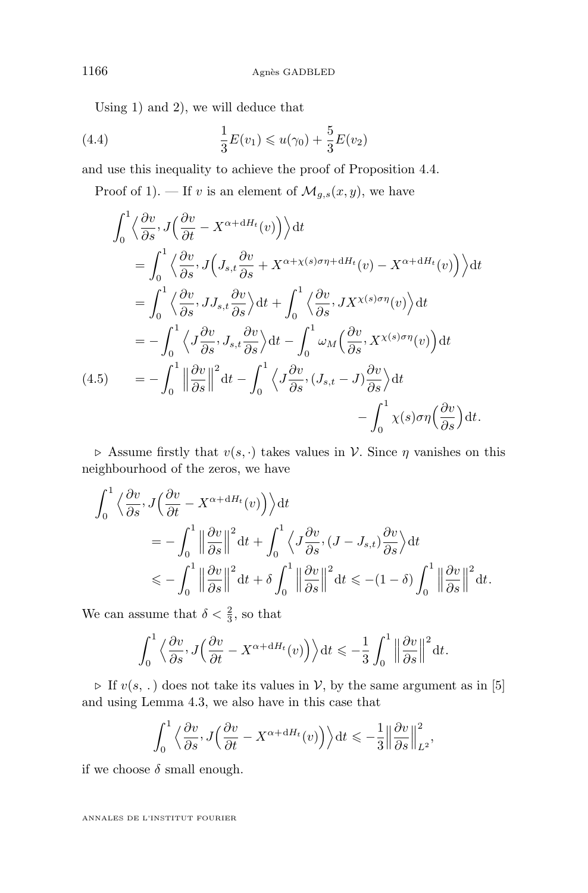Using 1) and 2), we will deduce that

$$\frac{1}{3}E(v_1) \leqslant u(\gamma_0) + \frac{5}{3}E(v_2) \tag{4.4}$$

and use this inequality to achieve the proof of Proposition 4.4.

Proof of 1). — If $v$ is an element of $\mathcal{M}_{g,s}(x,y)$, we have

$$\begin{aligned}
\int_0^1 \Big\langle \frac{\partial v}{\partial s}, J\Big(\frac{\partial v}{\partial t} - X^{\alpha+\mathrm{d}H_t}(v)\Big)\Big\rangle \mathrm{d}t
&= \int_0^1 \Big\langle \frac{\partial v}{\partial s}, J\Big(J_{s,t}\frac{\partial v}{\partial s} + X^{\alpha+\chi(s)\sigma\eta+\mathrm{d}H_t}(v) - X^{\alpha+\mathrm{d}H_t}(v)\Big)\Big\rangle \mathrm{d}t \\
&= \int_0^1 \Big\langle \frac{\partial v}{\partial s}, JJ_{s,t}\frac{\partial v}{\partial s}\Big\rangle \mathrm{d}t + \int_0^1 \Big\langle \frac{\partial v}{\partial s}, JX^{\chi(s)\sigma\eta}(v)\Big\rangle \mathrm{d}t \\
&= -\int_0^1 \Big\langle J\frac{\partial v}{\partial s}, J_{s,t}\frac{\partial v}{\partial s}\Big\rangle \mathrm{d}t - \int_0^1 \omega_M\Big(\frac{\partial v}{\partial s}, X^{\chi(s)\sigma\eta}(v)\Big)\mathrm{d}t \\
&= -\int_0^1 \Big\|\frac{\partial v}{\partial s}\Big\|^2 \mathrm{d}t - \int_0^1 \Big\langle J\frac{\partial v}{\partial s}, (J_{s,t}-J)\frac{\partial v}{\partial s}\Big\rangle \mathrm{d}t \\
&\qquad - \int_0^1 \chi(s)\sigma\eta\Big(\frac{\partial v}{\partial s}\Big)\mathrm{d}t.
\end{aligned} \tag{4.5}$$

▷ Assume firstly that $v(s,\cdot)$ takes values in $\mathcal{V}$. Since $\eta$ vanishes on this neighbourhood of the zeros, we have

$$\begin{aligned}
\int_0^1 \Big\langle \frac{\partial v}{\partial s}, J\Big(\frac{\partial v}{\partial t} - X^{\alpha+\mathrm{d}H_t}(v)\Big)\Big\rangle \mathrm{d}t
&= -\int_0^1 \Big\|\frac{\partial v}{\partial s}\Big\|^2 \mathrm{d}t + \int_0^1 \Big\langle J\frac{\partial v}{\partial s}, (J-J_{s,t})\frac{\partial v}{\partial s}\Big\rangle \mathrm{d}t \\
&\leqslant -\int_0^1 \Big\|\frac{\partial v}{\partial s}\Big\|^2 \mathrm{d}t + \delta\int_0^1 \Big\|\frac{\partial v}{\partial s}\Big\|^2 \mathrm{d}t \leqslant -(1-\delta)\int_0^1 \Big\|\frac{\partial v}{\partial s}\Big\|^2 \mathrm{d}t.
\end{aligned}$$

We can assume that $\delta < \frac{2}{3}$, so that

$$\int_0^1 \Big\langle \frac{\partial v}{\partial s}, J\Big(\frac{\partial v}{\partial t} - X^{\alpha+\mathrm{d}H_t}(v)\Big)\Big\rangle \mathrm{d}t \leqslant -\frac{1}{3}\int_0^1 \Big\|\frac{\partial v}{\partial s}\Big\|^2 \mathrm{d}t.$$

▷ If $v(s,.)$ does not take its values in $\mathcal{V}$, by the same argument as in [5] and using Lemma 4.3, we also have in this case that

$$\int_0^1 \Big\langle \frac{\partial v}{\partial s}, J\Big(\frac{\partial v}{\partial t} - X^{\alpha+\mathrm{d}H_t}(v)\Big)\Big\rangle \mathrm{d}t \leqslant -\frac{1}{3}\Big\|\frac{\partial v}{\partial s}\Big\|^2_{L^2},$$

if we choose $\delta$ small enough.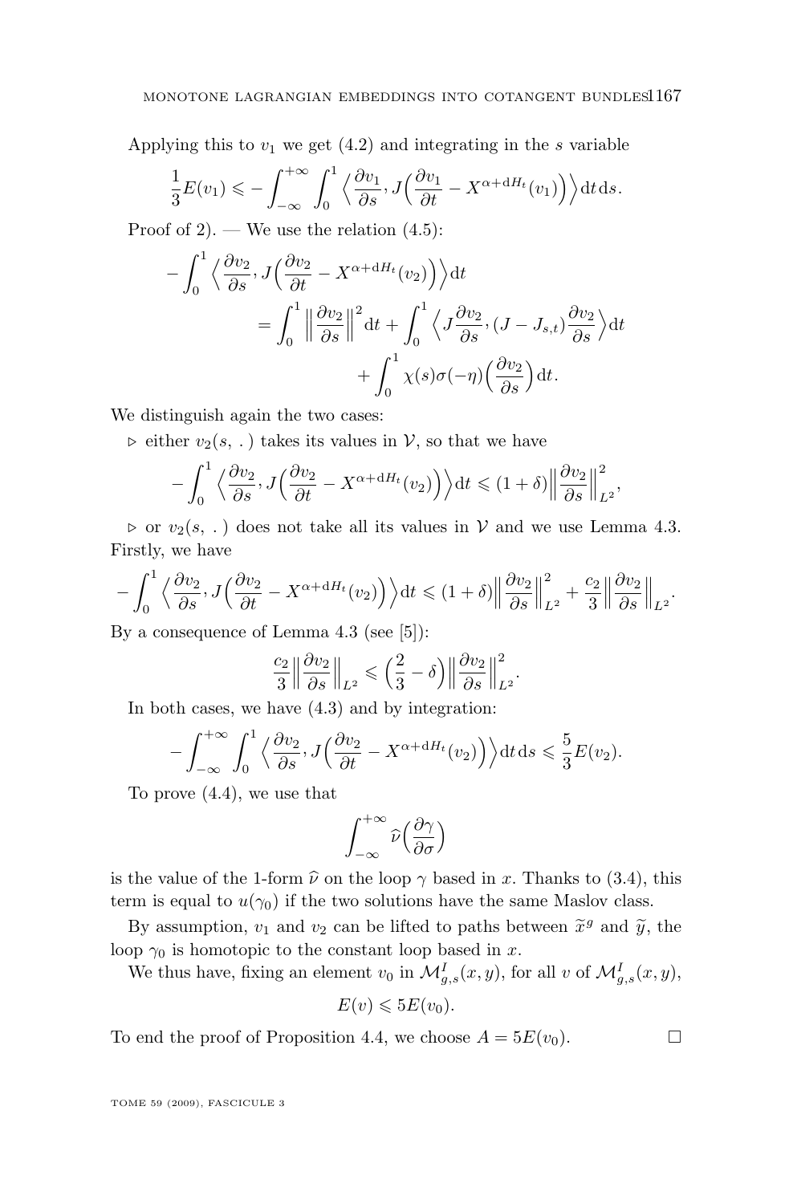Applying this to $v_1$ we get (4.2) and integrating in the $s$ variable

$$\frac{1}{3}E(v_1) \leqslant -\int_{-\infty}^{+\infty}\int_0^1 \Big\langle \frac{\partial v_1}{\partial s}, J\Big(\frac{\partial v_1}{\partial t} - X^{\alpha+\mathrm{d}H_t}(v_1)\Big)\Big\rangle \mathrm{d}t\,\mathrm{d}s.$$

Proof of 2). — We use the relation (4.5):

$$\begin{aligned}
-\int_0^1 \Big\langle \frac{\partial v_2}{\partial s}, J\Big(\frac{\partial v_2}{\partial t} - X^{\alpha+\mathrm{d}H_t}(v_2)\Big)\Big\rangle \mathrm{d}t &\\
= \int_0^1 \Big\| \frac{\partial v_2}{\partial s}\Big\|^2 \mathrm{d}t &+ \int_0^1 \Big\langle J\frac{\partial v_2}{\partial s}, (J - J_{s,t})\frac{\partial v_2}{\partial s}\Big\rangle \mathrm{d}t \\
&+ \int_0^1 \chi(s)\sigma(-\eta)\Big(\frac{\partial v_2}{\partial s}\Big)\mathrm{d}t.
\end{aligned}$$

We distinguish again the two cases:

$\triangleright$ either $v_2(s,\,.\,)$ takes its values in $\mathcal{V}$, so that we have

$$-\int_0^1 \Big\langle \frac{\partial v_2}{\partial s}, J\Big(\frac{\partial v_2}{\partial t} - X^{\alpha+\mathrm{d}H_t}(v_2)\Big)\Big\rangle \mathrm{d}t \leqslant (1+\delta)\Big\|\frac{\partial v_2}{\partial s}\Big\|^2_{L^2},$$

$\triangleright$ or $v_2(s,\,.\,)$ does not take all its values in $\mathcal{V}$ and we use Lemma 4.3. Firstly, we have

$$-\int_0^1 \Big\langle \frac{\partial v_2}{\partial s}, J\Big(\frac{\partial v_2}{\partial t} - X^{\alpha+\mathrm{d}H_t}(v_2)\Big)\Big\rangle \mathrm{d}t \leqslant (1+\delta)\Big\|\frac{\partial v_2}{\partial s}\Big\|^2_{L^2} + \frac{c_2}{3}\Big\|\frac{\partial v_2}{\partial s}\Big\|_{L^2}.$$

By a consequence of Lemma 4.3 (see [5]):

$$\frac{c_2}{3}\Big\|\frac{\partial v_2}{\partial s}\Big\|_{L^2} \leqslant \Big(\frac{2}{3} - \delta\Big)\Big\|\frac{\partial v_2}{\partial s}\Big\|^2_{L^2}.$$

In both cases, we have (4.3) and by integration:

$$-\int_{-\infty}^{+\infty}\int_0^1 \Big\langle \frac{\partial v_2}{\partial s}, J\Big(\frac{\partial v_2}{\partial t} - X^{\alpha+\mathrm{d}H_t}(v_2)\Big)\Big\rangle \mathrm{d}t\,\mathrm{d}s \leqslant \frac{5}{3}E(v_2).$$

To prove (4.4), we use that

$$\int_{-\infty}^{+\infty} \widehat{\nu}\Big(\frac{\partial \gamma}{\partial \sigma}\Big)$$

is the value of the 1-form $\widehat{\nu}$ on the loop $\gamma$ based in $x$. Thanks to (3.4), this term is equal to $u(\gamma_0)$ if the two solutions have the same Maslov class.

By assumption, $v_1$ and $v_2$ can be lifted to paths between $\widetilde{x}^g$ and $\widetilde{y}$, the loop $\gamma_0$ is homotopic to the constant loop based in $x$.

We thus have, fixing an element $v_0$ in $\mathcal{M}^I_{g,s}(x,y)$, for all $v$ of $\mathcal{M}^I_{g,s}(x,y)$,

$$E(v) \leqslant 5E(v_0).$$

To end the proof of Proposition 4.4, we choose $A = 5E(v_0)$. $\square$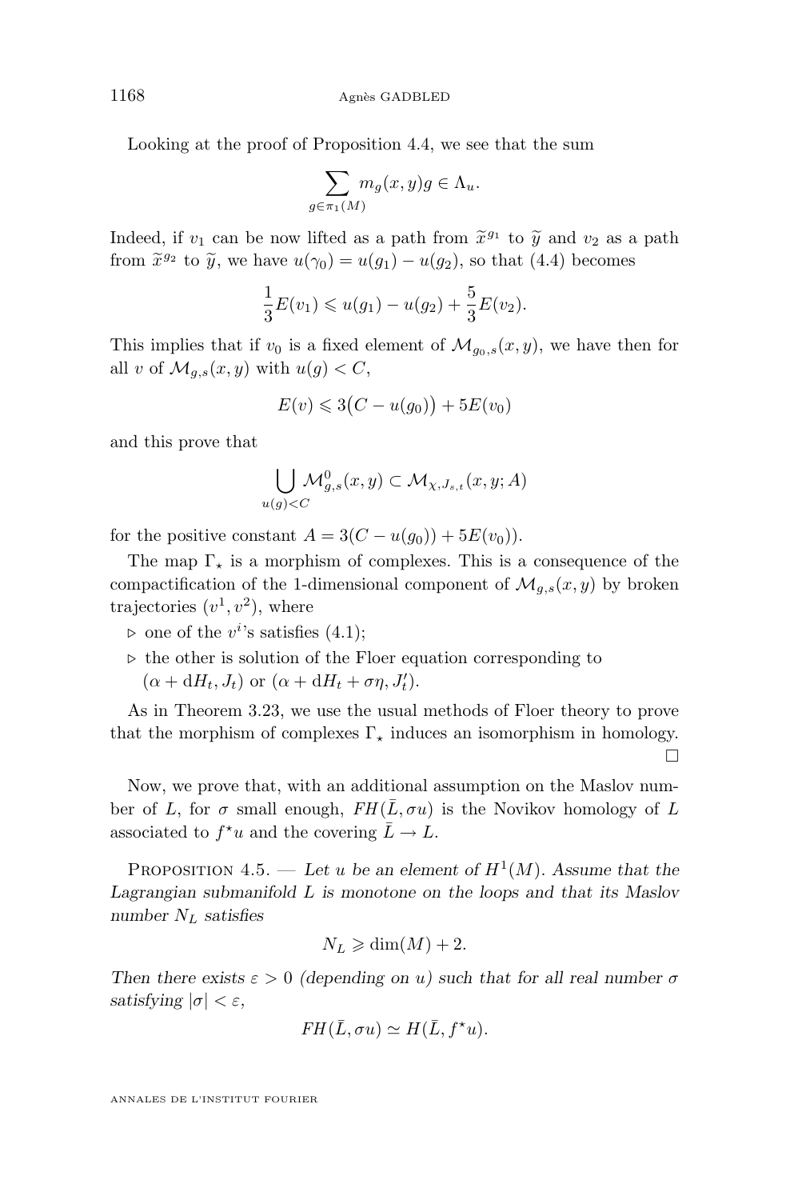Looking at the proof of Proposition 4.4, we see that the sum

$$\sum_{g\in\pi_1(M)} m_g(x,y)g \in \Lambda_u.$$

Indeed, if $v_1$ can be now lifted as a path from $\widetilde{x}^{g_1}$ to $\widetilde{y}$ and $v_2$ as a path from $\widetilde{x}^{g_2}$ to $\widetilde{y}$, we have $u(\gamma_0) = u(g_1) - u(g_2)$, so that (4.4) becomes

$$\frac{1}{3}E(v_1) \leqslant u(g_1) - u(g_2) + \frac{5}{3}E(v_2).$$

This implies that if $v_0$ is a fixed element of $\mathcal{M}_{g_0,s}(x,y)$, we have then for all $v$ of $\mathcal{M}_{g,s}(x,y)$ with $u(g) < C$,

$$E(v) \leqslant 3\big(C - u(g_0)\big) + 5E(v_0)$$

and this prove that

$$\bigcup_{u(g)<C} \mathcal{M}^0_{g,s}(x,y) \subset \mathcal{M}_{\chi,J_{s,t}}(x,y;A)$$

for the positive constant $A = 3(C - u(g_0)) + 5E(v_0))$.

The map $\Gamma_\star$ is a morphism of complexes. This is a consequence of the compactification of the 1-dimensional component of $\mathcal{M}_{g,s}(x,y)$ by broken trajectories $(v^1, v^2)$, where

- ▷ one of the $v^i$'s satisfies (4.1);
- ▷ the other is solution of the Floer equation corresponding to $(\alpha + \mathrm{d}H_t, J_t)$ or $(\alpha + \mathrm{d}H_t + \sigma\eta, J'_t)$.

As in Theorem 3.23, we use the usual methods of Floer theory to prove that the morphism of complexes $\Gamma_\star$ induces an isomorphism in homology. □

Now, we prove that, with an additional assumption on the Maslov number of $L$, for $\sigma$ small enough, $FH(\bar{L}, \sigma u)$ is the Novikov homology of $L$ associated to $f^\star u$ and the covering $\bar{L} \to L$.

Proposition 4.5. — *Let $u$ be an element of $H^1(M)$. Assume that the Lagrangian submanifold $L$ is monotone on the loops and that its Maslov number $N_L$ satisfies*

$$N_L \geqslant \dim(M) + 2.$$

*Then there exists $\varepsilon > 0$ (depending on $u$) such that for all real number $\sigma$ satisfying $|\sigma| < \varepsilon$,*

$$FH(\bar{L}, \sigma u) \simeq H(\bar{L}, f^\star u).$$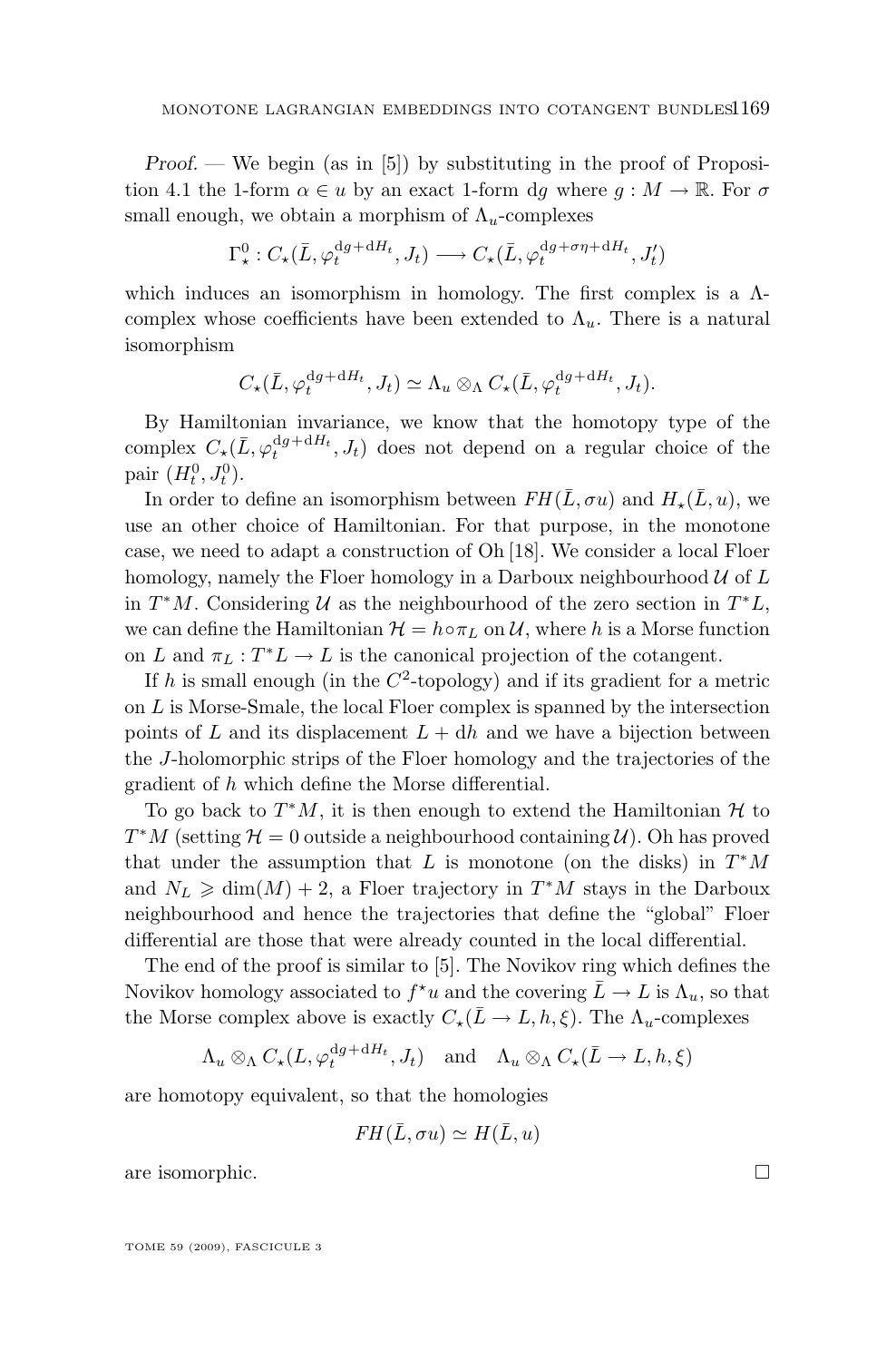*Proof.* — We begin (as in [5]) by substituting in the proof of Proposition 4.1 the 1-form $\alpha \in u$ by an exact 1-form $\mathrm{d}g$ where $g : M \to \mathbb{R}$. For $\sigma$ small enough, we obtain a morphism of $\Lambda_u$-complexes

$$\Gamma^0_\star : C_\star(\bar{L}, \varphi_t^{\mathrm{d}g+\mathrm{d}H_t}, J_t) \longrightarrow C_\star(\bar{L}, \varphi_t^{\mathrm{d}g+\sigma\eta+\mathrm{d}H_t}, J'_t)$$

which induces an isomorphism in homology. The first complex is a $\Lambda$-complex whose coefficients have been extended to $\Lambda_u$. There is a natural isomorphism

$$C_\star(\bar{L}, \varphi_t^{\mathrm{d}g+\mathrm{d}H_t}, J_t) \simeq \Lambda_u \otimes_\Lambda C_\star(\bar{L}, \varphi_t^{\mathrm{d}g+\mathrm{d}H_t}, J_t).$$

By Hamiltonian invariance, we know that the homotopy type of the complex $C_\star(\bar{L}, \varphi_t^{\mathrm{d}g+\mathrm{d}H_t}, J_t)$ does not depend on a regular choice of the pair $(H_t^0, J_t^0)$.

In order to define an isomorphism between $FH(\bar{L}, \sigma u)$ and $H_\star(\bar{L}, u)$, we use an other choice of Hamiltonian. For that purpose, in the monotone case, we need to adapt a construction of Oh [18]. We consider a local Floer homology, namely the Floer homology in a Darboux neighbourhood $\mathcal{U}$ of $L$ in $T^*M$. Considering $\mathcal{U}$ as the neighbourhood of the zero section in $T^*L$, we can define the Hamiltonian $\mathcal{H} = h \circ \pi_L$ on $\mathcal{U}$, where $h$ is a Morse function on $L$ and $\pi_L : T^*L \to L$ is the canonical projection of the cotangent.

If $h$ is small enough (in the $C^2$-topology) and if its gradient for a metric on $L$ is Morse-Smale, the local Floer complex is spanned by the intersection points of $L$ and its displacement $L + \mathrm{d}h$ and we have a bijection between the $J$-holomorphic strips of the Floer homology and the trajectories of the gradient of $h$ which define the Morse differential.

To go back to $T^*M$, it is then enough to extend the Hamiltonian $\mathcal{H}$ to $T^*M$ (setting $\mathcal{H} = 0$ outside a neighbourhood containing $\mathcal{U}$). Oh has proved that under the assumption that $L$ is monotone (on the disks) in $T^*M$ and $N_L \geqslant \dim(M) + 2$, a Floer trajectory in $T^*M$ stays in the Darboux neighbourhood and hence the trajectories that define the "global" Floer differential are those that were already counted in the local differential.

The end of the proof is similar to [5]. The Novikov ring which defines the Novikov homology associated to $f^\star u$ and the covering $\bar{L} \to L$ is $\Lambda_u$, so that the Morse complex above is exactly $C_\star(\bar{L} \to L, h, \xi)$. The $\Lambda_u$-complexes

$$\Lambda_u \otimes_\Lambda C_\star(L, \varphi_t^{\mathrm{d}g+\mathrm{d}H_t}, J_t) \quad \text{and} \quad \Lambda_u \otimes_\Lambda C_\star(\bar{L} \to L, h, \xi)$$

are homotopy equivalent, so that the homologies

$$FH(\bar{L}, \sigma u) \simeq H(\bar{L}, u)$$

are isomorphic. $\square$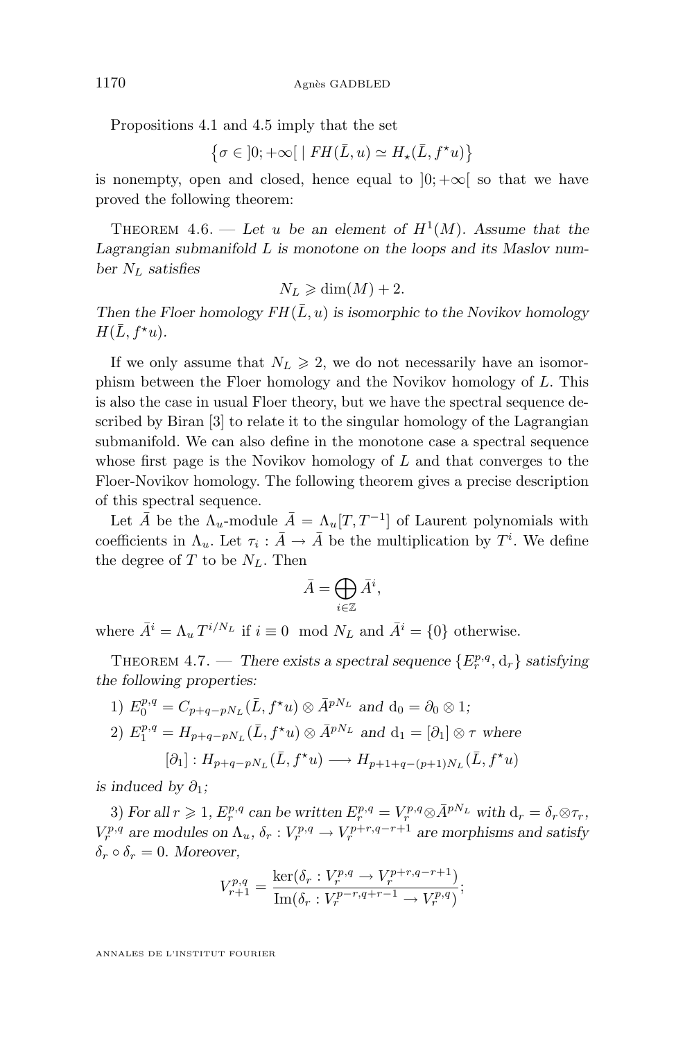Propositions 4.1 and 4.5 imply that the set

$$\left\{\sigma \in ]0;+\infty[ \mid FH(\bar{L},u) \simeq H_\star(\bar{L},f^\star u)\right\}$$

is nonempty, open and closed, hence equal to $]0;+\infty[$ so that we have proved the following theorem:

Theorem 4.6. — *Let $u$ be an element of $H^1(M)$. Assume that the Lagrangian submanifold $L$ is monotone on the loops and its Maslov number $N_L$ satisfies*

$$N_L \geqslant \dim(M) + 2.$$

*Then the Floer homology $FH(\bar{L},u)$ is isomorphic to the Novikov homology $H(\bar{L},f^\star u)$.*

If we only assume that $N_L \geqslant 2$, we do not necessarily have an isomorphism between the Floer homology and the Novikov homology of $L$. This is also the case in usual Floer theory, but we have the spectral sequence described by Biran [3] to relate it to the singular homology of the Lagrangian submanifold. We can also define in the monotone case a spectral sequence whose first page is the Novikov homology of $L$ and that converges to the Floer-Novikov homology. The following theorem gives a precise description of this spectral sequence.

Let $\bar{A}$ be the $\Lambda_u$-module $\bar{A} = \Lambda_u[T,T^{-1}]$ of Laurent polynomials with coefficients in $\Lambda_u$. Let $\tau_i : \bar{A} \to \bar{A}$ be the multiplication by $T^i$. We define the degree of $T$ to be $N_L$. Then

$$\bar{A} = \bigoplus_{i\in\mathbb{Z}} \bar{A}^i,$$

where $\bar{A}^i = \Lambda_u T^{i/N_L}$ if $i \equiv 0 \mod N_L$ and $\bar{A}^i = \{0\}$ otherwise.

Theorem 4.7. — *There exists a spectral sequence $\{E_r^{p,q}, \mathrm{d}_r\}$ satisfying the following properties:*

1) $E_0^{p,q} = C_{p+q-pN_L}(\bar{L},f^\star u) \otimes \bar{A}^{pN_L}$ *and* $\mathrm{d}_0 = \partial_0 \otimes 1$;

2) $E_1^{p,q} = H_{p+q-pN_L}(\bar{L},f^\star u) \otimes \bar{A}^{pN_L}$ *and* $\mathrm{d}_1 = [\partial_1] \otimes \tau$ *where*

$$[\partial_1] : H_{p+q-pN_L}(\bar{L},f^\star u) \longrightarrow H_{p+1+q-(p+1)N_L}(\bar{L},f^\star u)$$

*is induced by $\partial_1$;*

3) *For all $r \geqslant 1$, $E_r^{p,q}$ can be written $E_r^{p,q} = V_r^{p,q} \otimes \bar{A}^{pN_L}$ with $\mathrm{d}_r = \delta_r \otimes \tau_r$, $V_r^{p,q}$ are modules on $\Lambda_u$, $\delta_r : V_r^{p,q} \to V_r^{p+r,q-r+1}$ are morphisms and satisfy $\delta_r \circ \delta_r = 0$. Moreover,*

$$V_{r+1}^{p,q} = \frac{\ker(\delta_r : V_r^{p,q} \to V_r^{p+r,q-r+1})}{\mathrm{Im}(\delta_r : V_r^{p-r,q+r-1} \to V_r^{p,q})};$$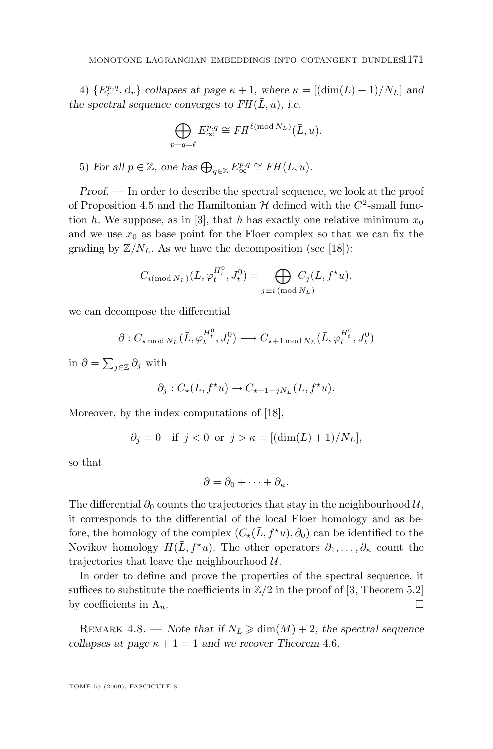4) $\{E_r^{p,q}, \mathrm{d}_r\}$ *collapses at page* $\kappa + 1$*, where* $\kappa = [(\dim(L)+1)/N_L]$ *and the spectral sequence converges to* $FH(\bar{L}, u)$*, i.e.*

$$\bigoplus_{p+q=\ell} E_\infty^{p,q} \cong FH^{\ell (\mathrm{mod}\, N_L)}(\bar{L}, u).$$

5) *For all* $p \in \mathbb{Z}$*, one has* $\bigoplus_{q\in\mathbb{Z}} E_\infty^{p,q} \cong FH(\bar{L}, u)$*.*

*Proof.* — In order to describe the spectral sequence, we look at the proof of Proposition 4.5 and the Hamiltonian $\mathcal{H}$ defined with the $C^2$-small function $h$. We suppose, as in [3], that $h$ has exactly one relative minimum $x_0$ and we use $x_0$ as base point for the Floer complex so that we can fix the grading by $\mathbb{Z}/N_L$. As we have the decomposition (see [18]):

$$C_{i (\mathrm{mod}\, N_L)}(\bar{L}, \varphi_t^{H_t^0}, J_t^0) = \bigoplus_{j \equiv i\, (\mathrm{mod}\, N_L)} C_j(\bar{L}, f^\star u).$$

we can decompose the differential

$$\partial : C_{\star \bmod N_L}(\bar{L}, \varphi_t^{H_t^0}, J_t^0) \longrightarrow C_{\star+1 \bmod N_L}(\bar{L}, \varphi_t^{H_t^0}, J_t^0)$$

in $\partial = \sum_{j\in\mathbb{Z}} \partial_j$ with

$$\partial_j : C_\star(\bar{L}, f^\star u) \to C_{\star+1-jN_L}(\bar{L}, f^\star u).$$

Moreover, by the index computations of [18],

$$\partial_j = 0 \quad \text{if } j < 0 \text{ or } j > \kappa = [(\dim(L)+1)/N_L],$$

so that

$$\partial = \partial_0 + \cdots + \partial_\kappa.$$

The differential $\partial_0$ counts the trajectories that stay in the neighbourhood $\mathcal{U}$, it corresponds to the differential of the local Floer homology and as before, the homology of the complex $(C_\star(\bar{L}, f^\star u), \partial_0)$ can be identified to the Novikov homology $H(\bar{L}, f^\star u)$. The other operators $\partial_1, \ldots, \partial_\kappa$ count the trajectories that leave the neighbourhood $\mathcal{U}$.

In order to define and prove the properties of the spectral sequence, it suffices to substitute the coefficients in $\mathbb{Z}/2$ in the proof of [3, Theorem 5.2] by coefficients in $\Lambda_u$. □

Remark 4.8. — *Note that if* $N_L \geqslant \dim(M) + 2$*, the spectral sequence collapses at page* $\kappa + 1 = 1$ *and we recover Theorem 4.6.*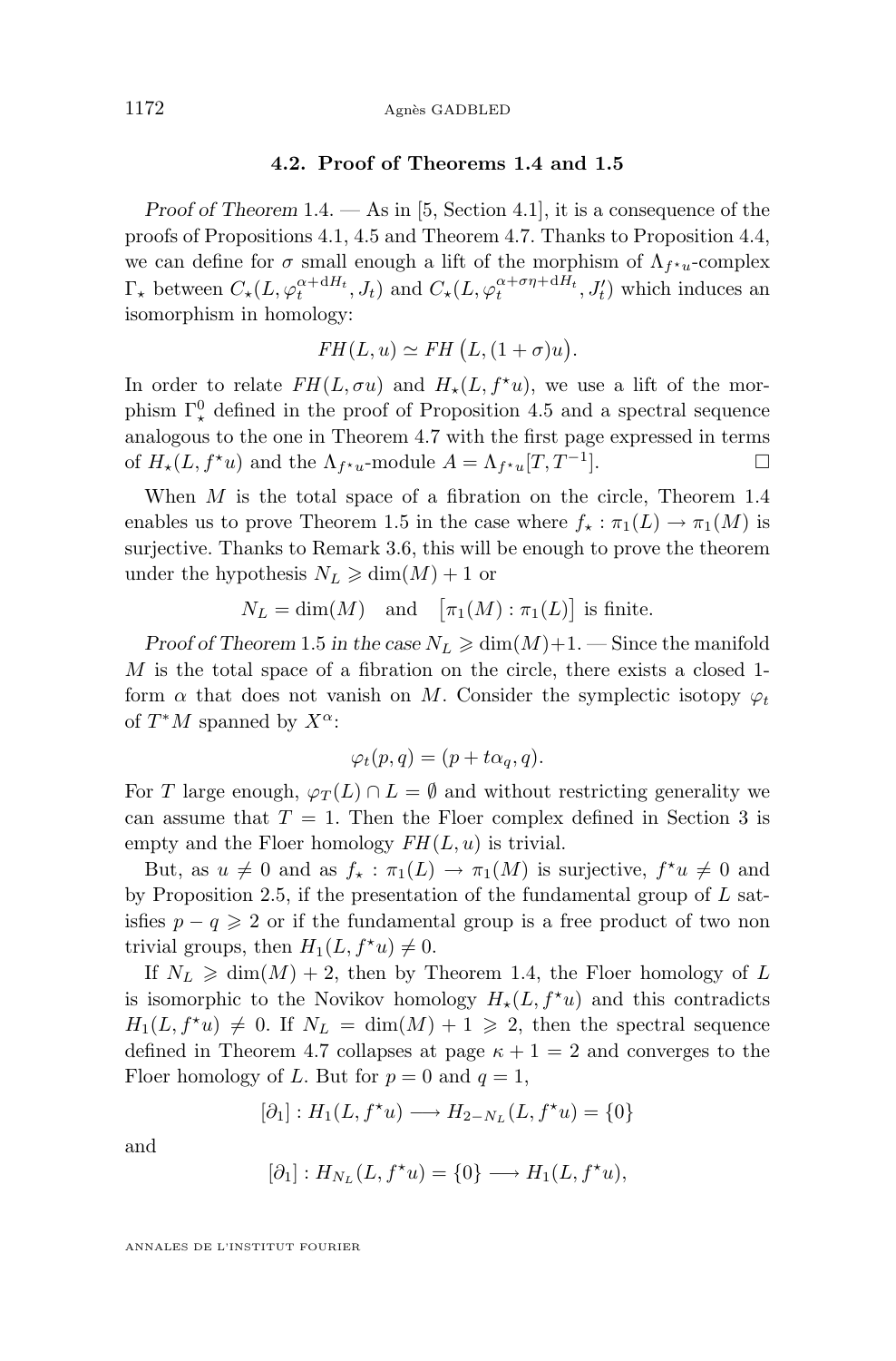### 4.2. Proof of Theorems 1.4 and 1.5

*Proof of Theorem* 1.4. — As in [5, Section 4.1], it is a consequence of the proofs of Propositions 4.1, 4.5 and Theorem 4.7. Thanks to Proposition 4.4, we can define for $\sigma$ small enough a lift of the morphism of $\Lambda_{f^\star u}$-complex $\Gamma_\star$ between $C_\star(L, \varphi_t^{\alpha + \mathrm{d}H_t}, J_t)$ and $C_\star(L, \varphi_t^{\alpha+\sigma\eta+\mathrm{d}H_t}, J'_t)$ which induces an isomorphism in homology:

$$FH(L,u) \simeq FH\big(L,(1+\sigma)u\big).$$

In order to relate $FH(L,\sigma u)$ and $H_\star(L, f^\star u)$, we use a lift of the morphism $\Gamma^0_\star$ defined in the proof of Proposition 4.5 and a spectral sequence analogous to the one in Theorem 4.7 with the first page expressed in terms of $H_\star(L, f^\star u)$ and the $\Lambda_{f^\star u}$-module $A = \Lambda_{f^\star u}[T, T^{-1}]$. □

When $M$ is the total space of a fibration on the circle, Theorem 1.4 enables us to prove Theorem 1.5 in the case where $f_\star : \pi_1(L) \to \pi_1(M)$ is surjective. Thanks to Remark 3.6, this will be enough to prove the theorem under the hypothesis $N_L \geqslant \dim(M) + 1$ or

$$N_L = \dim(M) \quad \text{and} \quad \big[\pi_1(M) : \pi_1(L)\big] \text{ is finite.}$$

*Proof of Theorem* 1.5 *in the case* $N_L \geqslant \dim(M)+1$. — Since the manifold $M$ is the total space of a fibration on the circle, there exists a closed 1-form $\alpha$ that does not vanish on $M$. Consider the symplectic isotopy $\varphi_t$ of $T^*M$ spanned by $X^\alpha$:

$$\varphi_t(p,q) = (p + t\alpha_q, q).$$

For $T$ large enough, $\varphi_T(L) \cap L = \emptyset$ and without restricting generality we can assume that $T = 1$. Then the Floer complex defined in Section 3 is empty and the Floer homology $FH(L,u)$ is trivial.

But, as $u \neq 0$ and as $f_\star : \pi_1(L) \to \pi_1(M)$ is surjective, $f^\star u \neq 0$ and by Proposition 2.5, if the presentation of the fundamental group of $L$ satisfies $p - q \geqslant 2$ or if the fundamental group is a free product of two non trivial groups, then $H_1(L, f^\star u) \neq 0$.

If $N_L \geqslant \dim(M) + 2$, then by Theorem 1.4, the Floer homology of $L$ is isomorphic to the Novikov homology $H_\star(L, f^\star u)$ and this contradicts $H_1(L, f^\star u) \neq 0$. If $N_L = \dim(M) + 1 \geqslant 2$, then the spectral sequence defined in Theorem 4.7 collapses at page $\kappa + 1 = 2$ and converges to the Floer homology of $L$. But for $p = 0$ and $q = 1$,

$$[\partial_1] : H_1(L, f^\star u) \longrightarrow H_{2-N_L}(L, f^\star u) = \{0\}$$

and

$$[\partial_1] : H_{N_L}(L, f^\star u) = \{0\} \longrightarrow H_1(L, f^\star u),$$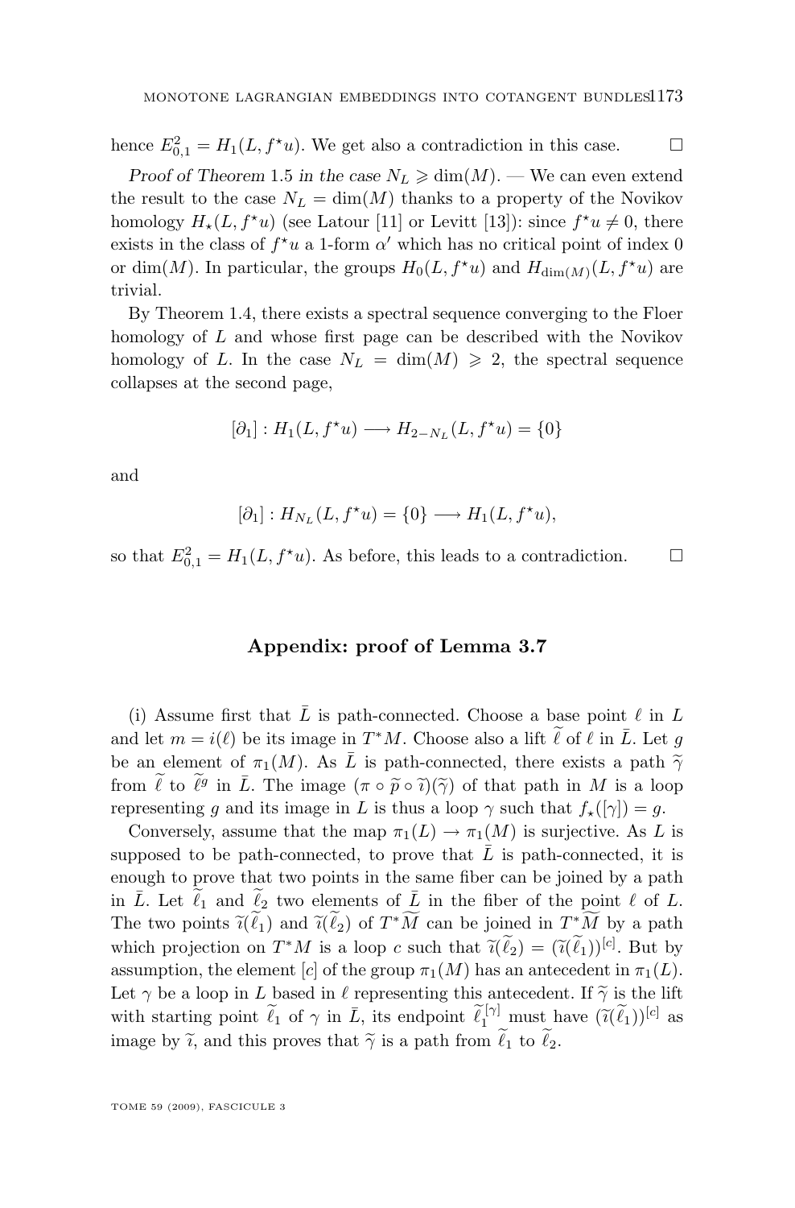hence $E^2_{0,1} = H_1(L, f^\star u)$. We get also a contradiction in this case. $\square$

*Proof of Theorem* 1.5 *in the case* $N_L \geqslant \dim(M)$. — We can even extend the result to the case $N_L = \dim(M)$ thanks to a property of the Novikov homology $H_\star(L, f^\star u)$ (see Latour [11] or Levitt [13]): since $f^\star u \neq 0$, there exists in the class of $f^\star u$ a 1-form $\alpha'$ which has no critical point of index 0 or $\dim(M)$. In particular, the groups $H_0(L, f^\star u)$ and $H_{\dim(M)}(L, f^\star u)$ are trivial.

By Theorem 1.4, there exists a spectral sequence converging to the Floer homology of $L$ and whose first page can be described with the Novikov homology of $L$. In the case $N_L = \dim(M) \geqslant 2$, the spectral sequence collapses at the second page,

$$[\partial_1] : H_1(L, f^\star u) \longrightarrow H_{2-N_L}(L, f^\star u) = \{0\}$$

and

$$[\partial_1] : H_{N_L}(L, f^\star u) = \{0\} \longrightarrow H_1(L, f^\star u),$$

so that $E^2_{0,1} = H_1(L, f^\star u)$. As before, this leads to a contradiction. $\square$

## Appendix: proof of Lemma 3.7

(i) Assume first that $\bar{L}$ is path-connected. Choose a base point $\ell$ in $L$ and let $m = i(\ell)$ be its image in $T^*M$. Choose also a lift $\widetilde{\ell}$ of $\ell$ in $\bar{L}$. Let $g$ be an element of $\pi_1(M)$. As $\bar{L}$ is path-connected, there exists a path $\widetilde{\gamma}$ from $\widetilde{\ell}$ to $\widetilde{\ell}^g$ in $\bar{L}$. The image $(\pi \circ \widetilde{p} \circ \widetilde{\imath})(\widetilde{\gamma})$ of that path in $M$ is a loop representing $g$ and its image in $L$ is thus a loop $\gamma$ such that $f_\star([\gamma]) = g$.

Conversely, assume that the map $\pi_1(L) \to \pi_1(M)$ is surjective. As $L$ is supposed to be path-connected, to prove that $\bar{L}$ is path-connected, it is enough to prove that two points in the same fiber can be joined by a path in $\bar{L}$. Let $\widetilde{\ell}_1$ and $\widetilde{\ell}_2$ two elements of $\bar{L}$ in the fiber of the point $\ell$ of $L$. The two points $\widetilde{\imath}(\widetilde{\ell}_1)$ and $\widetilde{\imath}(\widetilde{\ell}_2)$ of $T^*\widetilde{M}$ can be joined in $T^*\widetilde{M}$ by a path which projection on $T^*M$ is a loop $c$ such that $\widetilde{\imath}(\widetilde{\ell}_2) = (\widetilde{\imath}(\widetilde{\ell}_1))^{[c]}$. But by assumption, the element $[c]$ of the group $\pi_1(M)$ has an antecedent in $\pi_1(L)$. Let $\gamma$ be a loop in $L$ based in $\ell$ representing this antecedent. If $\widetilde{\gamma}$ is the lift with starting point $\widetilde{\ell}_1$ of $\gamma$ in $\bar{L}$, its endpoint $\widetilde{\ell}_1^{[\gamma]}$ must have $(\widetilde{\imath}(\widetilde{\ell}_1))^{[c]}$ as image by $\widetilde{\imath}$, and this proves that $\widetilde{\gamma}$ is a path from $\widetilde{\ell}_1$ to $\widetilde{\ell}_2$.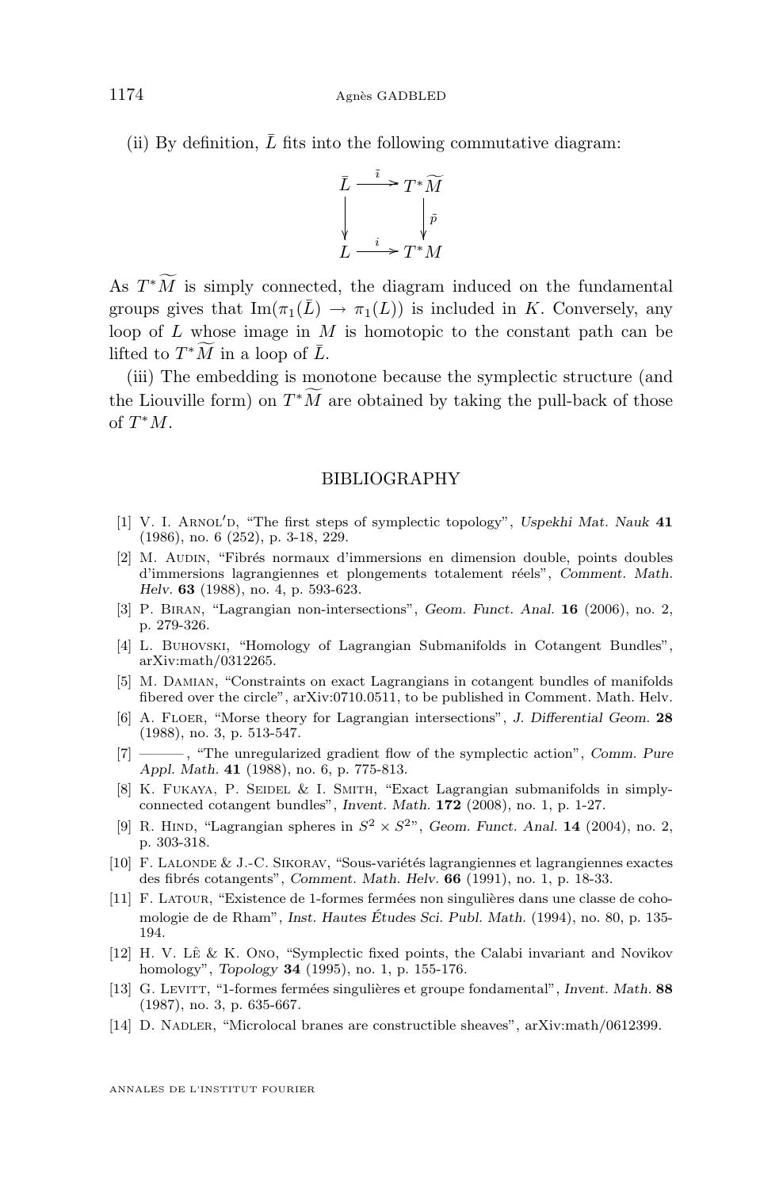(ii) By definition, $\bar{L}$ fits into the following commutative diagram:

$$\begin{array}{ccc} \bar{L} & \xrightarrow{\bar{\imath}} & T^*\widetilde{M} \\ \big\downarrow & & \big\downarrow \tilde{p} \\ L & \xrightarrow{i} & T^*M \end{array}$$

As $T^*\widetilde{M}$ is simply connected, the diagram induced on the fundamental groups gives that $\mathrm{Im}(\pi_1(\bar{L}) \to \pi_1(L))$ is included in $K$. Conversely, any loop of $L$ whose image in $M$ is homotopic to the constant path can be lifted to $T^*\widetilde{M}$ in a loop of $\bar{L}$.

(iii) The embedding is monotone because the symplectic structure (and the Liouville form) on $T^*\widetilde{M}$ are obtained by taking the pull-back of those of $T^*M$.

## BIBLIOGRAPHY

[1] V. I. Arnol′d, "The first steps of symplectic topology", *Uspekhi Mat. Nauk* **41** (1986), no. 6 (252), p. 3-18, 229.

[2] M. Audin, "Fibrés normaux d'immersions en dimension double, points doubles d'immersions lagrangiennes et plongements totalement réels", *Comment. Math. Helv.* **63** (1988), no. 4, p. 593-623.

[3] P. Biran, "Lagrangian non-intersections", *Geom. Funct. Anal.* **16** (2006), no. 2, p. 279-326.

[4] L. Buhovski, "Homology of Lagrangian Submanifolds in Cotangent Bundles", arXiv:math/0312265.

[5] M. Damian, "Constraints on exact Lagrangians in cotangent bundles of manifolds fibered over the circle", arXiv:0710.0511, to be published in Comment. Math. Helv.

[6] A. Floer, "Morse theory for Lagrangian intersections", *J. Differential Geom.* **28** (1988), no. 3, p. 513-547.

[7] ———, "The unregularized gradient flow of the symplectic action", *Comm. Pure Appl. Math.* **41** (1988), no. 6, p. 775-813.

[8] K. Fukaya, P. Seidel & I. Smith, "Exact Lagrangian submanifolds in simply-connected cotangent bundles", *Invent. Math.* **172** (2008), no. 1, p. 1-27.

[9] R. Hind, "Lagrangian spheres in $S^2 \times S^2$", *Geom. Funct. Anal.* **14** (2004), no. 2, p. 303-318.

[10] F. Lalonde & J.-C. Sikorav, "Sous-variétés lagrangiennes et lagrangiennes exactes des fibrés cotangents", *Comment. Math. Helv.* **66** (1991), no. 1, p. 18-33.

[11] F. Latour, "Existence de 1-formes fermées non singulières dans une classe de cohomologie de de Rham", *Inst. Hautes Études Sci. Publ. Math.* (1994), no. 80, p. 135-194.

[12] H. V. Lê & K. Ono, "Symplectic fixed points, the Calabi invariant and Novikov homology", *Topology* **34** (1995), no. 1, p. 155-176.

[13] G. Levitt, "1-formes fermées singulières et groupe fondamental", *Invent. Math.* **88** (1987), no. 3, p. 635-667.

[14] D. Nadler, "Microlocal branes are constructible sheaves", arXiv:math/0612399.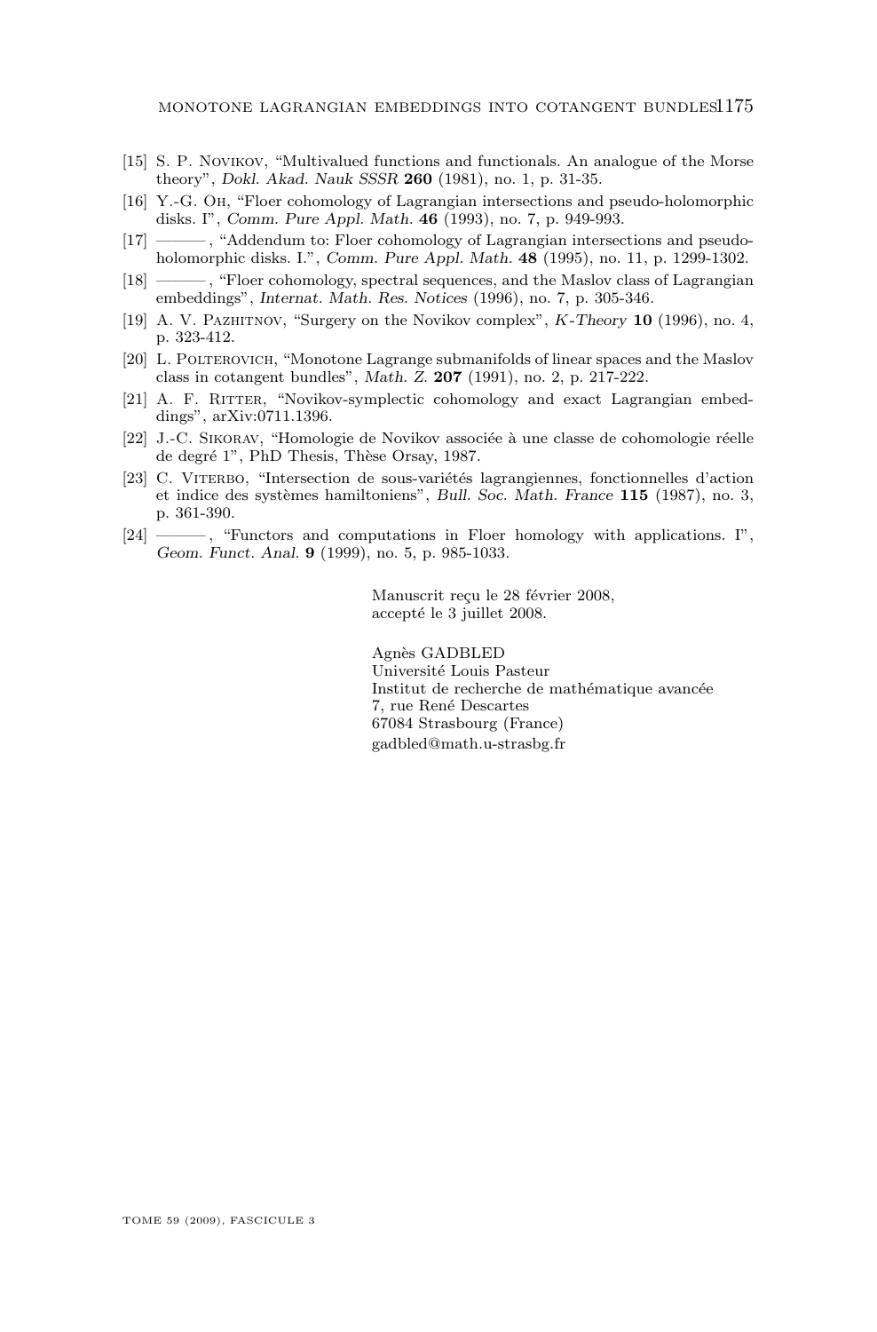[15] S. P. Novikov, "Multivalued functions and functionals. An analogue of the Morse theory", *Dokl. Akad. Nauk SSSR* **260** (1981), no. 1, p. 31-35.

[16] Y.-G. Oh, "Floer cohomology of Lagrangian intersections and pseudo-holomorphic disks. I", *Comm. Pure Appl. Math.* **46** (1993), no. 7, p. 949-993.

[17] ———, "Addendum to: Floer cohomology of Lagrangian intersections and pseudo-holomorphic disks. I.", *Comm. Pure Appl. Math.* **48** (1995), no. 11, p. 1299-1302.

[18] ———, "Floer cohomology, spectral sequences, and the Maslov class of Lagrangian embeddings", *Internat. Math. Res. Notices* (1996), no. 7, p. 305-346.

[19] A. V. Pazhitnov, "Surgery on the Novikov complex", *K-Theory* **10** (1996), no. 4, p. 323-412.

[20] L. Polterovich, "Monotone Lagrange submanifolds of linear spaces and the Maslov class in cotangent bundles", *Math. Z.* **207** (1991), no. 2, p. 217-222.

[21] A. F. Ritter, "Novikov-symplectic cohomology and exact Lagrangian embeddings", arXiv:0711.1396.

[22] J.-C. Sikorav, "Homologie de Novikov associée à une classe de cohomologie réelle de degré 1", PhD Thesis, Thèse Orsay, 1987.

[23] C. Viterbo, "Intersection de sous-variétés lagrangiennes, fonctionnelles d'action et indice des systèmes hamiltoniens", *Bull. Soc. Math. France* **115** (1987), no. 3, p. 361-390.

[24] ———, "Functors and computations in Floer homology with applications. I", *Geom. Funct. Anal.* **9** (1999), no. 5, p. 985-1033.

Manuscrit reçu le 28 février 2008,
accepté le 3 juillet 2008.

Agnès GADBLED
Université Louis Pasteur
Institut de recherche de mathématique avancée
7, rue René Descartes
67084 Strasbourg (France)
gadbled@math.u-strasbg.fr